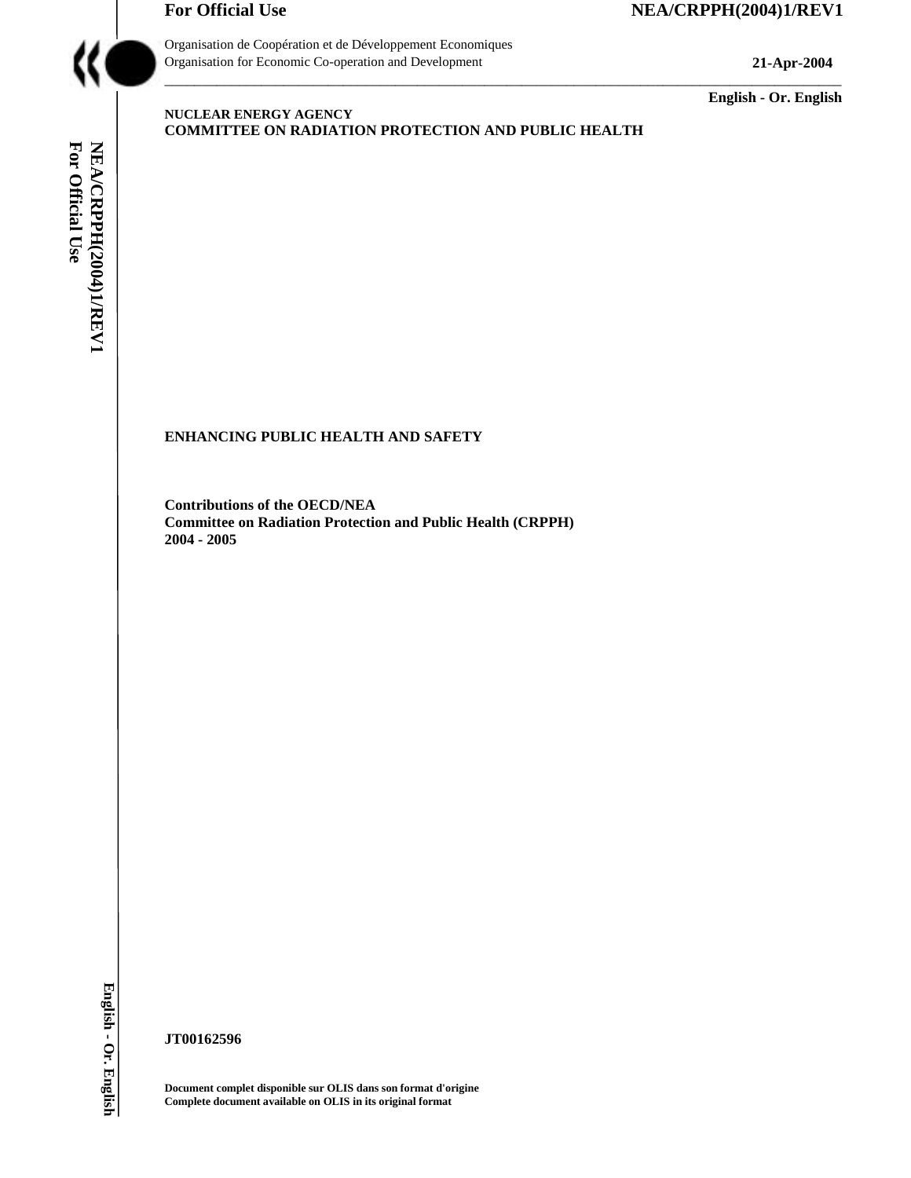**For Official Use** **NEA/CRPPH(2004)1/REV1**

Organisation de Coopération et de Développement Economiques
Organisation for Economic Co-operation and Development **21-Apr-2004**

**English - Or. English**

**NUCLEAR ENERGY AGENCY**
**COMMITTEE ON RADIATION PROTECTION AND PUBLIC HEALTH**

# ENHANCING PUBLIC HEALTH AND SAFETY

**Contributions of the OECD/NEA**
**Committee on Radiation Protection and Public Health (CRPPH)**
**2004 - 2005**

**JT00162596**

**Document complet disponible sur OLIS dans son format d'origine**
**Complete document available on OLIS in its original format**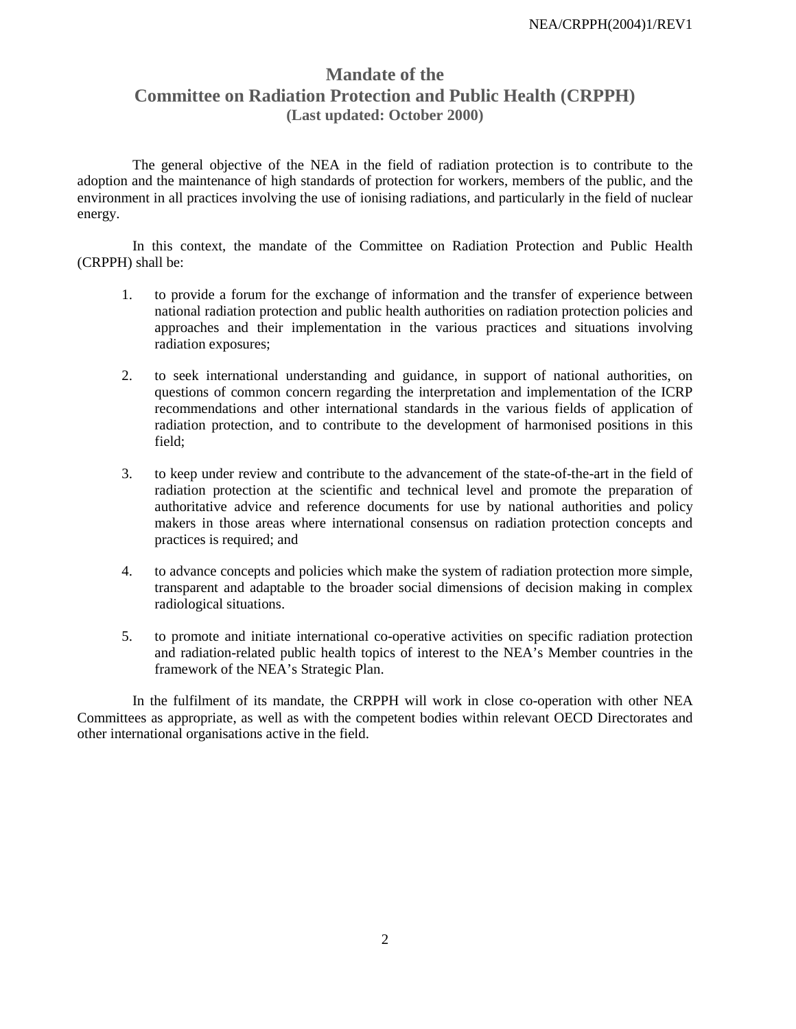# Mandate of the Committee on Radiation Protection and Public Health (CRPPH)

**(Last updated: October 2000)**

The general objective of the NEA in the field of radiation protection is to contribute to the adoption and the maintenance of high standards of protection for workers, members of the public, and the environment in all practices involving the use of ionising radiations, and particularly in the field of nuclear energy.

In this context, the mandate of the Committee on Radiation Protection and Public Health (CRPPH) shall be:

1. to provide a forum for the exchange of information and the transfer of experience between national radiation protection and public health authorities on radiation protection policies and approaches and their implementation in the various practices and situations involving radiation exposures;

2. to seek international understanding and guidance, in support of national authorities, on questions of common concern regarding the interpretation and implementation of the ICRP recommendations and other international standards in the various fields of application of radiation protection, and to contribute to the development of harmonised positions in this field;

3. to keep under review and contribute to the advancement of the state-of-the-art in the field of radiation protection at the scientific and technical level and promote the preparation of authoritative advice and reference documents for use by national authorities and policy makers in those areas where international consensus on radiation protection concepts and practices is required; and

4. to advance concepts and policies which make the system of radiation protection more simple, transparent and adaptable to the broader social dimensions of decision making in complex radiological situations.

5. to promote and initiate international co-operative activities on specific radiation protection and radiation-related public health topics of interest to the NEA's Member countries in the framework of the NEA's Strategic Plan.

In the fulfilment of its mandate, the CRPPH will work in close co-operation with other NEA Committees as appropriate, as well as with the competent bodies within relevant OECD Directorates and other international organisations active in the field.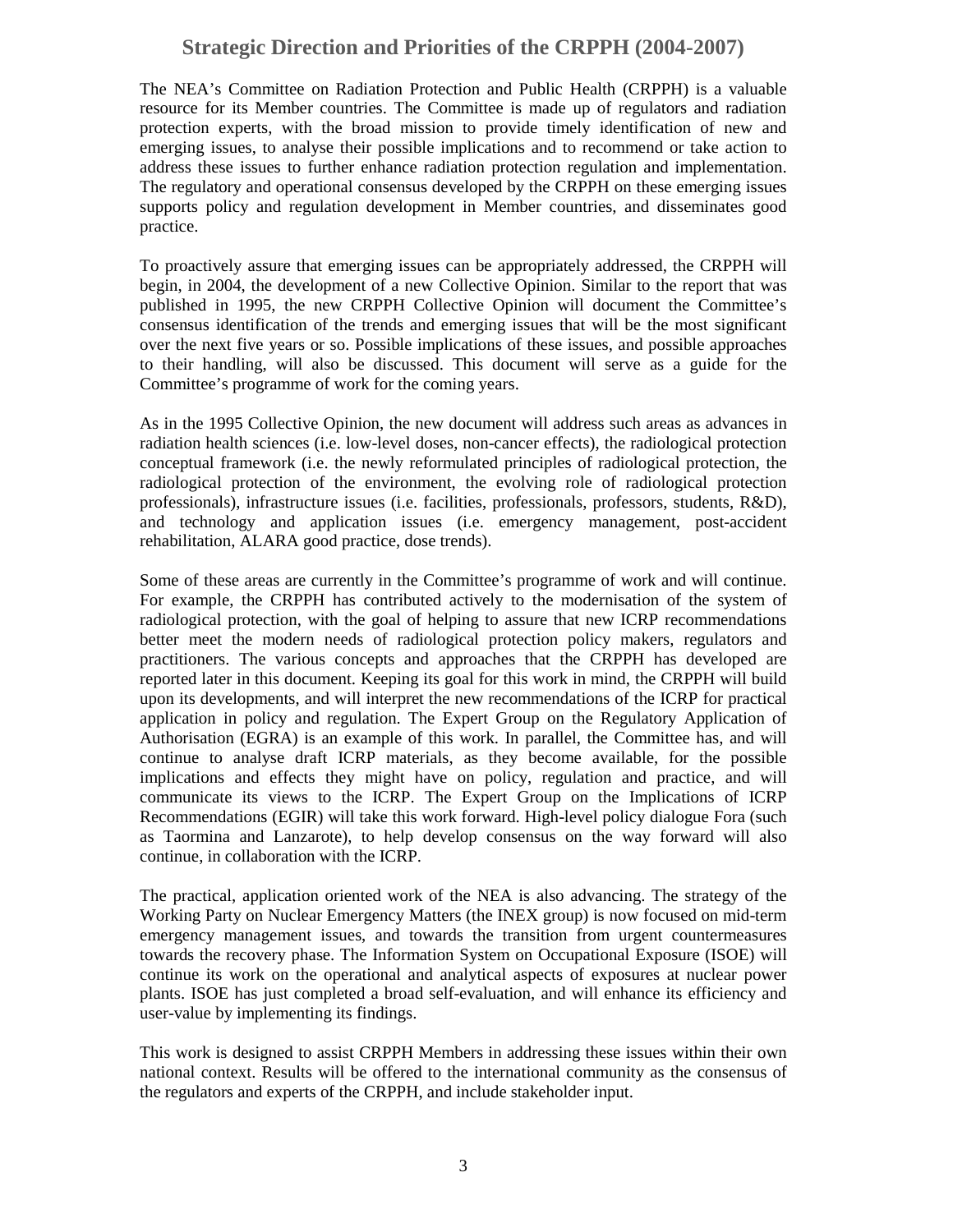# Strategic Direction and Priorities of the CRPPH (2004-2007)

The NEA's Committee on Radiation Protection and Public Health (CRPPH) is a valuable resource for its Member countries. The Committee is made up of regulators and radiation protection experts, with the broad mission to provide timely identification of new and emerging issues, to analyse their possible implications and to recommend or take action to address these issues to further enhance radiation protection regulation and implementation. The regulatory and operational consensus developed by the CRPPH on these emerging issues supports policy and regulation development in Member countries, and disseminates good practice.

To proactively assure that emerging issues can be appropriately addressed, the CRPPH will begin, in 2004, the development of a new Collective Opinion. Similar to the report that was published in 1995, the new CRPPH Collective Opinion will document the Committee's consensus identification of the trends and emerging issues that will be the most significant over the next five years or so. Possible implications of these issues, and possible approaches to their handling, will also be discussed. This document will serve as a guide for the Committee's programme of work for the coming years.

As in the 1995 Collective Opinion, the new document will address such areas as advances in radiation health sciences (i.e. low-level doses, non-cancer effects), the radiological protection conceptual framework (i.e. the newly reformulated principles of radiological protection, the radiological protection of the environment, the evolving role of radiological protection professionals), infrastructure issues (i.e. facilities, professionals, professors, students, R&D), and technology and application issues (i.e. emergency management, post-accident rehabilitation, ALARA good practice, dose trends).

Some of these areas are currently in the Committee's programme of work and will continue. For example, the CRPPH has contributed actively to the modernisation of the system of radiological protection, with the goal of helping to assure that new ICRP recommendations better meet the modern needs of radiological protection policy makers, regulators and practitioners. The various concepts and approaches that the CRPPH has developed are reported later in this document. Keeping its goal for this work in mind, the CRPPH will build upon its developments, and will interpret the new recommendations of the ICRP for practical application in policy and regulation. The Expert Group on the Regulatory Application of Authorisation (EGRA) is an example of this work. In parallel, the Committee has, and will continue to analyse draft ICRP materials, as they become available, for the possible implications and effects they might have on policy, regulation and practice, and will communicate its views to the ICRP. The Expert Group on the Implications of ICRP Recommendations (EGIR) will take this work forward. High-level policy dialogue Fora (such as Taormina and Lanzarote), to help develop consensus on the way forward will also continue, in collaboration with the ICRP.

The practical, application oriented work of the NEA is also advancing. The strategy of the Working Party on Nuclear Emergency Matters (the INEX group) is now focused on mid-term emergency management issues, and towards the transition from urgent countermeasures towards the recovery phase. The Information System on Occupational Exposure (ISOE) will continue its work on the operational and analytical aspects of exposures at nuclear power plants. ISOE has just completed a broad self-evaluation, and will enhance its efficiency and user-value by implementing its findings.

This work is designed to assist CRPPH Members in addressing these issues within their own national context. Results will be offered to the international community as the consensus of the regulators and experts of the CRPPH, and include stakeholder input.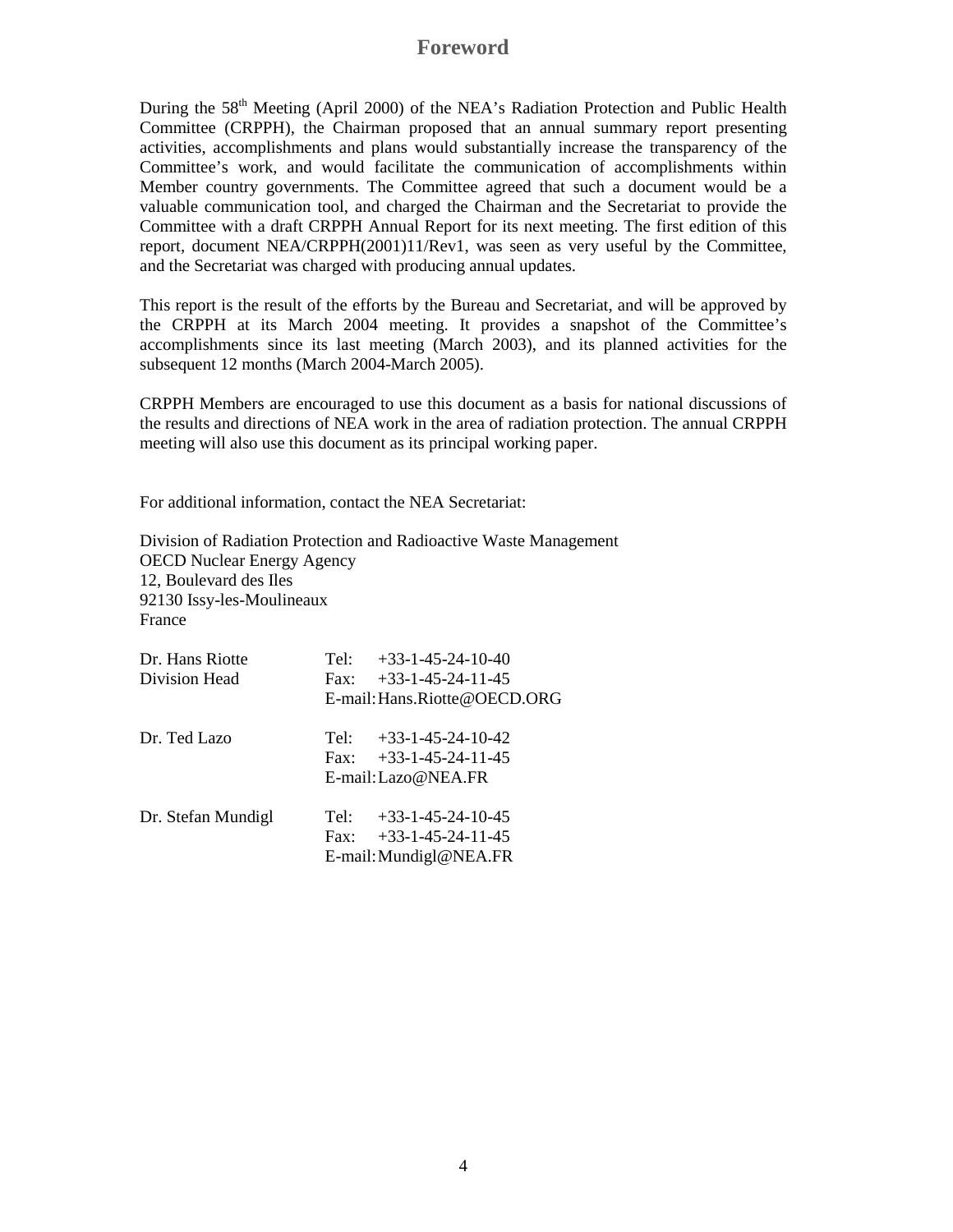# Foreword

During the 58th Meeting (April 2000) of the NEA's Radiation Protection and Public Health Committee (CRPPH), the Chairman proposed that an annual summary report presenting activities, accomplishments and plans would substantially increase the transparency of the Committee's work, and would facilitate the communication of accomplishments within Member country governments. The Committee agreed that such a document would be a valuable communication tool, and charged the Chairman and the Secretariat to provide the Committee with a draft CRPPH Annual Report for its next meeting. The first edition of this report, document NEA/CRPPH(2001)11/Rev1, was seen as very useful by the Committee, and the Secretariat was charged with producing annual updates.

This report is the result of the efforts by the Bureau and Secretariat, and will be approved by the CRPPH at its March 2004 meeting. It provides a snapshot of the Committee's accomplishments since its last meeting (March 2003), and its planned activities for the subsequent 12 months (March 2004-March 2005).

CRPPH Members are encouraged to use this document as a basis for national discussions of the results and directions of NEA work in the area of radiation protection. The annual CRPPH meeting will also use this document as its principal working paper.

For additional information, contact the NEA Secretariat:

Division of Radiation Protection and Radioactive Waste Management
OECD Nuclear Energy Agency
12, Boulevard des Iles
92130 Issy-les-Moulineaux
France

| | |
|---|---|
| Dr. Hans Riotte<br>Division Head | Tel: +33-1-45-24-10-40<br>Fax: +33-1-45-24-11-45<br>E-mail: Hans.Riotte@OECD.ORG |
| Dr. Ted Lazo | Tel: +33-1-45-24-10-42<br>Fax: +33-1-45-24-11-45<br>E-mail: Lazo@NEA.FR |
| Dr. Stefan Mundigl | Tel: +33-1-45-24-10-45<br>Fax: +33-1-45-24-11-45<br>E-mail: Mundigl@NEA.FR |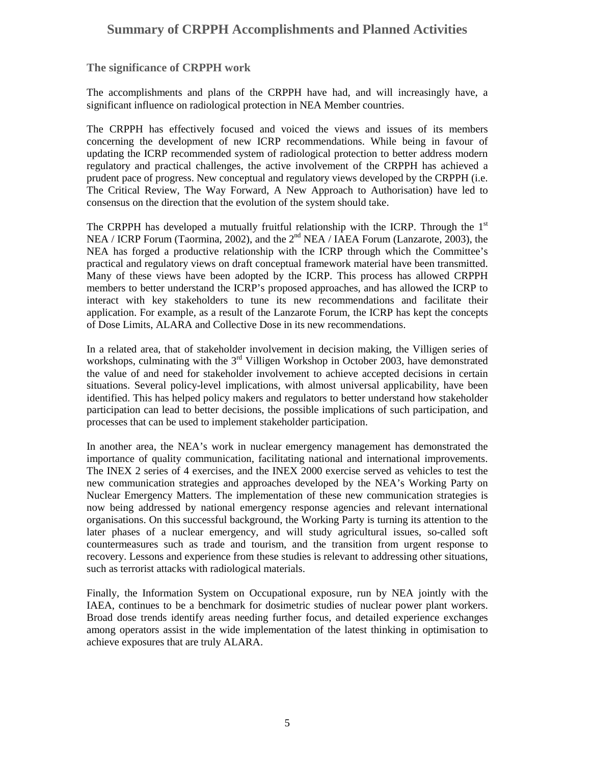# Summary of CRPPH Accomplishments and Planned Activities

## The significance of CRPPH work

The accomplishments and plans of the CRPPH have had, and will increasingly have, a significant influence on radiological protection in NEA Member countries.

The CRPPH has effectively focused and voiced the views and issues of its members concerning the development of new ICRP recommendations. While being in favour of updating the ICRP recommended system of radiological protection to better address modern regulatory and practical challenges, the active involvement of the CRPPH has achieved a prudent pace of progress. New conceptual and regulatory views developed by the CRPPH (i.e. The Critical Review, The Way Forward, A New Approach to Authorisation) have led to consensus on the direction that the evolution of the system should take.

The CRPPH has developed a mutually fruitful relationship with the ICRP. Through the 1st NEA / ICRP Forum (Taormina, 2002), and the 2nd NEA / IAEA Forum (Lanzarote, 2003), the NEA has forged a productive relationship with the ICRP through which the Committee's practical and regulatory views on draft conceptual framework material have been transmitted. Many of these views have been adopted by the ICRP. This process has allowed CRPPH members to better understand the ICRP's proposed approaches, and has allowed the ICRP to interact with key stakeholders to tune its new recommendations and facilitate their application. For example, as a result of the Lanzarote Forum, the ICRP has kept the concepts of Dose Limits, ALARA and Collective Dose in its new recommendations.

In a related area, that of stakeholder involvement in decision making, the Villigen series of workshops, culminating with the 3rd Villigen Workshop in October 2003, have demonstrated the value of and need for stakeholder involvement to achieve accepted decisions in certain situations. Several policy-level implications, with almost universal applicability, have been identified. This has helped policy makers and regulators to better understand how stakeholder participation can lead to better decisions, the possible implications of such participation, and processes that can be used to implement stakeholder participation.

In another area, the NEA's work in nuclear emergency management has demonstrated the importance of quality communication, facilitating national and international improvements. The INEX 2 series of 4 exercises, and the INEX 2000 exercise served as vehicles to test the new communication strategies and approaches developed by the NEA's Working Party on Nuclear Emergency Matters. The implementation of these new communication strategies is now being addressed by national emergency response agencies and relevant international organisations. On this successful background, the Working Party is turning its attention to the later phases of a nuclear emergency, and will study agricultural issues, so-called soft countermeasures such as trade and tourism, and the transition from urgent response to recovery. Lessons and experience from these studies is relevant to addressing other situations, such as terrorist attacks with radiological materials.

Finally, the Information System on Occupational exposure, run by NEA jointly with the IAEA, continues to be a benchmark for dosimetric studies of nuclear power plant workers. Broad dose trends identify areas needing further focus, and detailed experience exchanges among operators assist in the wide implementation of the latest thinking in optimisation to achieve exposures that are truly ALARA.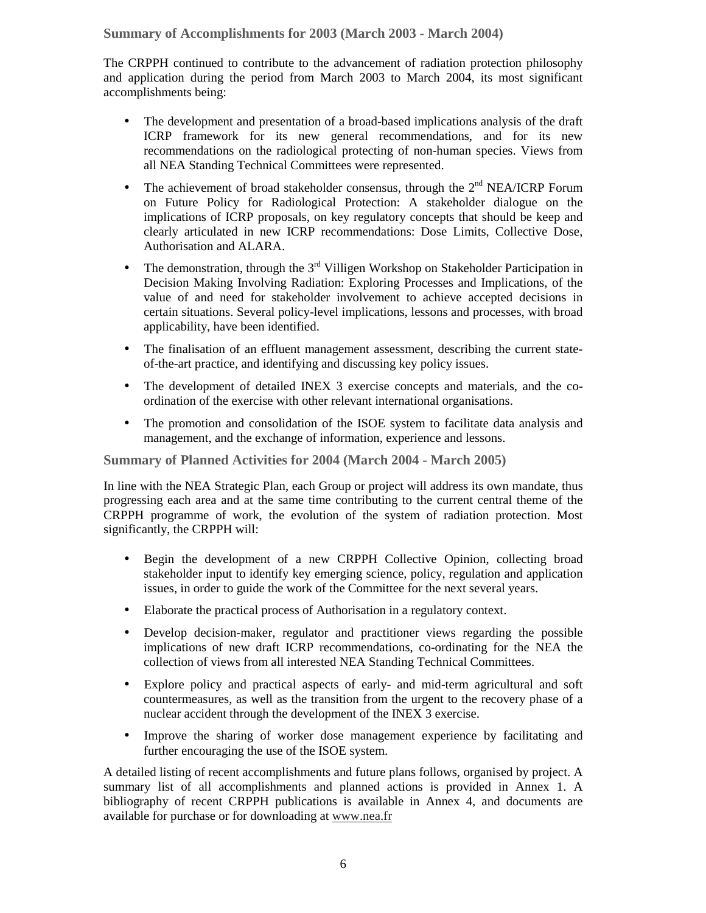## Summary of Accomplishments for 2003 (March 2003 - March 2004)

The CRPPH continued to contribute to the advancement of radiation protection philosophy and application during the period from March 2003 to March 2004, its most significant accomplishments being:

- The development and presentation of a broad-based implications analysis of the draft ICRP framework for its new general recommendations, and for its new recommendations on the radiological protecting of non-human species. Views from all NEA Standing Technical Committees were represented.
- The achievement of broad stakeholder consensus, through the 2nd NEA/ICRP Forum on Future Policy for Radiological Protection: A stakeholder dialogue on the implications of ICRP proposals, on key regulatory concepts that should be keep and clearly articulated in new ICRP recommendations: Dose Limits, Collective Dose, Authorisation and ALARA.
- The demonstration, through the 3rd Villigen Workshop on Stakeholder Participation in Decision Making Involving Radiation: Exploring Processes and Implications, of the value of and need for stakeholder involvement to achieve accepted decisions in certain situations. Several policy-level implications, lessons and processes, with broad applicability, have been identified.
- The finalisation of an effluent management assessment, describing the current state-of-the-art practice, and identifying and discussing key policy issues.
- The development of detailed INEX 3 exercise concepts and materials, and the co-ordination of the exercise with other relevant international organisations.
- The promotion and consolidation of the ISOE system to facilitate data analysis and management, and the exchange of information, experience and lessons.

## Summary of Planned Activities for 2004 (March 2004 - March 2005)

In line with the NEA Strategic Plan, each Group or project will address its own mandate, thus progressing each area and at the same time contributing to the current central theme of the CRPPH programme of work, the evolution of the system of radiation protection. Most significantly, the CRPPH will:

- Begin the development of a new CRPPH Collective Opinion, collecting broad stakeholder input to identify key emerging science, policy, regulation and application issues, in order to guide the work of the Committee for the next several years.
- Elaborate the practical process of Authorisation in a regulatory context.
- Develop decision-maker, regulator and practitioner views regarding the possible implications of new draft ICRP recommendations, co-ordinating for the NEA the collection of views from all interested NEA Standing Technical Committees.
- Explore policy and practical aspects of early- and mid-term agricultural and soft countermeasures, as well as the transition from the urgent to the recovery phase of a nuclear accident through the development of the INEX 3 exercise.
- Improve the sharing of worker dose management experience by facilitating and further encouraging the use of the ISOE system.

A detailed listing of recent accomplishments and future plans follows, organised by project. A summary list of all accomplishments and planned actions is provided in Annex 1. A bibliography of recent CRPPH publications is available in Annex 4, and documents are available for purchase or for downloading at www.nea.fr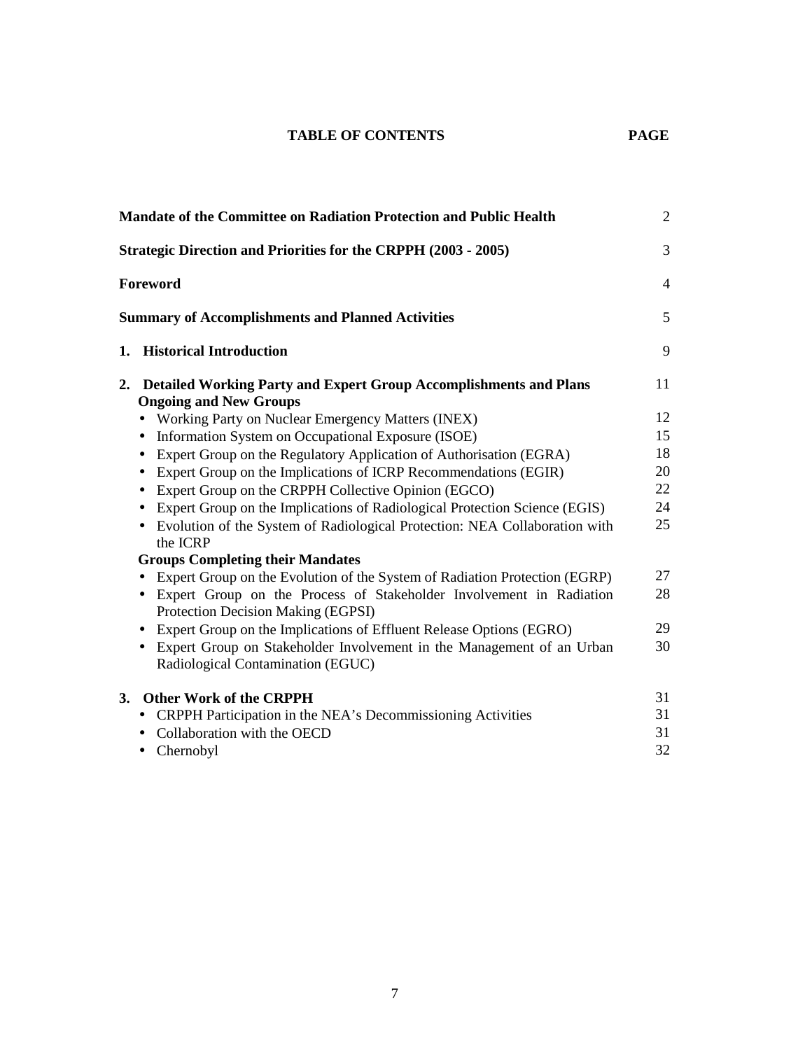# TABLE OF CONTENTS

| | PAGE |
|---|---|
| **Mandate of the Committee on Radiation Protection and Public Health** | 2 |
| **Strategic Direction and Priorities for the CRPPH (2003 - 2005)** | 3 |
| **Foreword** | 4 |
| **Summary of Accomplishments and Planned Activities** | 5 |
| **1. Historical Introduction** | 9 |
| **2. Detailed Working Party and Expert Group Accomplishments and Plans** | 11 |
| **Ongoing and New Groups** | |
| • Working Party on Nuclear Emergency Matters (INEX) | 12 |
| • Information System on Occupational Exposure (ISOE) | 15 |
| • Expert Group on the Regulatory Application of Authorisation (EGRA) | 18 |
| • Expert Group on the Implications of ICRP Recommendations (EGIR) | 20 |
| • Expert Group on the CRPPH Collective Opinion (EGCO) | 22 |
| • Expert Group on the Implications of Radiological Protection Science (EGIS) | 24 |
| • Evolution of the System of Radiological Protection: NEA Collaboration with the ICRP | 25 |
| **Groups Completing their Mandates** | |
| • Expert Group on the Evolution of the System of Radiation Protection (EGRP) | 27 |
| • Expert Group on the Process of Stakeholder Involvement in Radiation Protection Decision Making (EGPSI) | 28 |
| • Expert Group on the Implications of Effluent Release Options (EGRO) | 29 |
| • Expert Group on Stakeholder Involvement in the Management of an Urban Radiological Contamination (EGUC) | 30 |
| **3. Other Work of the CRPPH** | 31 |
| • CRPPH Participation in the NEA's Decommissioning Activities | 31 |
| • Collaboration with the OECD | 31 |
| • Chernobyl | 32 |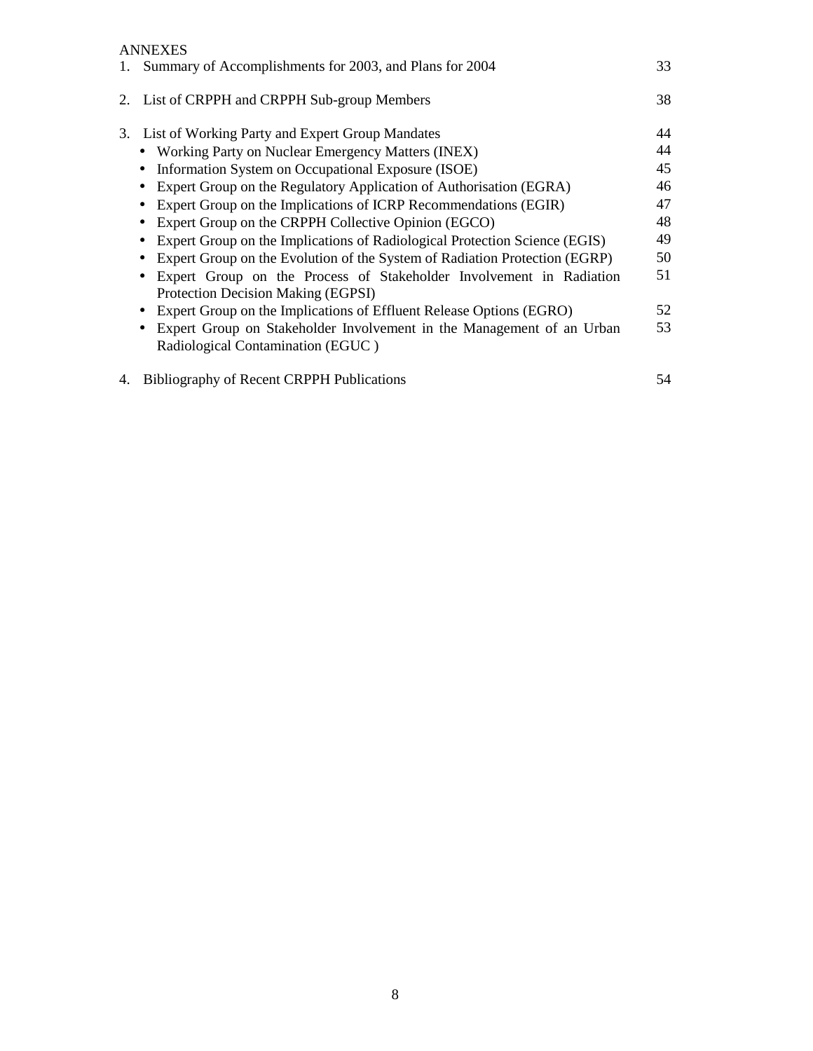ANNEXES

1. Summary of Accomplishments for 2003, and Plans for 2004 33

2. List of CRPPH and CRPPH Sub-group Members 38

3. List of Working Party and Expert Group Mandates 44
   - Working Party on Nuclear Emergency Matters (INEX) 44
   - Information System on Occupational Exposure (ISOE) 45
   - Expert Group on the Regulatory Application of Authorisation (EGRA) 46
   - Expert Group on the Implications of ICRP Recommendations (EGIR) 47
   - Expert Group on the CRPPH Collective Opinion (EGCO) 48
   - Expert Group on the Implications of Radiological Protection Science (EGIS) 49
   - Expert Group on the Evolution of the System of Radiation Protection (EGRP) 50
   - Expert Group on the Process of Stakeholder Involvement in Radiation Protection Decision Making (EGPSI) 51
   - Expert Group on the Implications of Effluent Release Options (EGRO) 52
   - Expert Group on Stakeholder Involvement in the Management of an Urban Radiological Contamination (EGUC ) 53

4. Bibliography of Recent CRPPH Publications 54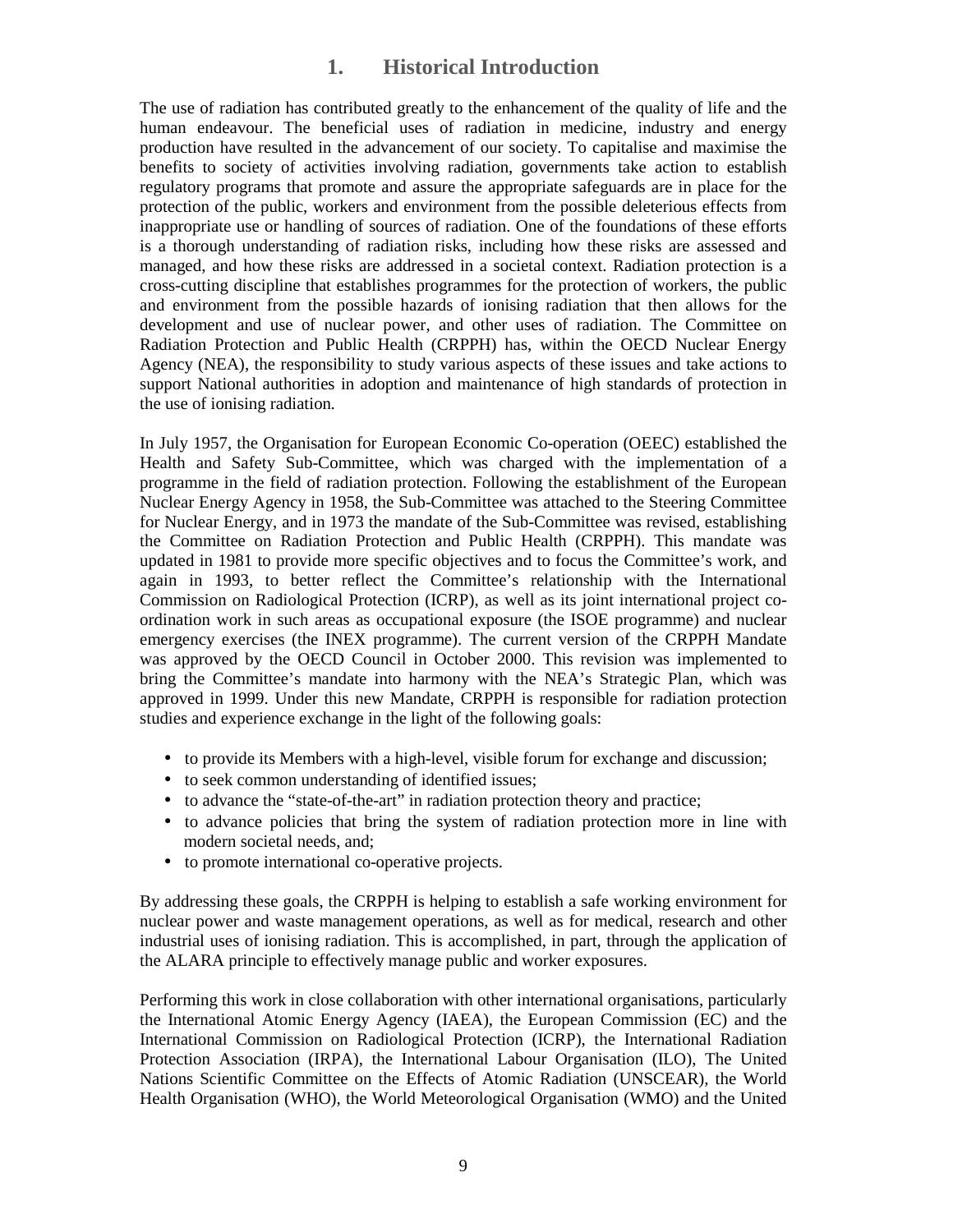# 1. Historical Introduction

The use of radiation has contributed greatly to the enhancement of the quality of life and the human endeavour. The beneficial uses of radiation in medicine, industry and energy production have resulted in the advancement of our society. To capitalise and maximise the benefits to society of activities involving radiation, governments take action to establish regulatory programs that promote and assure the appropriate safeguards are in place for the protection of the public, workers and environment from the possible deleterious effects from inappropriate use or handling of sources of radiation. One of the foundations of these efforts is a thorough understanding of radiation risks, including how these risks are assessed and managed, and how these risks are addressed in a societal context. Radiation protection is a cross-cutting discipline that establishes programmes for the protection of workers, the public and environment from the possible hazards of ionising radiation that then allows for the development and use of nuclear power, and other uses of radiation. The Committee on Radiation Protection and Public Health (CRPPH) has, within the OECD Nuclear Energy Agency (NEA), the responsibility to study various aspects of these issues and take actions to support National authorities in adoption and maintenance of high standards of protection in the use of ionising radiation.

In July 1957, the Organisation for European Economic Co-operation (OEEC) established the Health and Safety Sub-Committee, which was charged with the implementation of a programme in the field of radiation protection. Following the establishment of the European Nuclear Energy Agency in 1958, the Sub-Committee was attached to the Steering Committee for Nuclear Energy, and in 1973 the mandate of the Sub-Committee was revised, establishing the Committee on Radiation Protection and Public Health (CRPPH). This mandate was updated in 1981 to provide more specific objectives and to focus the Committee's work, and again in 1993, to better reflect the Committee's relationship with the International Commission on Radiological Protection (ICRP), as well as its joint international project co-ordination work in such areas as occupational exposure (the ISOE programme) and nuclear emergency exercises (the INEX programme). The current version of the CRPPH Mandate was approved by the OECD Council in October 2000. This revision was implemented to bring the Committee's mandate into harmony with the NEA's Strategic Plan, which was approved in 1999. Under this new Mandate, CRPPH is responsible for radiation protection studies and experience exchange in the light of the following goals:

- to provide its Members with a high-level, visible forum for exchange and discussion;
- to seek common understanding of identified issues;
- to advance the "state-of-the-art" in radiation protection theory and practice;
- to advance policies that bring the system of radiation protection more in line with modern societal needs, and;
- to promote international co-operative projects.

By addressing these goals, the CRPPH is helping to establish a safe working environment for nuclear power and waste management operations, as well as for medical, research and other industrial uses of ionising radiation. This is accomplished, in part, through the application of the ALARA principle to effectively manage public and worker exposures.

Performing this work in close collaboration with other international organisations, particularly the International Atomic Energy Agency (IAEA), the European Commission (EC) and the International Commission on Radiological Protection (ICRP), the International Radiation Protection Association (IRPA), the International Labour Organisation (ILO), The United Nations Scientific Committee on the Effects of Atomic Radiation (UNSCEAR), the World Health Organisation (WHO), the World Meteorological Organisation (WMO) and the United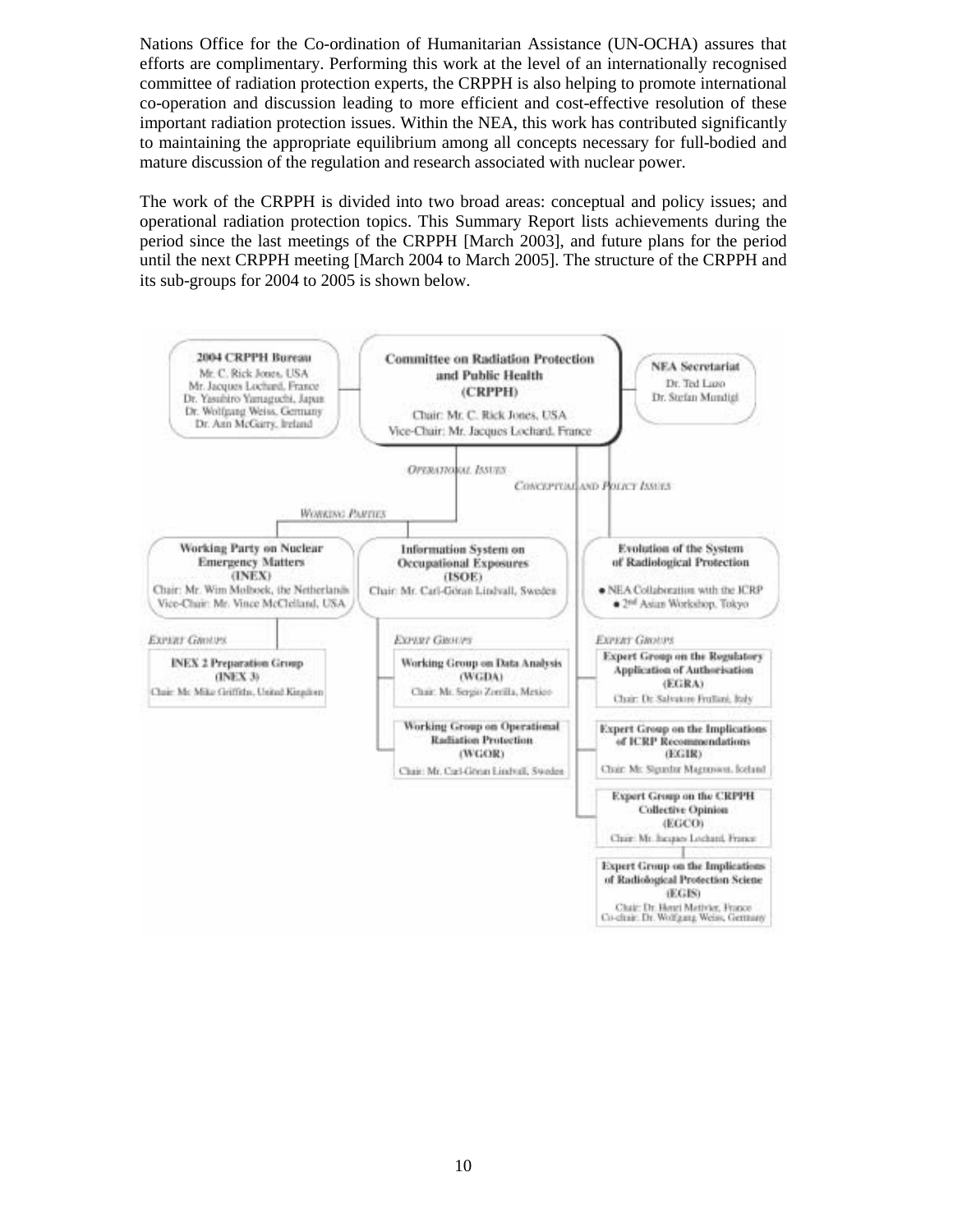Nations Office for the Co-ordination of Humanitarian Assistance (UN-OCHA) assures that efforts are complimentary. Performing this work at the level of an internationally recognised committee of radiation protection experts, the CRPPH is also helping to promote international co-operation and discussion leading to more efficient and cost-effective resolution of these important radiation protection issues. Within the NEA, this work has contributed significantly to maintaining the appropriate equilibrium among all concepts necessary for full-bodied and mature discussion of the regulation and research associated with nuclear power.

The work of the CRPPH is divided into two broad areas: conceptual and policy issues; and operational radiation protection topics. This Summary Report lists achievements during the period since the last meetings of the CRPPH [March 2003], and future plans for the period until the next CRPPH meeting [March 2004 to March 2005]. The structure of the CRPPH and its sub-groups for 2004 to 2005 is shown below.

**2004 CRPPH Bureau**
Mr. C. Rick Jones, USA
Mr. Jacques Lochard, France
Dr. Yasuhiro Yamaguchi, Japan
Dr. Wolfgang Weiss, Germany
Dr. Ann McGarry, Ireland

**Committee on Radiation Protection and Public Health (CRPPH)**
Chair: Mr. C. Rick Jones, USA
Vice-Chair: Mr. Jacques Lochard, France

**NEA Secretariat**
Dr. Ted Lazo
Dr. Stefan Mundigl

OPERATIONAL ISSUES

CONCEPTUAL AND POLICY ISSUES

WORKING PARTIES

**Working Party on Nuclear Emergency Matters (INEX)**
Chair: Mr. Wim Molhoek, the Netherlands
Vice-Chair: Mr. Vince McClelland, USA

**Information System on Occupational Exposures (ISOE)**
Chair: Mr. Carl-Göran Lindvall, Sweden

**Evolution of the System of Radiological Protection**
- NEA Collaboration with the ICRP
- 2nd Asian Workshop, Tokyo

EXPERT GROUPS

**INEX 2 Preparation Group (INEX 3)**
Chair: Mr. Mike Griffiths, United Kingdom

EXPERT GROUPS

**Working Group on Data Analysis (WGDA)**
Chair: Mr. Sergio Zorrilla, Mexico

**Working Group on Operational Radiation Protection (WGOR)**
Chair: Mr. Carl-Göran Lindvall, Sweden

EXPERT GROUPS

**Expert Group on the Regulatory Application of Authorisation (EGRA)**
Chair: Dr. Salvatore Frullani, Italy

**Expert Group on the Implications of ICRP Recommendations (EGIR)**
Chair: Mr. Sigurdur Magnusson, Iceland

**Expert Group on the CRPPH Collective Opinion (EGCO)**
Chair: Mr. Jacques Lochard, France

**Expert Group on the Implications of Radiological Protection Sciene (EGIS)**
Chair: Dr. Henri Métivier, France
Co-chair: Dr. Wolfgang Weiss, Germany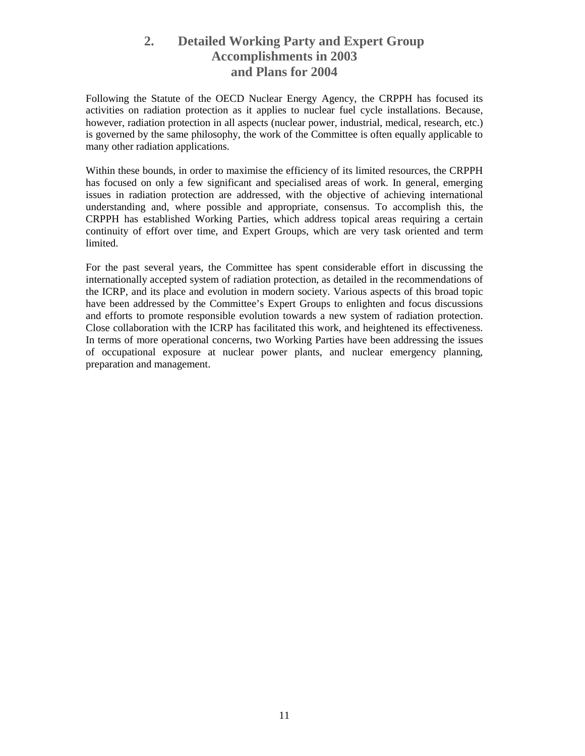# 2. Detailed Working Party and Expert Group Accomplishments in 2003 and Plans for 2004

Following the Statute of the OECD Nuclear Energy Agency, the CRPPH has focused its activities on radiation protection as it applies to nuclear fuel cycle installations. Because, however, radiation protection in all aspects (nuclear power, industrial, medical, research, etc.) is governed by the same philosophy, the work of the Committee is often equally applicable to many other radiation applications.

Within these bounds, in order to maximise the efficiency of its limited resources, the CRPPH has focused on only a few significant and specialised areas of work. In general, emerging issues in radiation protection are addressed, with the objective of achieving international understanding and, where possible and appropriate, consensus. To accomplish this, the CRPPH has established Working Parties, which address topical areas requiring a certain continuity of effort over time, and Expert Groups, which are very task oriented and term limited.

For the past several years, the Committee has spent considerable effort in discussing the internationally accepted system of radiation protection, as detailed in the recommendations of the ICRP, and its place and evolution in modern society. Various aspects of this broad topic have been addressed by the Committee's Expert Groups to enlighten and focus discussions and efforts to promote responsible evolution towards a new system of radiation protection. Close collaboration with the ICRP has facilitated this work, and heightened its effectiveness. In terms of more operational concerns, two Working Parties have been addressing the issues of occupational exposure at nuclear power plants, and nuclear emergency planning, preparation and management.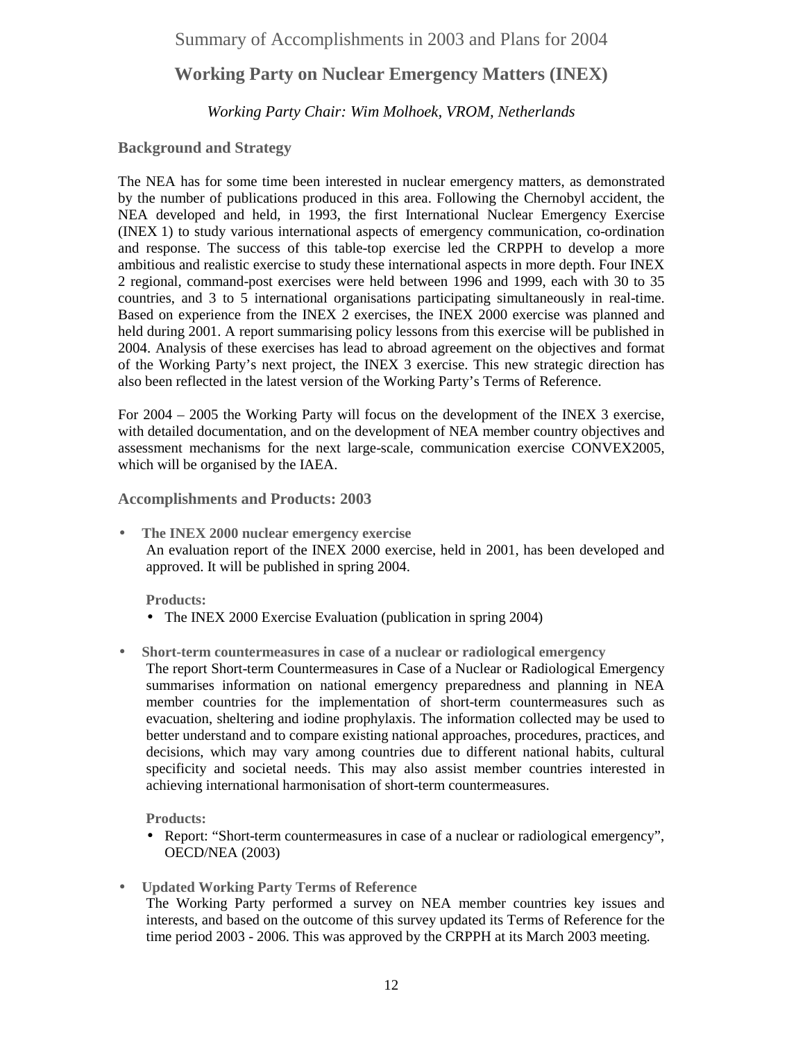Summary of Accomplishments in 2003 and Plans for 2004

# Working Party on Nuclear Emergency Matters (INEX)

*Working Party Chair: Wim Molhoek, VROM, Netherlands*

## Background and Strategy

The NEA has for some time been interested in nuclear emergency matters, as demonstrated by the number of publications produced in this area. Following the Chernobyl accident, the NEA developed and held, in 1993, the first International Nuclear Emergency Exercise (INEX 1) to study various international aspects of emergency communication, co-ordination and response. The success of this table-top exercise led the CRPPH to develop a more ambitious and realistic exercise to study these international aspects in more depth. Four INEX 2 regional, command-post exercises were held between 1996 and 1999, each with 30 to 35 countries, and 3 to 5 international organisations participating simultaneously in real-time. Based on experience from the INEX 2 exercises, the INEX 2000 exercise was planned and held during 2001. A report summarising policy lessons from this exercise will be published in 2004. Analysis of these exercises has lead to abroad agreement on the objectives and format of the Working Party's next project, the INEX 3 exercise. This new strategic direction has also been reflected in the latest version of the Working Party's Terms of Reference.

For 2004 – 2005 the Working Party will focus on the development of the INEX 3 exercise, with detailed documentation, and on the development of NEA member country objectives and assessment mechanisms for the next large-scale, communication exercise CONVEX2005, which will be organised by the IAEA.

## Accomplishments and Products: 2003

- **The INEX 2000 nuclear emergency exercise**

  An evaluation report of the INEX 2000 exercise, held in 2001, has been developed and approved. It will be published in spring 2004.

  **Products:**
  - The INEX 2000 Exercise Evaluation (publication in spring 2004)

- **Short-term countermeasures in case of a nuclear or radiological emergency**

  The report Short-term Countermeasures in Case of a Nuclear or Radiological Emergency summarises information on national emergency preparedness and planning in NEA member countries for the implementation of short-term countermeasures such as evacuation, sheltering and iodine prophylaxis. The information collected may be used to better understand and to compare existing national approaches, procedures, practices, and decisions, which may vary among countries due to different national habits, cultural specificity and societal needs. This may also assist member countries interested in achieving international harmonisation of short-term countermeasures.

  **Products:**
  - Report: "Short-term countermeasures in case of a nuclear or radiological emergency", OECD/NEA (2003)

- **Updated Working Party Terms of Reference**

  The Working Party performed a survey on NEA member countries key issues and interests, and based on the outcome of this survey updated its Terms of Reference for the time period 2003 - 2006. This was approved by the CRPPH at its March 2003 meeting.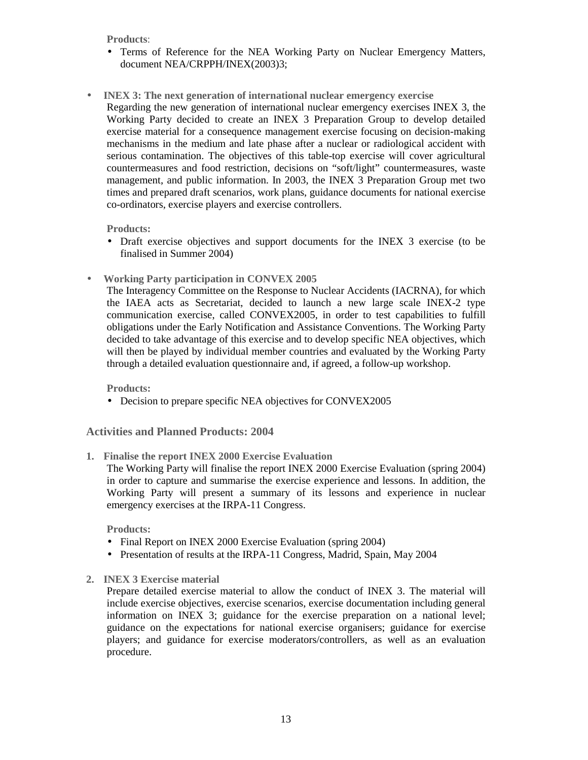**Products**:

- Terms of Reference for the NEA Working Party on Nuclear Emergency Matters, document NEA/CRPPH/INEX(2003)3;

- **INEX 3: The next generation of international nuclear emergency exercise**

  Regarding the new generation of international nuclear emergency exercises INEX 3, the Working Party decided to create an INEX 3 Preparation Group to develop detailed exercise material for a consequence management exercise focusing on decision-making mechanisms in the medium and late phase after a nuclear or radiological accident with serious contamination. The objectives of this table-top exercise will cover agricultural countermeasures and food restriction, decisions on "soft/light" countermeasures, waste management, and public information. In 2003, the INEX 3 Preparation Group met two times and prepared draft scenarios, work plans, guidance documents for national exercise co-ordinators, exercise players and exercise controllers.

  **Products:**

  - Draft exercise objectives and support documents for the INEX 3 exercise (to be finalised in Summer 2004)

- **Working Party participation in CONVEX 2005**

  The Interagency Committee on the Response to Nuclear Accidents (IACRNA), for which the IAEA acts as Secretariat, decided to launch a new large scale INEX-2 type communication exercise, called CONVEX2005, in order to test capabilities to fulfill obligations under the Early Notification and Assistance Conventions. The Working Party decided to take advantage of this exercise and to develop specific NEA objectives, which will then be played by individual member countries and evaluated by the Working Party through a detailed evaluation questionnaire and, if agreed, a follow-up workshop.

  **Products:**

  - Decision to prepare specific NEA objectives for CONVEX2005

### Activities and Planned Products: 2004

1. **Finalise the report INEX 2000 Exercise Evaluation**

   The Working Party will finalise the report INEX 2000 Exercise Evaluation (spring 2004) in order to capture and summarise the exercise experience and lessons. In addition, the Working Party will present a summary of its lessons and experience in nuclear emergency exercises at the IRPA-11 Congress.

   **Products:**

   - Final Report on INEX 2000 Exercise Evaluation (spring 2004)
   - Presentation of results at the IRPA-11 Congress, Madrid, Spain, May 2004

2. **INEX 3 Exercise material**

   Prepare detailed exercise material to allow the conduct of INEX 3. The material will include exercise objectives, exercise scenarios, exercise documentation including general information on INEX 3; guidance for the exercise preparation on a national level; guidance on the expectations for national exercise organisers; guidance for exercise players; and guidance for exercise moderators/controllers, as well as an evaluation procedure.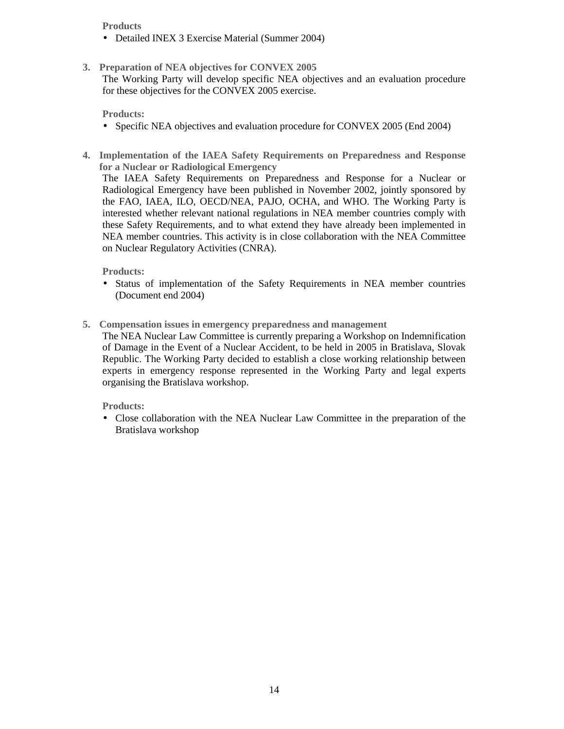**Products**

- Detailed INEX 3 Exercise Material (Summer 2004)

3. **Preparation of NEA objectives for CONVEX 2005**

   The Working Party will develop specific NEA objectives and an evaluation procedure for these objectives for the CONVEX 2005 exercise.

   **Products:**

   - Specific NEA objectives and evaluation procedure for CONVEX 2005 (End 2004)

4. **Implementation of the IAEA Safety Requirements on Preparedness and Response for a Nuclear or Radiological Emergency**

   The IAEA Safety Requirements on Preparedness and Response for a Nuclear or Radiological Emergency have been published in November 2002, jointly sponsored by the FAO, IAEA, ILO, OECD/NEA, PAJO, OCHA, and WHO. The Working Party is interested whether relevant national regulations in NEA member countries comply with these Safety Requirements, and to what extend they have already been implemented in NEA member countries. This activity is in close collaboration with the NEA Committee on Nuclear Regulatory Activities (CNRA).

   **Products:**

   - Status of implementation of the Safety Requirements in NEA member countries (Document end 2004)

5. **Compensation issues in emergency preparedness and management**

   The NEA Nuclear Law Committee is currently preparing a Workshop on Indemnification of Damage in the Event of a Nuclear Accident, to be held in 2005 in Bratislava, Slovak Republic. The Working Party decided to establish a close working relationship between experts in emergency response represented in the Working Party and legal experts organising the Bratislava workshop.

   **Products:**

   - Close collaboration with the NEA Nuclear Law Committee in the preparation of the Bratislava workshop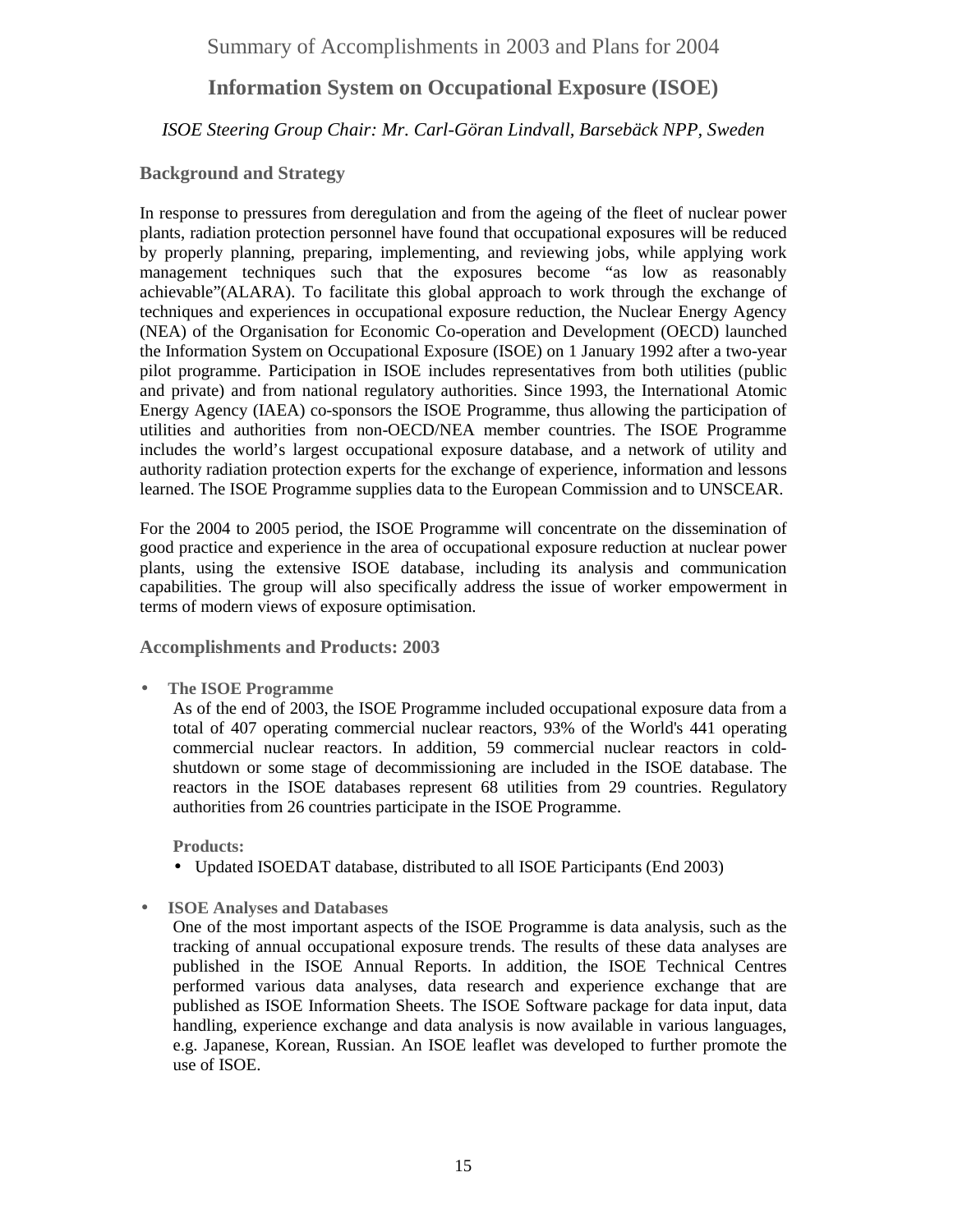Summary of Accomplishments in 2003 and Plans for 2004

# Information System on Occupational Exposure (ISOE)

*ISOE Steering Group Chair: Mr. Carl-Göran Lindvall, Barsebäck NPP, Sweden*

## Background and Strategy

In response to pressures from deregulation and from the ageing of the fleet of nuclear power plants, radiation protection personnel have found that occupational exposures will be reduced by properly planning, preparing, implementing, and reviewing jobs, while applying work management techniques such that the exposures become "as low as reasonably achievable"(ALARA). To facilitate this global approach to work through the exchange of techniques and experiences in occupational exposure reduction, the Nuclear Energy Agency (NEA) of the Organisation for Economic Co-operation and Development (OECD) launched the Information System on Occupational Exposure (ISOE) on 1 January 1992 after a two-year pilot programme. Participation in ISOE includes representatives from both utilities (public and private) and from national regulatory authorities. Since 1993, the International Atomic Energy Agency (IAEA) co-sponsors the ISOE Programme, thus allowing the participation of utilities and authorities from non-OECD/NEA member countries. The ISOE Programme includes the world's largest occupational exposure database, and a network of utility and authority radiation protection experts for the exchange of experience, information and lessons learned. The ISOE Programme supplies data to the European Commission and to UNSCEAR.

For the 2004 to 2005 period, the ISOE Programme will concentrate on the dissemination of good practice and experience in the area of occupational exposure reduction at nuclear power plants, using the extensive ISOE database, including its analysis and communication capabilities. The group will also specifically address the issue of worker empowerment in terms of modern views of exposure optimisation.

## Accomplishments and Products: 2003

- **The ISOE Programme**

  As of the end of 2003, the ISOE Programme included occupational exposure data from a total of 407 operating commercial nuclear reactors, 93% of the World's 441 operating commercial nuclear reactors. In addition, 59 commercial nuclear reactors in cold-shutdown or some stage of decommissioning are included in the ISOE database. The reactors in the ISOE databases represent 68 utilities from 29 countries. Regulatory authorities from 26 countries participate in the ISOE Programme.

  **Products:**

  - Updated ISOEDAT database, distributed to all ISOE Participants (End 2003)

- **ISOE Analyses and Databases**

  One of the most important aspects of the ISOE Programme is data analysis, such as the tracking of annual occupational exposure trends. The results of these data analyses are published in the ISOE Annual Reports. In addition, the ISOE Technical Centres performed various data analyses, data research and experience exchange that are published as ISOE Information Sheets. The ISOE Software package for data input, data handling, experience exchange and data analysis is now available in various languages, e.g. Japanese, Korean, Russian. An ISOE leaflet was developed to further promote the use of ISOE.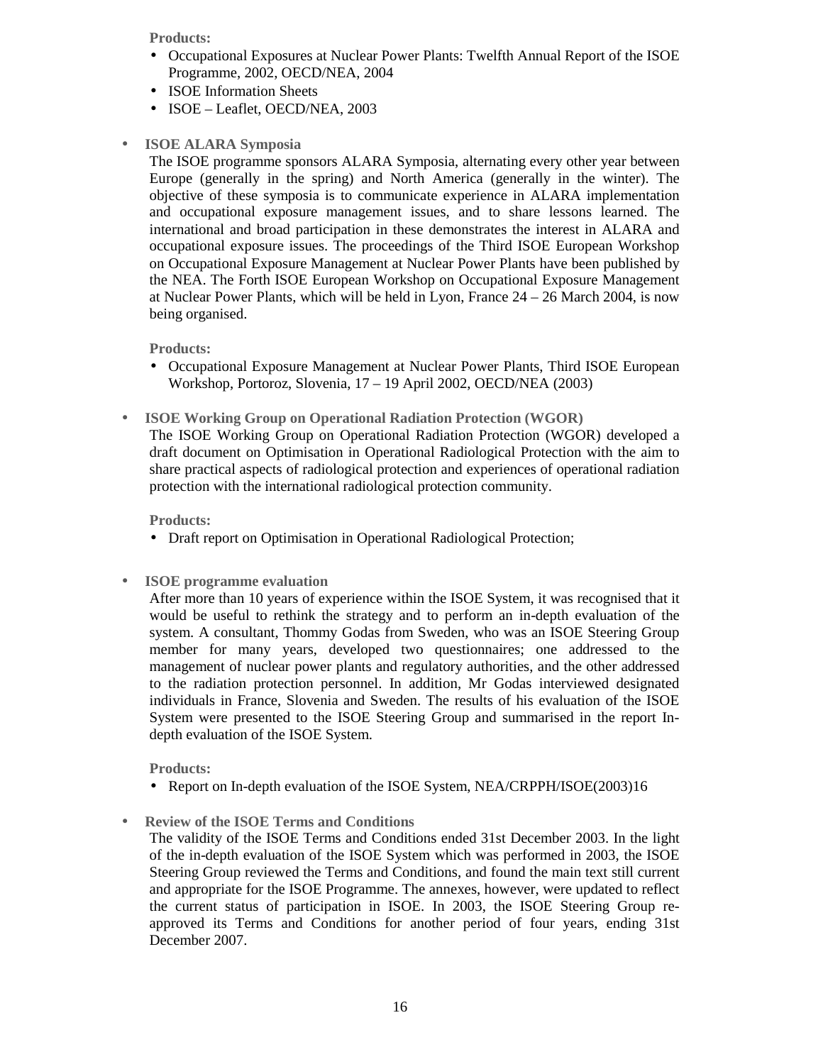**Products:**

- Occupational Exposures at Nuclear Power Plants: Twelfth Annual Report of the ISOE Programme, 2002, OECD/NEA, 2004
- ISOE Information Sheets
- ISOE – Leaflet, OECD/NEA, 2003

- **ISOE ALARA Symposia**

  The ISOE programme sponsors ALARA Symposia, alternating every other year between Europe (generally in the spring) and North America (generally in the winter). The objective of these symposia is to communicate experience in ALARA implementation and occupational exposure management issues, and to share lessons learned. The international and broad participation in these demonstrates the interest in ALARA and occupational exposure issues. The proceedings of the Third ISOE European Workshop on Occupational Exposure Management at Nuclear Power Plants have been published by the NEA. The Forth ISOE European Workshop on Occupational Exposure Management at Nuclear Power Plants, which will be held in Lyon, France 24 – 26 March 2004, is now being organised.

  **Products:**

  - Occupational Exposure Management at Nuclear Power Plants, Third ISOE European Workshop, Portoroz, Slovenia, 17 – 19 April 2002, OECD/NEA (2003)

- **ISOE Working Group on Operational Radiation Protection (WGOR)**

  The ISOE Working Group on Operational Radiation Protection (WGOR) developed a draft document on Optimisation in Operational Radiological Protection with the aim to share practical aspects of radiological protection and experiences of operational radiation protection with the international radiological protection community.

  **Products:**

  - Draft report on Optimisation in Operational Radiological Protection;

- **ISOE programme evaluation**

  After more than 10 years of experience within the ISOE System, it was recognised that it would be useful to rethink the strategy and to perform an in-depth evaluation of the system. A consultant, Thommy Godas from Sweden, who was an ISOE Steering Group member for many years, developed two questionnaires; one addressed to the management of nuclear power plants and regulatory authorities, and the other addressed to the radiation protection personnel. In addition, Mr Godas interviewed designated individuals in France, Slovenia and Sweden. The results of his evaluation of the ISOE System were presented to the ISOE Steering Group and summarised in the report In-depth evaluation of the ISOE System.

  **Products:**

  - Report on In-depth evaluation of the ISOE System, NEA/CRPPH/ISOE(2003)16

- **Review of the ISOE Terms and Conditions**

  The validity of the ISOE Terms and Conditions ended 31st December 2003. In the light of the in-depth evaluation of the ISOE System which was performed in 2003, the ISOE Steering Group reviewed the Terms and Conditions, and found the main text still current and appropriate for the ISOE Programme. The annexes, however, were updated to reflect the current status of participation in ISOE. In 2003, the ISOE Steering Group re-approved its Terms and Conditions for another period of four years, ending 31st December 2007.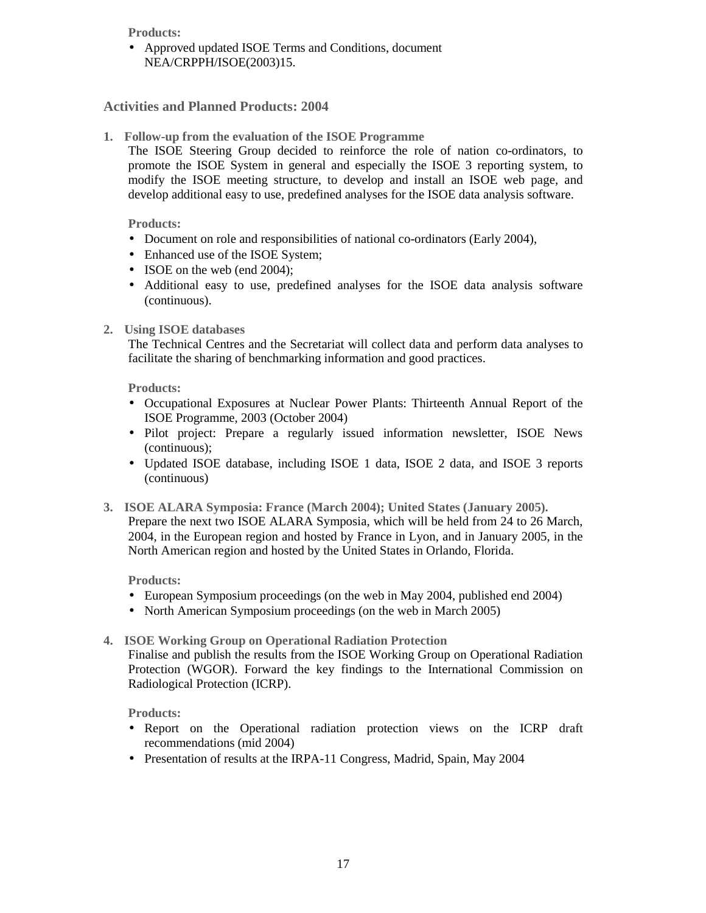**Products:**

- Approved updated ISOE Terms and Conditions, document NEA/CRPPH/ISOE(2003)15.

## Activities and Planned Products: 2004

**1. Follow-up from the evaluation of the ISOE Programme**

The ISOE Steering Group decided to reinforce the role of nation co-ordinators, to promote the ISOE System in general and especially the ISOE 3 reporting system, to modify the ISOE meeting structure, to develop and install an ISOE web page, and develop additional easy to use, predefined analyses for the ISOE data analysis software.

**Products:**

- Document on role and responsibilities of national co-ordinators (Early 2004),
- Enhanced use of the ISOE System;
- ISOE on the web (end 2004);
- Additional easy to use, predefined analyses for the ISOE data analysis software (continuous).

**2. Using ISOE databases**

The Technical Centres and the Secretariat will collect data and perform data analyses to facilitate the sharing of benchmarking information and good practices.

**Products:**

- Occupational Exposures at Nuclear Power Plants: Thirteenth Annual Report of the ISOE Programme, 2003 (October 2004)
- Pilot project: Prepare a regularly issued information newsletter, ISOE News (continuous);
- Updated ISOE database, including ISOE 1 data, ISOE 2 data, and ISOE 3 reports (continuous)

**3. ISOE ALARA Symposia: France (March 2004); United States (January 2005).**

Prepare the next two ISOE ALARA Symposia, which will be held from 24 to 26 March, 2004, in the European region and hosted by France in Lyon, and in January 2005, in the North American region and hosted by the United States in Orlando, Florida.

**Products:**

- European Symposium proceedings (on the web in May 2004, published end 2004)
- North American Symposium proceedings (on the web in March 2005)

**4. ISOE Working Group on Operational Radiation Protection**

Finalise and publish the results from the ISOE Working Group on Operational Radiation Protection (WGOR). Forward the key findings to the International Commission on Radiological Protection (ICRP).

**Products:**

- Report on the Operational radiation protection views on the ICRP draft recommendations (mid 2004)
- Presentation of results at the IRPA-11 Congress, Madrid, Spain, May 2004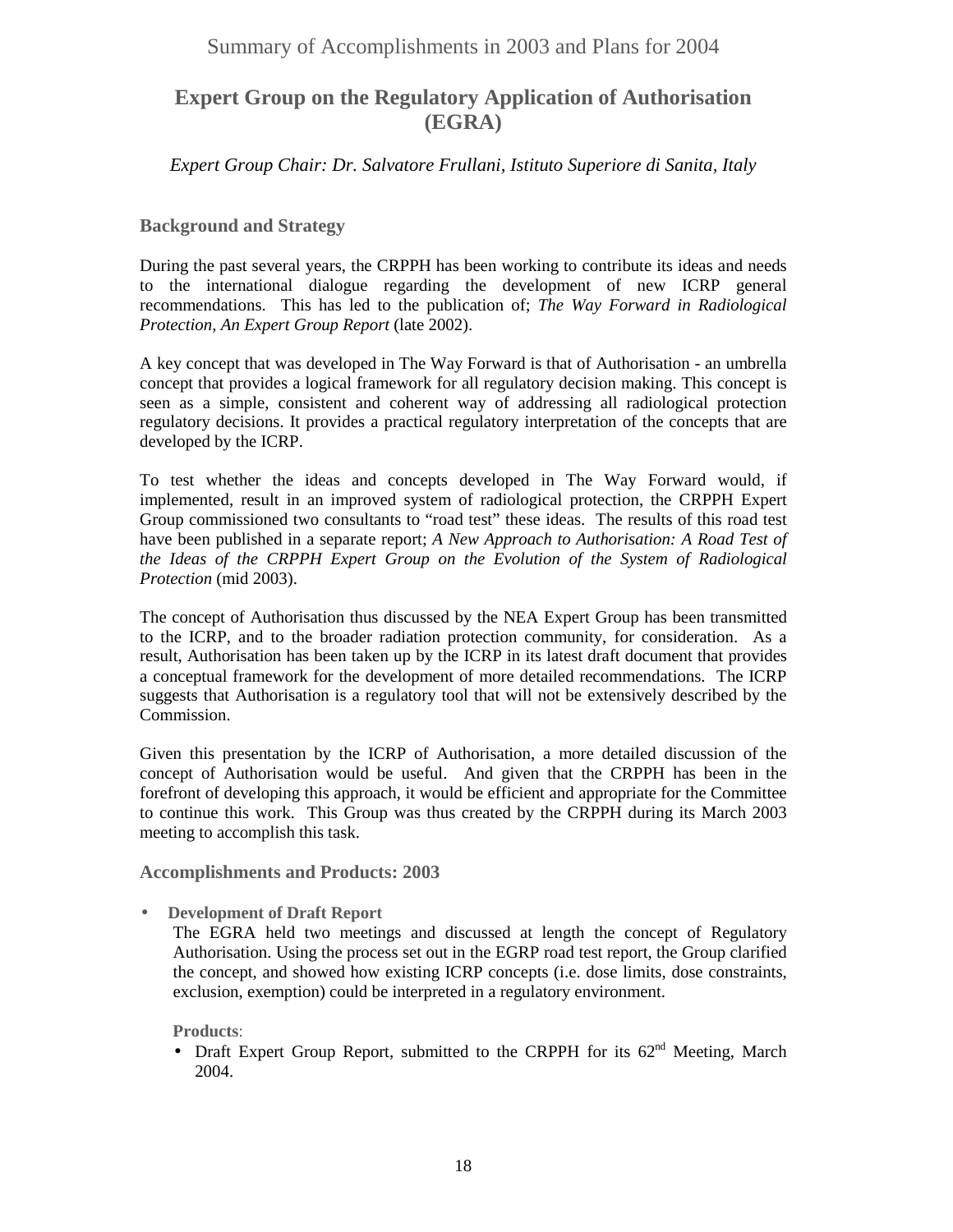Summary of Accomplishments in 2003 and Plans for 2004

# Expert Group on the Regulatory Application of Authorisation (EGRA)

*Expert Group Chair: Dr. Salvatore Frullani, Istituto Superiore di Sanita, Italy*

## Background and Strategy

During the past several years, the CRPPH has been working to contribute its ideas and needs to the international dialogue regarding the development of new ICRP general recommendations. This has led to the publication of; *The Way Forward in Radiological Protection, An Expert Group Report* (late 2002).

A key concept that was developed in The Way Forward is that of Authorisation - an umbrella concept that provides a logical framework for all regulatory decision making. This concept is seen as a simple, consistent and coherent way of addressing all radiological protection regulatory decisions. It provides a practical regulatory interpretation of the concepts that are developed by the ICRP.

To test whether the ideas and concepts developed in The Way Forward would, if implemented, result in an improved system of radiological protection, the CRPPH Expert Group commissioned two consultants to "road test" these ideas. The results of this road test have been published in a separate report; *A New Approach to Authorisation: A Road Test of the Ideas of the CRPPH Expert Group on the Evolution of the System of Radiological Protection* (mid 2003).

The concept of Authorisation thus discussed by the NEA Expert Group has been transmitted to the ICRP, and to the broader radiation protection community, for consideration. As a result, Authorisation has been taken up by the ICRP in its latest draft document that provides a conceptual framework for the development of more detailed recommendations. The ICRP suggests that Authorisation is a regulatory tool that will not be extensively described by the Commission.

Given this presentation by the ICRP of Authorisation, a more detailed discussion of the concept of Authorisation would be useful. And given that the CRPPH has been in the forefront of developing this approach, it would be efficient and appropriate for the Committee to continue this work. This Group was thus created by the CRPPH during its March 2003 meeting to accomplish this task.

## Accomplishments and Products: 2003

- **Development of Draft Report**

  The EGRA held two meetings and discussed at length the concept of Regulatory Authorisation. Using the process set out in the EGRP road test report, the Group clarified the concept, and showed how existing ICRP concepts (i.e. dose limits, dose constraints, exclusion, exemption) could be interpreted in a regulatory environment.

  **Products**:

  - Draft Expert Group Report, submitted to the CRPPH for its 62nd Meeting, March 2004.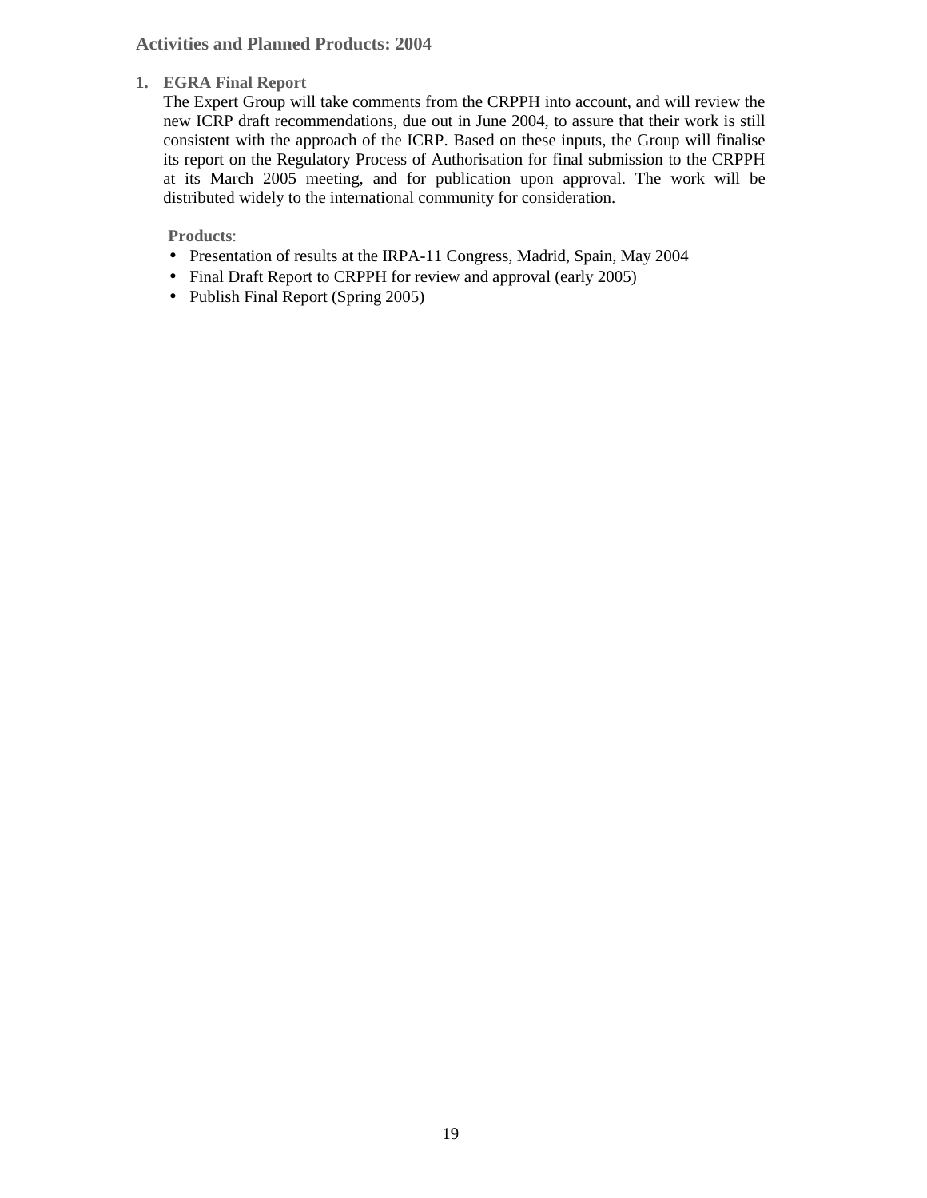## Activities and Planned Products: 2004

1. **EGRA Final Report**

   The Expert Group will take comments from the CRPPH into account, and will review the new ICRP draft recommendations, due out in June 2004, to assure that their work is still consistent with the approach of the ICRP. Based on these inputs, the Group will finalise its report on the Regulatory Process of Authorisation for final submission to the CRPPH at its March 2005 meeting, and for publication upon approval. The work will be distributed widely to the international community for consideration.

   **Products**:
   - Presentation of results at the IRPA-11 Congress, Madrid, Spain, May 2004
   - Final Draft Report to CRPPH for review and approval (early 2005)
   - Publish Final Report (Spring 2005)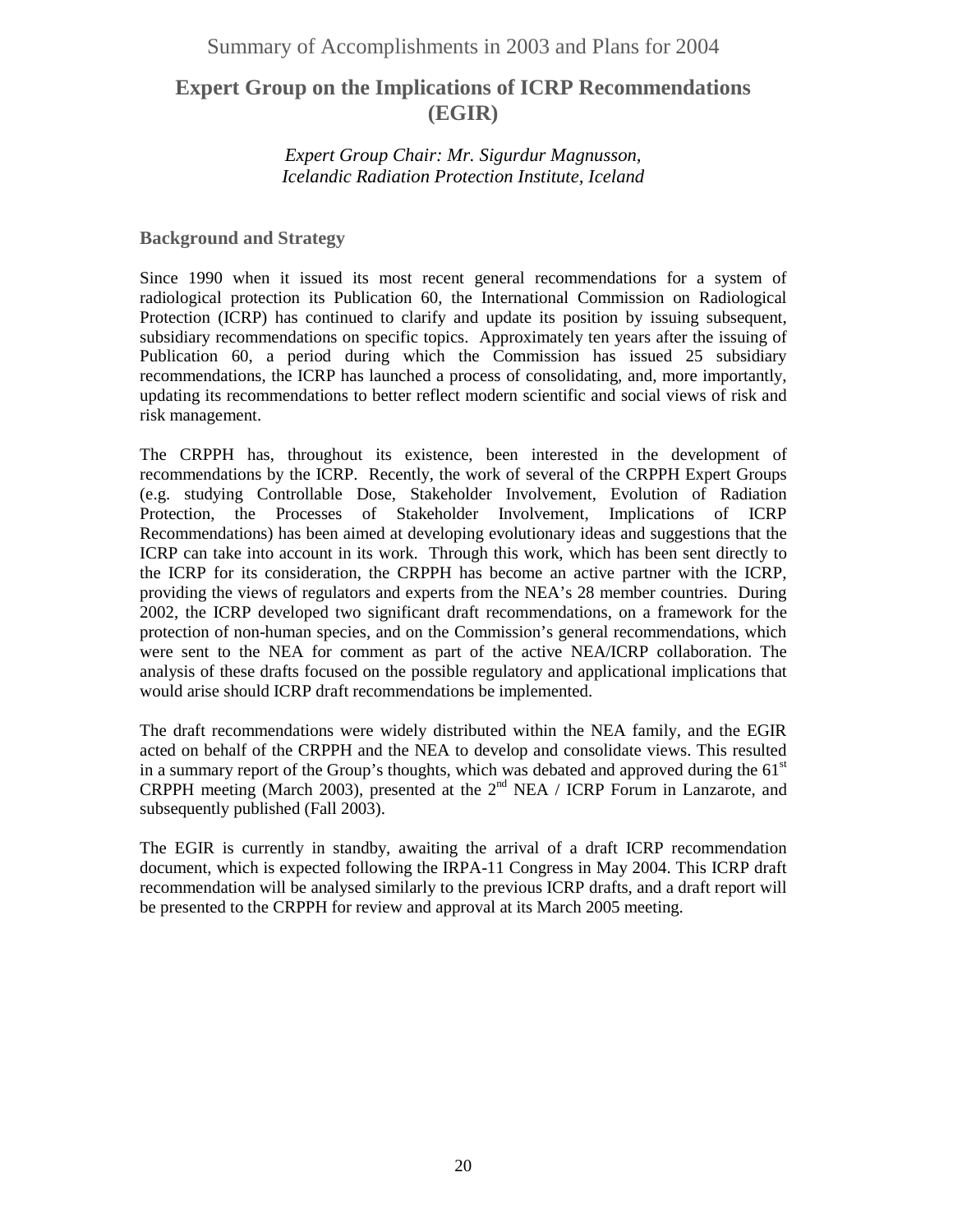# Expert Group on the Implications of ICRP Recommendations (EGIR)

*Expert Group Chair: Mr. Sigurdur Magnusson,*
*Icelandic Radiation Protection Institute, Iceland*

## Background and Strategy

Since 1990 when it issued its most recent general recommendations for a system of radiological protection its Publication 60, the International Commission on Radiological Protection (ICRP) has continued to clarify and update its position by issuing subsequent, subsidiary recommendations on specific topics. Approximately ten years after the issuing of Publication 60, a period during which the Commission has issued 25 subsidiary recommendations, the ICRP has launched a process of consolidating, and, more importantly, updating its recommendations to better reflect modern scientific and social views of risk and risk management.

The CRPPH has, throughout its existence, been interested in the development of recommendations by the ICRP. Recently, the work of several of the CRPPH Expert Groups (e.g. studying Controllable Dose, Stakeholder Involvement, Evolution of Radiation Protection, the Processes of Stakeholder Involvement, Implications of ICRP Recommendations) has been aimed at developing evolutionary ideas and suggestions that the ICRP can take into account in its work. Through this work, which has been sent directly to the ICRP for its consideration, the CRPPH has become an active partner with the ICRP, providing the views of regulators and experts from the NEA's 28 member countries. During 2002, the ICRP developed two significant draft recommendations, on a framework for the protection of non-human species, and on the Commission's general recommendations, which were sent to the NEA for comment as part of the active NEA/ICRP collaboration. The analysis of these drafts focused on the possible regulatory and applicational implications that would arise should ICRP draft recommendations be implemented.

The draft recommendations were widely distributed within the NEA family, and the EGIR acted on behalf of the CRPPH and the NEA to develop and consolidate views. This resulted in a summary report of the Group's thoughts, which was debated and approved during the 61st CRPPH meeting (March 2003), presented at the 2nd NEA / ICRP Forum in Lanzarote, and subsequently published (Fall 2003).

The EGIR is currently in standby, awaiting the arrival of a draft ICRP recommendation document, which is expected following the IRPA-11 Congress in May 2004. This ICRP draft recommendation will be analysed similarly to the previous ICRP drafts, and a draft report will be presented to the CRPPH for review and approval at its March 2005 meeting.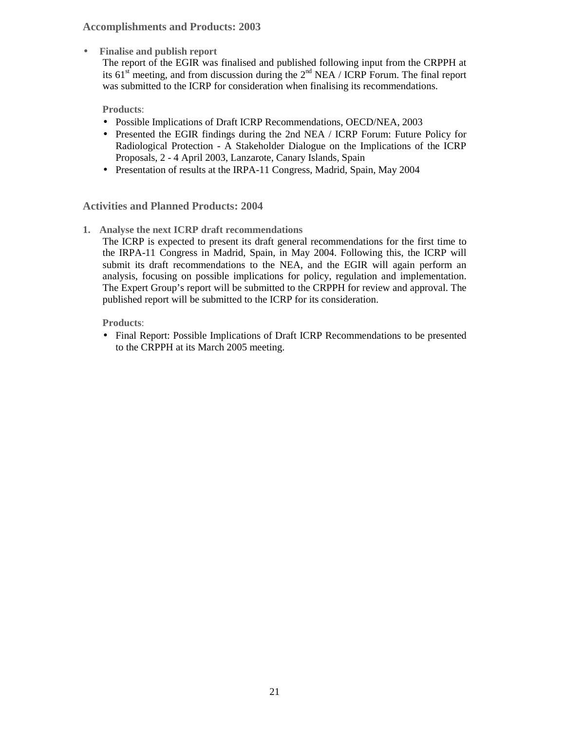### Accomplishments and Products: 2003

- **Finalise and publish report**

  The report of the EGIR was finalised and published following input from the CRPPH at its 61st meeting, and from discussion during the 2nd NEA / ICRP Forum. The final report was submitted to the ICRP for consideration when finalising its recommendations.

  **Products**:

  - Possible Implications of Draft ICRP Recommendations, OECD/NEA, 2003
  - Presented the EGIR findings during the 2nd NEA / ICRP Forum: Future Policy for Radiological Protection - A Stakeholder Dialogue on the Implications of the ICRP Proposals, 2 - 4 April 2003, Lanzarote, Canary Islands, Spain
  - Presentation of results at the IRPA-11 Congress, Madrid, Spain, May 2004

### Activities and Planned Products: 2004

1. **Analyse the next ICRP draft recommendations**

   The ICRP is expected to present its draft general recommendations for the first time to the IRPA-11 Congress in Madrid, Spain, in May 2004. Following this, the ICRP will submit its draft recommendations to the NEA, and the EGIR will again perform an analysis, focusing on possible implications for policy, regulation and implementation. The Expert Group's report will be submitted to the CRPPH for review and approval. The published report will be submitted to the ICRP for its consideration.

   **Products**:

   - Final Report: Possible Implications of Draft ICRP Recommendations to be presented to the CRPPH at its March 2005 meeting.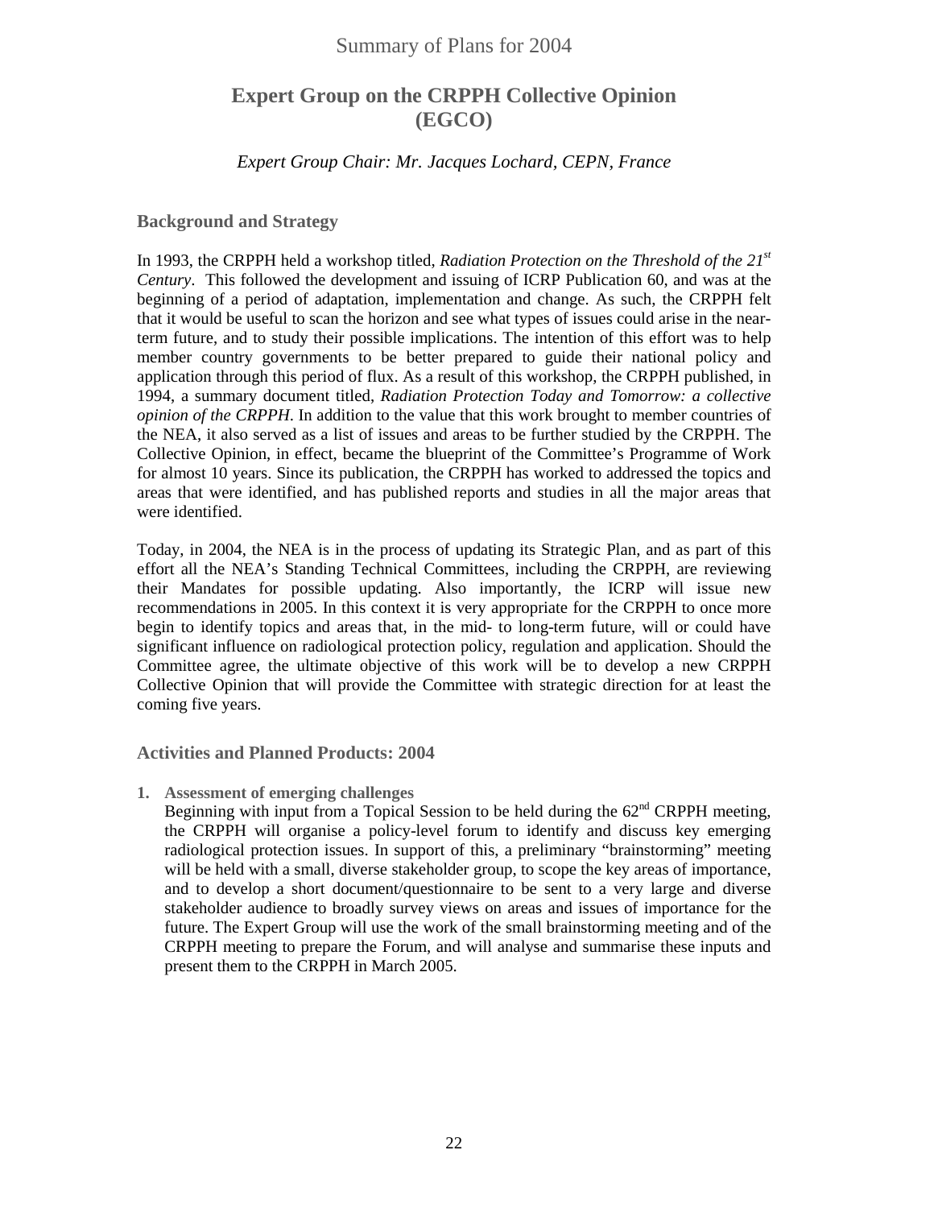# Expert Group on the CRPPH Collective Opinion (EGCO)

*Expert Group Chair: Mr. Jacques Lochard, CEPN, France*

## Background and Strategy

In 1993, the CRPPH held a workshop titled, *Radiation Protection on the Threshold of the 21st Century*. This followed the development and issuing of ICRP Publication 60, and was at the beginning of a period of adaptation, implementation and change. As such, the CRPPH felt that it would be useful to scan the horizon and see what types of issues could arise in the near-term future, and to study their possible implications. The intention of this effort was to help member country governments to be better prepared to guide their national policy and application through this period of flux. As a result of this workshop, the CRPPH published, in 1994, a summary document titled, *Radiation Protection Today and Tomorrow: a collective opinion of the CRPPH*. In addition to the value that this work brought to member countries of the NEA, it also served as a list of issues and areas to be further studied by the CRPPH. The Collective Opinion, in effect, became the blueprint of the Committee's Programme of Work for almost 10 years. Since its publication, the CRPPH has worked to addressed the topics and areas that were identified, and has published reports and studies in all the major areas that were identified.

Today, in 2004, the NEA is in the process of updating its Strategic Plan, and as part of this effort all the NEA's Standing Technical Committees, including the CRPPH, are reviewing their Mandates for possible updating. Also importantly, the ICRP will issue new recommendations in 2005. In this context it is very appropriate for the CRPPH to once more begin to identify topics and areas that, in the mid- to long-term future, will or could have significant influence on radiological protection policy, regulation and application. Should the Committee agree, the ultimate objective of this work will be to develop a new CRPPH Collective Opinion that will provide the Committee with strategic direction for at least the coming five years.

## Activities and Planned Products: 2004

1. **Assessment of emerging challenges**
   Beginning with input from a Topical Session to be held during the 62nd CRPPH meeting, the CRPPH will organise a policy-level forum to identify and discuss key emerging radiological protection issues. In support of this, a preliminary "brainstorming" meeting will be held with a small, diverse stakeholder group, to scope the key areas of importance, and to develop a short document/questionnaire to be sent to a very large and diverse stakeholder audience to broadly survey views on areas and issues of importance for the future. The Expert Group will use the work of the small brainstorming meeting and of the CRPPH meeting to prepare the Forum, and will analyse and summarise these inputs and present them to the CRPPH in March 2005.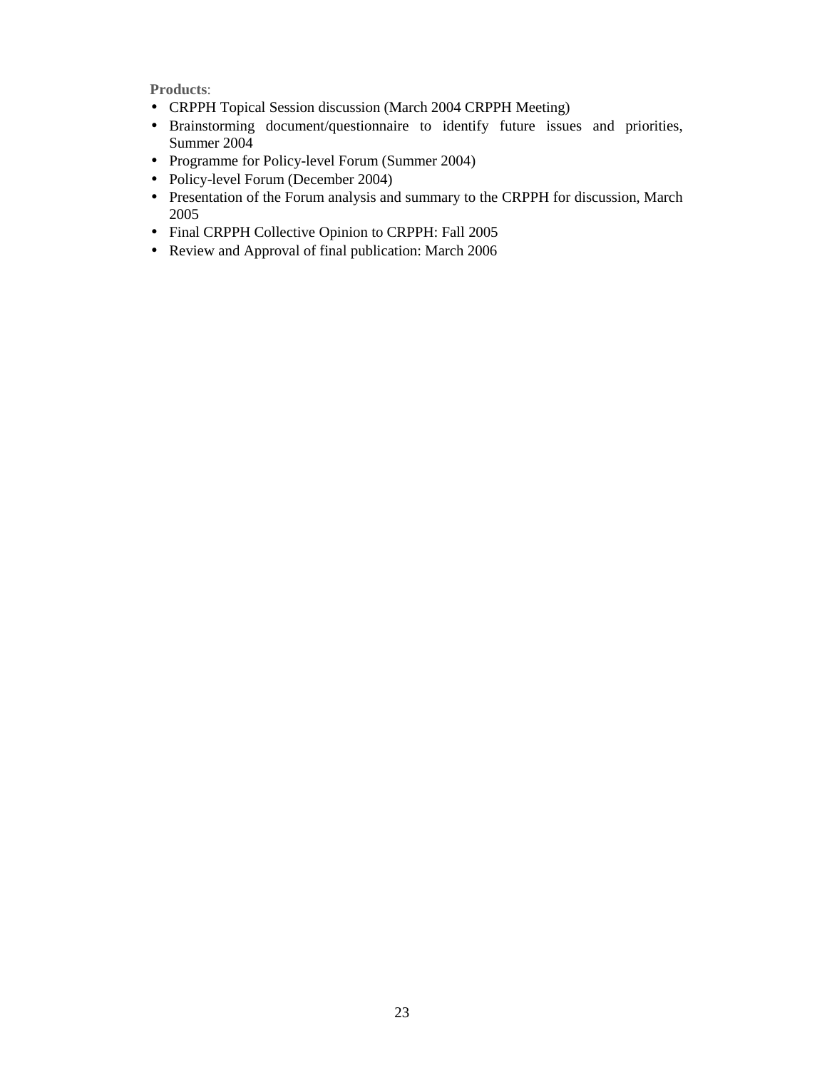**Products**:

- CRPPH Topical Session discussion (March 2004 CRPPH Meeting)
- Brainstorming document/questionnaire to identify future issues and priorities, Summer 2004
- Programme for Policy-level Forum (Summer 2004)
- Policy-level Forum (December 2004)
- Presentation of the Forum analysis and summary to the CRPPH for discussion, March 2005
- Final CRPPH Collective Opinion to CRPPH: Fall 2005
- Review and Approval of final publication: March 2006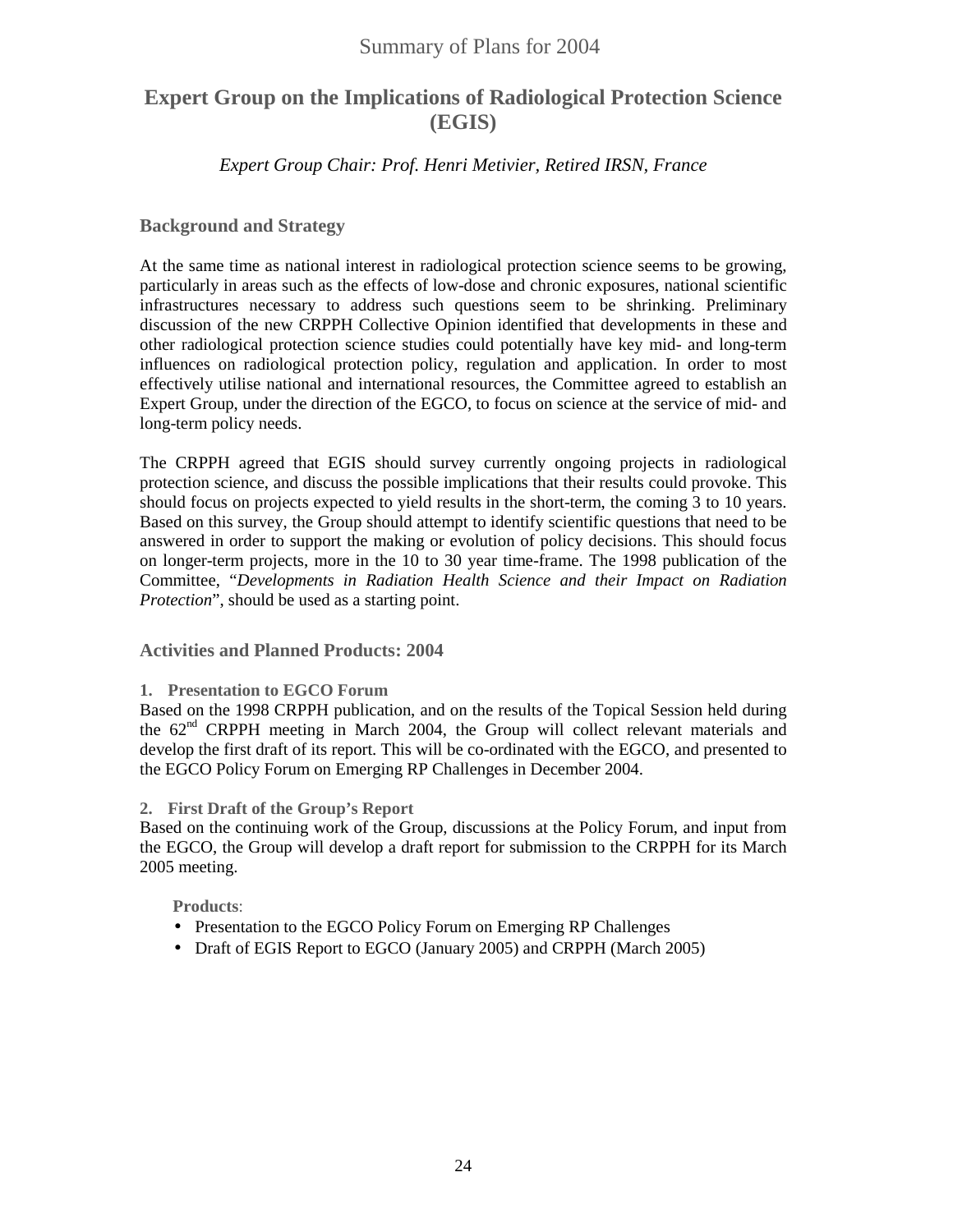# Expert Group on the Implications of Radiological Protection Science (EGIS)

*Expert Group Chair: Prof. Henri Metivier, Retired IRSN, France*

## Background and Strategy

At the same time as national interest in radiological protection science seems to be growing, particularly in areas such as the effects of low-dose and chronic exposures, national scientific infrastructures necessary to address such questions seem to be shrinking. Preliminary discussion of the new CRPPH Collective Opinion identified that developments in these and other radiological protection science studies could potentially have key mid- and long-term influences on radiological protection policy, regulation and application. In order to most effectively utilise national and international resources, the Committee agreed to establish an Expert Group, under the direction of the EGCO, to focus on science at the service of mid- and long-term policy needs.

The CRPPH agreed that EGIS should survey currently ongoing projects in radiological protection science, and discuss the possible implications that their results could provoke. This should focus on projects expected to yield results in the short-term, the coming 3 to 10 years. Based on this survey, the Group should attempt to identify scientific questions that need to be answered in order to support the making or evolution of policy decisions. This should focus on longer-term projects, more in the 10 to 30 year time-frame. The 1998 publication of the Committee, "*Developments in Radiation Health Science and their Impact on Radiation Protection*", should be used as a starting point.

## Activities and Planned Products: 2004

### 1. Presentation to EGCO Forum

Based on the 1998 CRPPH publication, and on the results of the Topical Session held during the 62nd CRPPH meeting in March 2004, the Group will collect relevant materials and develop the first draft of its report. This will be co-ordinated with the EGCO, and presented to the EGCO Policy Forum on Emerging RP Challenges in December 2004.

### 2. First Draft of the Group's Report

Based on the continuing work of the Group, discussions at the Policy Forum, and input from the EGCO, the Group will develop a draft report for submission to the CRPPH for its March 2005 meeting.

**Products**:

- Presentation to the EGCO Policy Forum on Emerging RP Challenges
- Draft of EGIS Report to EGCO (January 2005) and CRPPH (March 2005)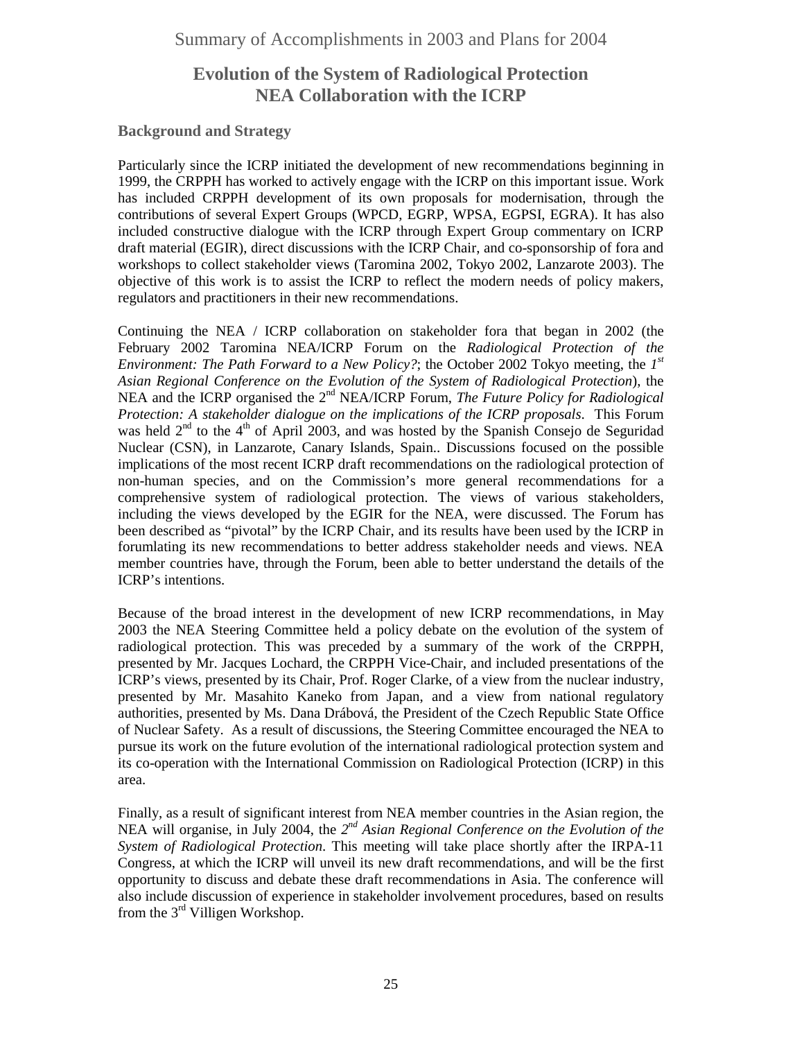# Evolution of the System of Radiological Protection NEA Collaboration with the ICRP

## Background and Strategy

Particularly since the ICRP initiated the development of new recommendations beginning in 1999, the CRPPH has worked to actively engage with the ICRP on this important issue. Work has included CRPPH development of its own proposals for modernisation, through the contributions of several Expert Groups (WPCD, EGRP, WPSA, EGPSI, EGRA). It has also included constructive dialogue with the ICRP through Expert Group commentary on ICRP draft material (EGIR), direct discussions with the ICRP Chair, and co-sponsorship of fora and workshops to collect stakeholder views (Taromina 2002, Tokyo 2002, Lanzarote 2003). The objective of this work is to assist the ICRP to reflect the modern needs of policy makers, regulators and practitioners in their new recommendations.

Continuing the NEA / ICRP collaboration on stakeholder fora that began in 2002 (the February 2002 Taromina NEA/ICRP Forum on the *Radiological Protection of the Environment: The Path Forward to a New Policy?*; the October 2002 Tokyo meeting, the *1st Asian Regional Conference on the Evolution of the System of Radiological Protection*), the NEA and the ICRP organised the 2nd NEA/ICRP Forum, *The Future Policy for Radiological Protection: A stakeholder dialogue on the implications of the ICRP proposals*. This Forum was held 2nd to the 4th of April 2003, and was hosted by the Spanish Consejo de Seguridad Nuclear (CSN), in Lanzarote, Canary Islands, Spain.. Discussions focused on the possible implications of the most recent ICRP draft recommendations on the radiological protection of non-human species, and on the Commission's more general recommendations for a comprehensive system of radiological protection. The views of various stakeholders, including the views developed by the EGIR for the NEA, were discussed. The Forum has been described as "pivotal" by the ICRP Chair, and its results have been used by the ICRP in forumlating its new recommendations to better address stakeholder needs and views. NEA member countries have, through the Forum, been able to better understand the details of the ICRP's intentions.

Because of the broad interest in the development of new ICRP recommendations, in May 2003 the NEA Steering Committee held a policy debate on the evolution of the system of radiological protection. This was preceded by a summary of the work of the CRPPH, presented by Mr. Jacques Lochard, the CRPPH Vice-Chair, and included presentations of the ICRP's views, presented by its Chair, Prof. Roger Clarke, of a view from the nuclear industry, presented by Mr. Masahito Kaneko from Japan, and a view from national regulatory authorities, presented by Ms. Dana Drábová, the President of the Czech Republic State Office of Nuclear Safety. As a result of discussions, the Steering Committee encouraged the NEA to pursue its work on the future evolution of the international radiological protection system and its co-operation with the International Commission on Radiological Protection (ICRP) in this area.

Finally, as a result of significant interest from NEA member countries in the Asian region, the NEA will organise, in July 2004, the *2nd Asian Regional Conference on the Evolution of the System of Radiological Protection*. This meeting will take place shortly after the IRPA-11 Congress, at which the ICRP will unveil its new draft recommendations, and will be the first opportunity to discuss and debate these draft recommendations in Asia. The conference will also include discussion of experience in stakeholder involvement procedures, based on results from the 3rd Villigen Workshop.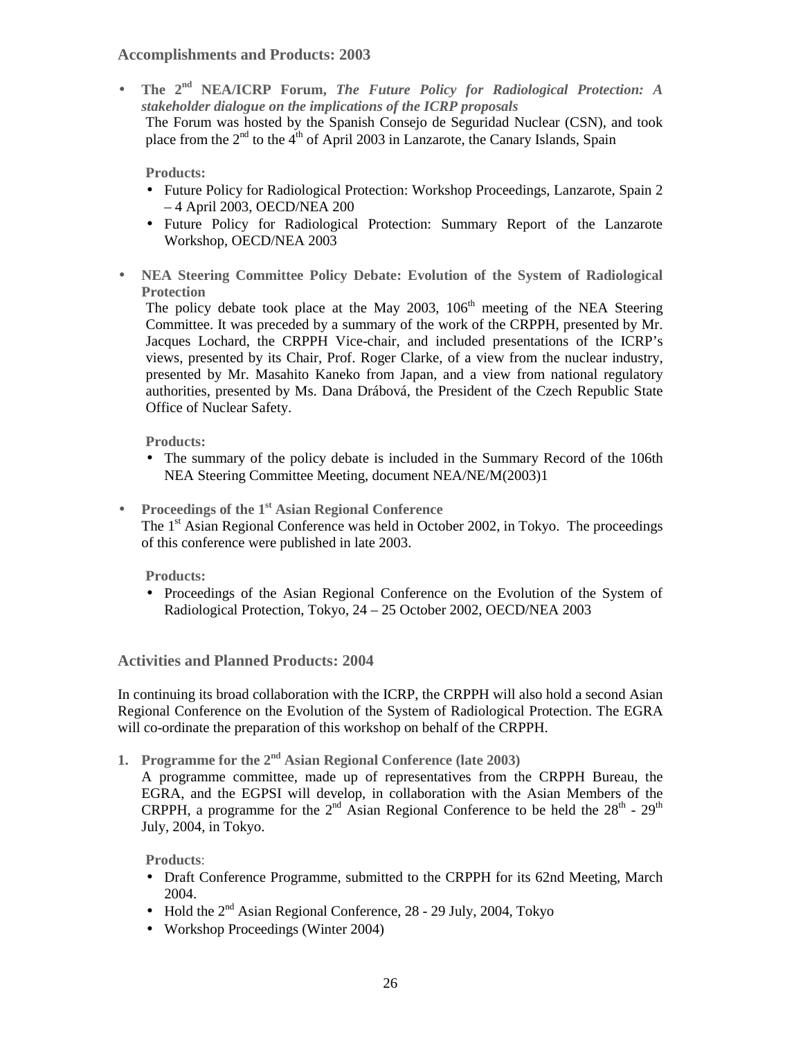## Accomplishments and Products: 2003

- **The 2nd NEA/ICRP Forum, *The Future Policy for Radiological Protection: A stakeholder dialogue on the implications of the ICRP proposals***
  The Forum was hosted by the Spanish Consejo de Seguridad Nuclear (CSN), and took place from the 2nd to the 4th of April 2003 in Lanzarote, the Canary Islands, Spain

  **Products:**
  - Future Policy for Radiological Protection: Workshop Proceedings, Lanzarote, Spain 2 – 4 April 2003, OECD/NEA 200
  - Future Policy for Radiological Protection: Summary Report of the Lanzarote Workshop, OECD/NEA 2003

- **NEA Steering Committee Policy Debate: Evolution of the System of Radiological Protection**
  The policy debate took place at the May 2003, 106th meeting of the NEA Steering Committee. It was preceded by a summary of the work of the CRPPH, presented by Mr. Jacques Lochard, the CRPPH Vice-chair, and included presentations of the ICRP's views, presented by its Chair, Prof. Roger Clarke, of a view from the nuclear industry, presented by Mr. Masahito Kaneko from Japan, and a view from national regulatory authorities, presented by Ms. Dana Drábová, the President of the Czech Republic State Office of Nuclear Safety.

  **Products:**
  - The summary of the policy debate is included in the Summary Record of the 106th NEA Steering Committee Meeting, document NEA/NE/M(2003)1

- **Proceedings of the 1st Asian Regional Conference**
  The 1st Asian Regional Conference was held in October 2002, in Tokyo. The proceedings of this conference were published in late 2003.

  **Products:**
  - Proceedings of the Asian Regional Conference on the Evolution of the System of Radiological Protection, Tokyo, 24 – 25 October 2002, OECD/NEA 2003

## Activities and Planned Products: 2004

In continuing its broad collaboration with the ICRP, the CRPPH will also hold a second Asian Regional Conference on the Evolution of the System of Radiological Protection. The EGRA will co-ordinate the preparation of this workshop on behalf of the CRPPH.

1. **Programme for the 2nd Asian Regional Conference (late 2003)**
   A programme committee, made up of representatives from the CRPPH Bureau, the EGRA, and the EGPSI will develop, in collaboration with the Asian Members of the CRPPH, a programme for the 2nd Asian Regional Conference to be held the 28th - 29th July, 2004, in Tokyo.

   **Products**:
   - Draft Conference Programme, submitted to the CRPPH for its 62nd Meeting, March 2004.
   - Hold the 2nd Asian Regional Conference, 28 - 29 July, 2004, Tokyo
   - Workshop Proceedings (Winter 2004)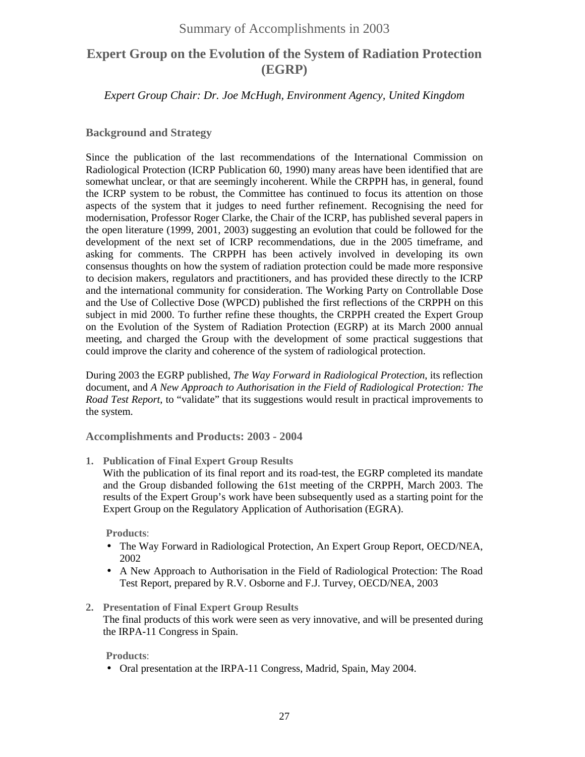# Expert Group on the Evolution of the System of Radiation Protection (EGRP)

*Expert Group Chair: Dr. Joe McHugh, Environment Agency, United Kingdom*

## Background and Strategy

Since the publication of the last recommendations of the International Commission on Radiological Protection (ICRP Publication 60, 1990) many areas have been identified that are somewhat unclear, or that are seemingly incoherent. While the CRPPH has, in general, found the ICRP system to be robust, the Committee has continued to focus its attention on those aspects of the system that it judges to need further refinement. Recognising the need for modernisation, Professor Roger Clarke, the Chair of the ICRP, has published several papers in the open literature (1999, 2001, 2003) suggesting an evolution that could be followed for the development of the next set of ICRP recommendations, due in the 2005 timeframe, and asking for comments. The CRPPH has been actively involved in developing its own consensus thoughts on how the system of radiation protection could be made more responsive to decision makers, regulators and practitioners, and has provided these directly to the ICRP and the international community for consideration. The Working Party on Controllable Dose and the Use of Collective Dose (WPCD) published the first reflections of the CRPPH on this subject in mid 2000. To further refine these thoughts, the CRPPH created the Expert Group on the Evolution of the System of Radiation Protection (EGRP) at its March 2000 annual meeting, and charged the Group with the development of some practical suggestions that could improve the clarity and coherence of the system of radiological protection.

During 2003 the EGRP published, *The Way Forward in Radiological Protection*, its reflection document, and *A New Approach to Authorisation in the Field of Radiological Protection: The Road Test Report*, to "validate" that its suggestions would result in practical improvements to the system.

## Accomplishments and Products: 2003 - 2004

1. **Publication of Final Expert Group Results**
   With the publication of its final report and its road-test, the EGRP completed its mandate and the Group disbanded following the 61st meeting of the CRPPH, March 2003. The results of the Expert Group's work have been subsequently used as a starting point for the Expert Group on the Regulatory Application of Authorisation (EGRA).

   **Products**:
   - The Way Forward in Radiological Protection, An Expert Group Report, OECD/NEA, 2002
   - A New Approach to Authorisation in the Field of Radiological Protection: The Road Test Report, prepared by R.V. Osborne and F.J. Turvey, OECD/NEA, 2003

2. **Presentation of Final Expert Group Results**
   The final products of this work were seen as very innovative, and will be presented during the IRPA-11 Congress in Spain.

   **Products**:
   - Oral presentation at the IRPA-11 Congress, Madrid, Spain, May 2004.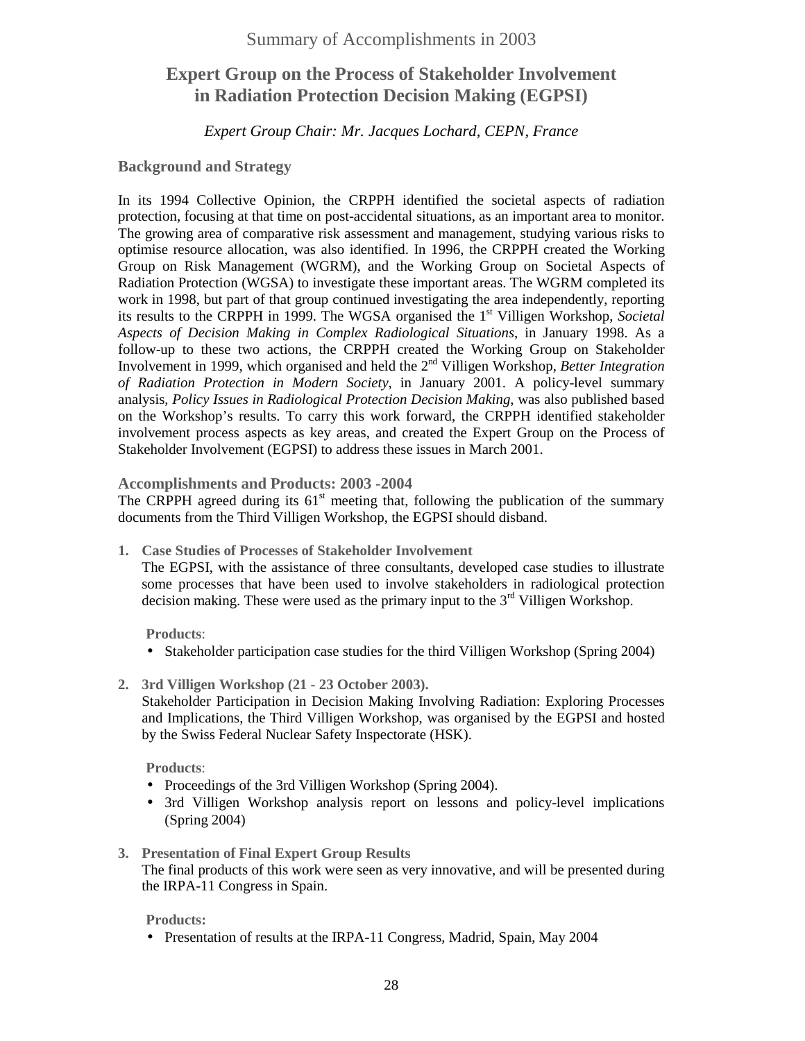# Summary of Accomplishments in 2003

## Expert Group on the Process of Stakeholder Involvement in Radiation Protection Decision Making (EGPSI)

*Expert Group Chair: Mr. Jacques Lochard, CEPN, France*

### Background and Strategy

In its 1994 Collective Opinion, the CRPPH identified the societal aspects of radiation protection, focusing at that time on post-accidental situations, as an important area to monitor. The growing area of comparative risk assessment and management, studying various risks to optimise resource allocation, was also identified. In 1996, the CRPPH created the Working Group on Risk Management (WGRM), and the Working Group on Societal Aspects of Radiation Protection (WGSA) to investigate these important areas. The WGRM completed its work in 1998, but part of that group continued investigating the area independently, reporting its results to the CRPPH in 1999. The WGSA organised the 1st Villigen Workshop, *Societal Aspects of Decision Making in Complex Radiological Situations*, in January 1998. As a follow-up to these two actions, the CRPPH created the Working Group on Stakeholder Involvement in 1999, which organised and held the 2nd Villigen Workshop, *Better Integration of Radiation Protection in Modern Society*, in January 2001. A policy-level summary analysis, *Policy Issues in Radiological Protection Decision Making*, was also published based on the Workshop's results. To carry this work forward, the CRPPH identified stakeholder involvement process aspects as key areas, and created the Expert Group on the Process of Stakeholder Involvement (EGPSI) to address these issues in March 2001.

### Accomplishments and Products: 2003 -2004

The CRPPH agreed during its 61st meeting that, following the publication of the summary documents from the Third Villigen Workshop, the EGPSI should disband.

1. **Case Studies of Processes of Stakeholder Involvement**
   The EGPSI, with the assistance of three consultants, developed case studies to illustrate some processes that have been used to involve stakeholders in radiological protection decision making. These were used as the primary input to the 3rd Villigen Workshop.

   **Products**:
   - Stakeholder participation case studies for the third Villigen Workshop (Spring 2004)

2. **3rd Villigen Workshop (21 - 23 October 2003).**
   Stakeholder Participation in Decision Making Involving Radiation: Exploring Processes and Implications, the Third Villigen Workshop, was organised by the EGPSI and hosted by the Swiss Federal Nuclear Safety Inspectorate (HSK).

   **Products**:
   - Proceedings of the 3rd Villigen Workshop (Spring 2004).
   - 3rd Villigen Workshop analysis report on lessons and policy-level implications (Spring 2004)

3. **Presentation of Final Expert Group Results**
   The final products of this work were seen as very innovative, and will be presented during the IRPA-11 Congress in Spain.

   **Products:**
   - Presentation of results at the IRPA-11 Congress, Madrid, Spain, May 2004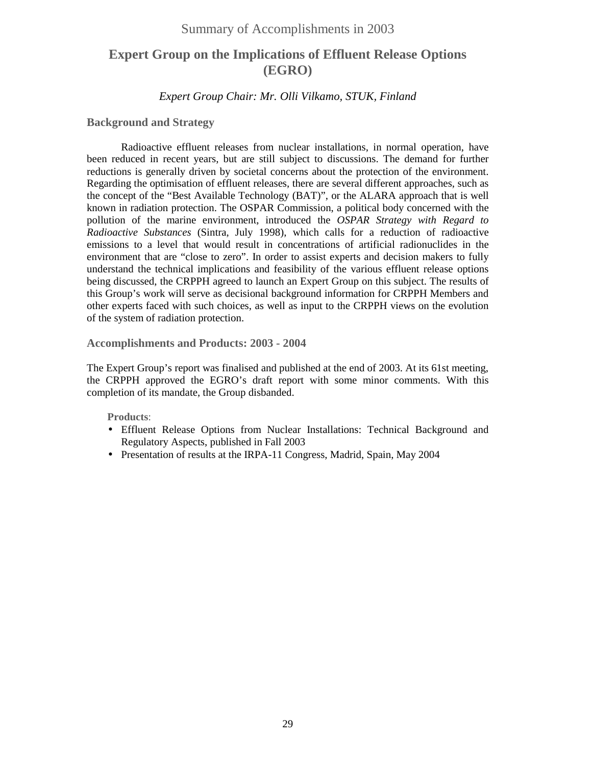# Expert Group on the Implications of Effluent Release Options (EGRO)

*Expert Group Chair: Mr. Olli Vilkamo, STUK, Finland*

## Background and Strategy

Radioactive effluent releases from nuclear installations, in normal operation, have been reduced in recent years, but are still subject to discussions. The demand for further reductions is generally driven by societal concerns about the protection of the environment. Regarding the optimisation of effluent releases, there are several different approaches, such as the concept of the "Best Available Technology (BAT)", or the ALARA approach that is well known in radiation protection. The OSPAR Commission, a political body concerned with the pollution of the marine environment, introduced the *OSPAR Strategy with Regard to Radioactive Substances* (Sintra, July 1998), which calls for a reduction of radioactive emissions to a level that would result in concentrations of artificial radionuclides in the environment that are "close to zero". In order to assist experts and decision makers to fully understand the technical implications and feasibility of the various effluent release options being discussed, the CRPPH agreed to launch an Expert Group on this subject. The results of this Group's work will serve as decisional background information for CRPPH Members and other experts faced with such choices, as well as input to the CRPPH views on the evolution of the system of radiation protection.

## Accomplishments and Products: 2003 - 2004

The Expert Group's report was finalised and published at the end of 2003. At its 61st meeting, the CRPPH approved the EGRO's draft report with some minor comments. With this completion of its mandate, the Group disbanded.

**Products**:

- Effluent Release Options from Nuclear Installations: Technical Background and Regulatory Aspects, published in Fall 2003
- Presentation of results at the IRPA-11 Congress, Madrid, Spain, May 2004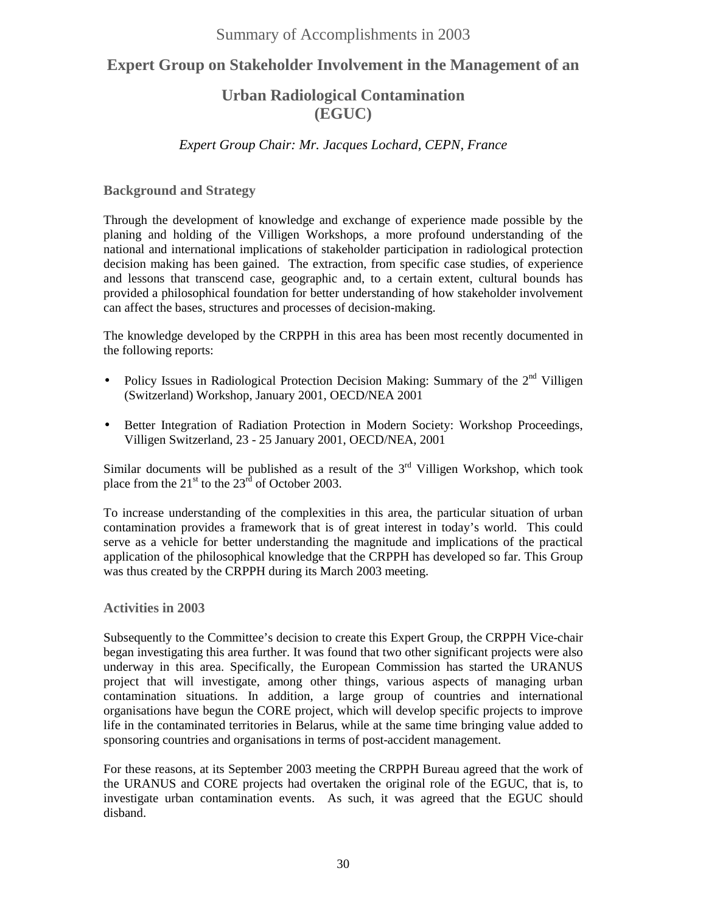Summary of Accomplishments in 2003

# Expert Group on Stakeholder Involvement in the Management of an Urban Radiological Contamination (EGUC)

*Expert Group Chair: Mr. Jacques Lochard, CEPN, France*

## Background and Strategy

Through the development of knowledge and exchange of experience made possible by the planing and holding of the Villigen Workshops, a more profound understanding of the national and international implications of stakeholder participation in radiological protection decision making has been gained. The extraction, from specific case studies, of experience and lessons that transcend case, geographic and, to a certain extent, cultural bounds has provided a philosophical foundation for better understanding of how stakeholder involvement can affect the bases, structures and processes of decision-making.

The knowledge developed by the CRPPH in this area has been most recently documented in the following reports:

- Policy Issues in Radiological Protection Decision Making: Summary of the 2nd Villigen (Switzerland) Workshop, January 2001, OECD/NEA 2001
- Better Integration of Radiation Protection in Modern Society: Workshop Proceedings, Villigen Switzerland, 23 - 25 January 2001, OECD/NEA, 2001

Similar documents will be published as a result of the 3rd Villigen Workshop, which took place from the 21st to the 23rd of October 2003.

To increase understanding of the complexities in this area, the particular situation of urban contamination provides a framework that is of great interest in today's world. This could serve as a vehicle for better understanding the magnitude and implications of the practical application of the philosophical knowledge that the CRPPH has developed so far. This Group was thus created by the CRPPH during its March 2003 meeting.

## Activities in 2003

Subsequently to the Committee's decision to create this Expert Group, the CRPPH Vice-chair began investigating this area further. It was found that two other significant projects were also underway in this area. Specifically, the European Commission has started the URANUS project that will investigate, among other things, various aspects of managing urban contamination situations. In addition, a large group of countries and international organisations have begun the CORE project, which will develop specific projects to improve life in the contaminated territories in Belarus, while at the same time bringing value added to sponsoring countries and organisations in terms of post-accident management.

For these reasons, at its September 2003 meeting the CRPPH Bureau agreed that the work of the URANUS and CORE projects had overtaken the original role of the EGUC, that is, to investigate urban contamination events. As such, it was agreed that the EGUC should disband.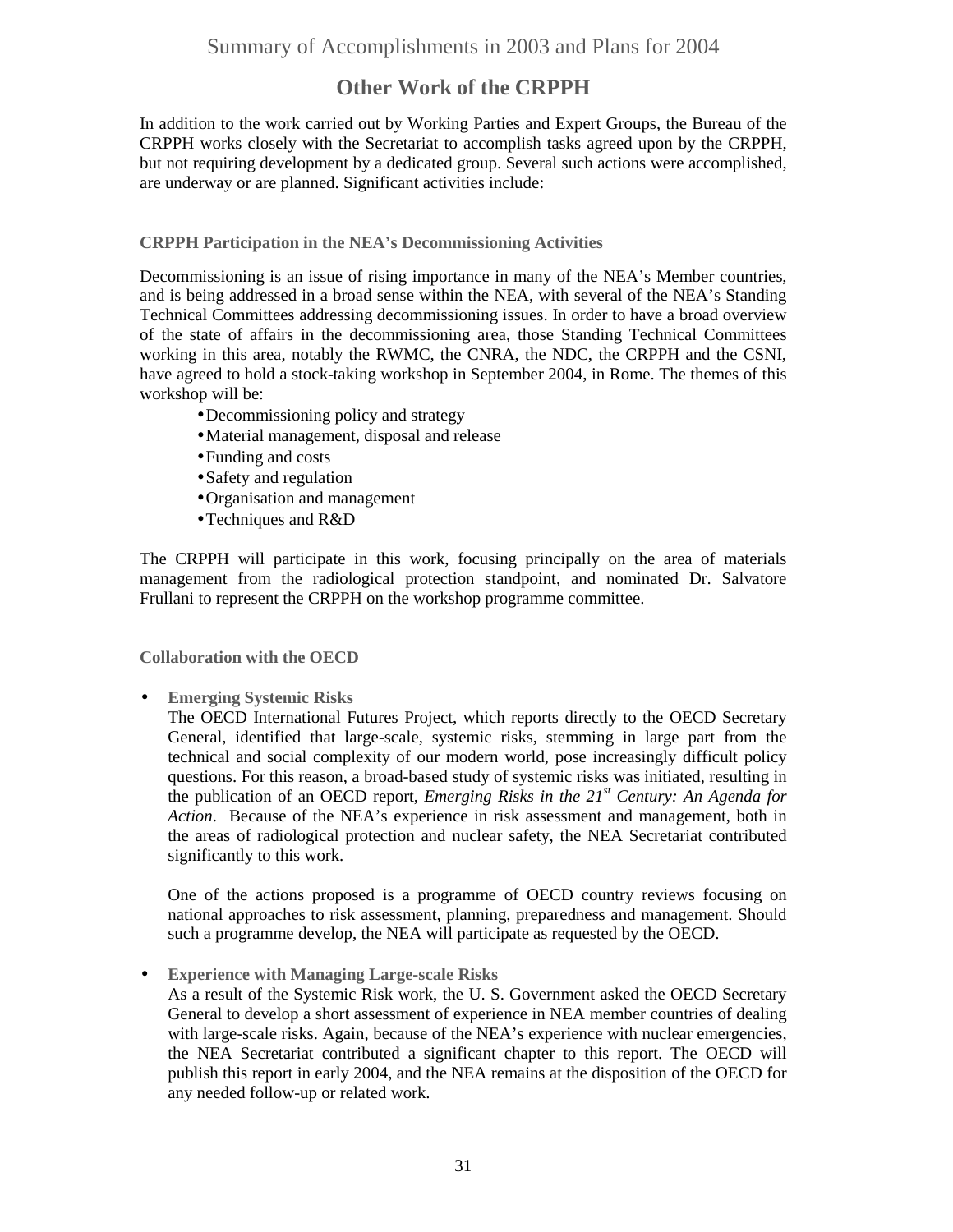## Other Work of the CRPPH

In addition to the work carried out by Working Parties and Expert Groups, the Bureau of the CRPPH works closely with the Secretariat to accomplish tasks agreed upon by the CRPPH, but not requiring development by a dedicated group. Several such actions were accomplished, are underway or are planned. Significant activities include:

### CRPPH Participation in the NEA's Decommissioning Activities

Decommissioning is an issue of rising importance in many of the NEA's Member countries, and is being addressed in a broad sense within the NEA, with several of the NEA's Standing Technical Committees addressing decommissioning issues. In order to have a broad overview of the state of affairs in the decommissioning area, those Standing Technical Committees working in this area, notably the RWMC, the CNRA, the NDC, the CRPPH and the CSNI, have agreed to hold a stock-taking workshop in September 2004, in Rome. The themes of this workshop will be:

- Decommissioning policy and strategy
- Material management, disposal and release
- Funding and costs
- Safety and regulation
- Organisation and management
- Techniques and R&D

The CRPPH will participate in this work, focusing principally on the area of materials management from the radiological protection standpoint, and nominated Dr. Salvatore Frullani to represent the CRPPH on the workshop programme committee.

### Collaboration with the OECD

- **Emerging Systemic Risks**
  The OECD International Futures Project, which reports directly to the OECD Secretary General, identified that large-scale, systemic risks, stemming in large part from the technical and social complexity of our modern world, pose increasingly difficult policy questions. For this reason, a broad-based study of systemic risks was initiated, resulting in the publication of an OECD report, *Emerging Risks in the 21st Century: An Agenda for Action*. Because of the NEA's experience in risk assessment and management, both in the areas of radiological protection and nuclear safety, the NEA Secretariat contributed significantly to this work.

  One of the actions proposed is a programme of OECD country reviews focusing on national approaches to risk assessment, planning, preparedness and management. Should such a programme develop, the NEA will participate as requested by the OECD.

- **Experience with Managing Large-scale Risks**
  As a result of the Systemic Risk work, the U. S. Government asked the OECD Secretary General to develop a short assessment of experience in NEA member countries of dealing with large-scale risks. Again, because of the NEA's experience with nuclear emergencies, the NEA Secretariat contributed a significant chapter to this report. The OECD will publish this report in early 2004, and the NEA remains at the disposition of the OECD for any needed follow-up or related work.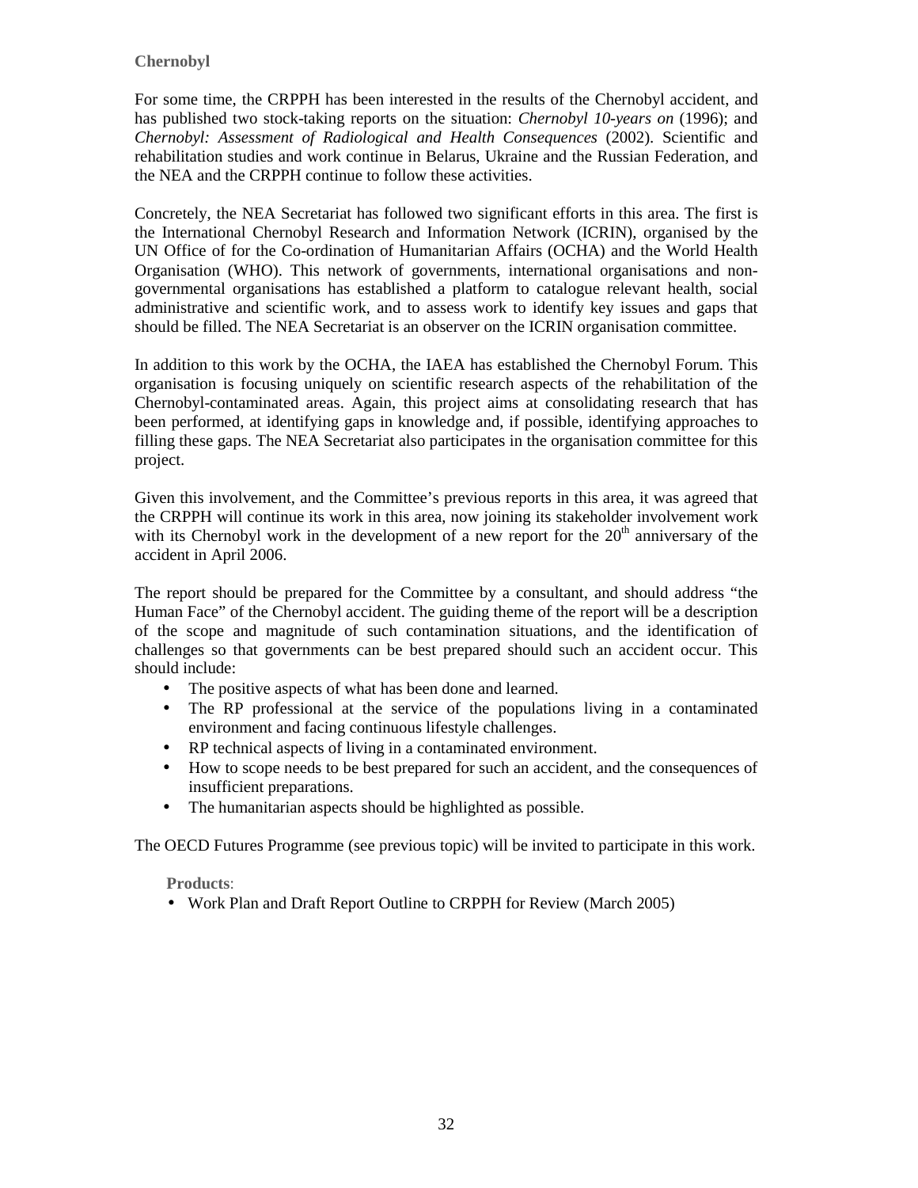### Chernobyl

For some time, the CRPPH has been interested in the results of the Chernobyl accident, and has published two stock-taking reports on the situation: *Chernobyl 10-years on* (1996); and *Chernobyl: Assessment of Radiological and Health Consequences* (2002). Scientific and rehabilitation studies and work continue in Belarus, Ukraine and the Russian Federation, and the NEA and the CRPPH continue to follow these activities.

Concretely, the NEA Secretariat has followed two significant efforts in this area. The first is the International Chernobyl Research and Information Network (ICRIN), organised by the UN Office of for the Co-ordination of Humanitarian Affairs (OCHA) and the World Health Organisation (WHO). This network of governments, international organisations and non-governmental organisations has established a platform to catalogue relevant health, social administrative and scientific work, and to assess work to identify key issues and gaps that should be filled. The NEA Secretariat is an observer on the ICRIN organisation committee.

In addition to this work by the OCHA, the IAEA has established the Chernobyl Forum. This organisation is focusing uniquely on scientific research aspects of the rehabilitation of the Chernobyl-contaminated areas. Again, this project aims at consolidating research that has been performed, at identifying gaps in knowledge and, if possible, identifying approaches to filling these gaps. The NEA Secretariat also participates in the organisation committee for this project.

Given this involvement, and the Committee's previous reports in this area, it was agreed that the CRPPH will continue its work in this area, now joining its stakeholder involvement work with its Chernobyl work in the development of a new report for the 20th anniversary of the accident in April 2006.

The report should be prepared for the Committee by a consultant, and should address "the Human Face" of the Chernobyl accident. The guiding theme of the report will be a description of the scope and magnitude of such contamination situations, and the identification of challenges so that governments can be best prepared should such an accident occur. This should include:

- The positive aspects of what has been done and learned.
- The RP professional at the service of the populations living in a contaminated environment and facing continuous lifestyle challenges.
- RP technical aspects of living in a contaminated environment.
- How to scope needs to be best prepared for such an accident, and the consequences of insufficient preparations.
- The humanitarian aspects should be highlighted as possible.

The OECD Futures Programme (see previous topic) will be invited to participate in this work.

**Products**:

- Work Plan and Draft Report Outline to CRPPH for Review (March 2005)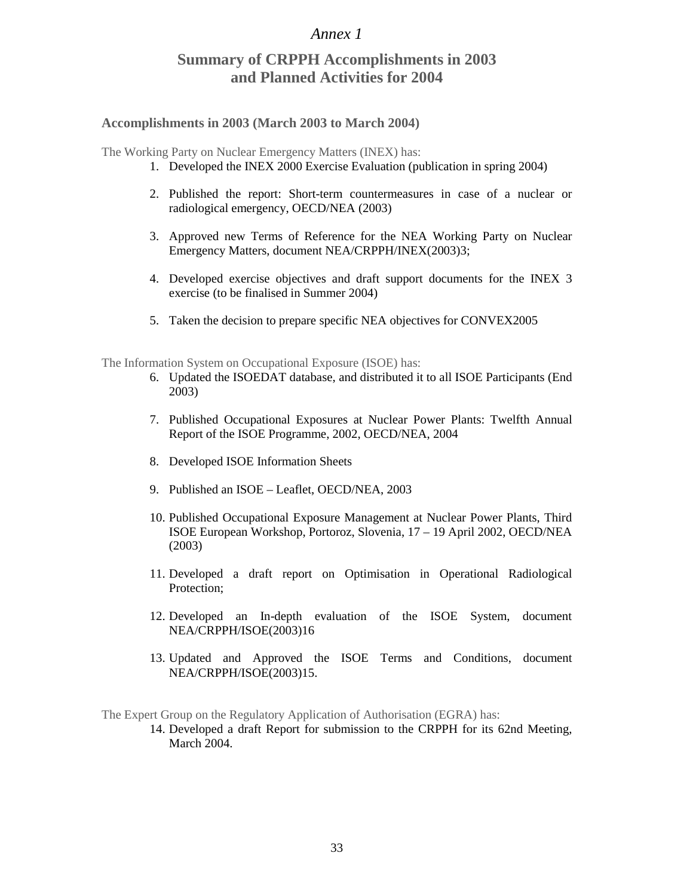*Annex 1*

# Summary of CRPPH Accomplishments in 2003 and Planned Activities for 2004

## Accomplishments in 2003 (March 2003 to March 2004)

The Working Party on Nuclear Emergency Matters (INEX) has:

1. Developed the INEX 2000 Exercise Evaluation (publication in spring 2004)

2. Published the report: Short-term countermeasures in case of a nuclear or radiological emergency, OECD/NEA (2003)

3. Approved new Terms of Reference for the NEA Working Party on Nuclear Emergency Matters, document NEA/CRPPH/INEX(2003)3;

4. Developed exercise objectives and draft support documents for the INEX 3 exercise (to be finalised in Summer 2004)

5. Taken the decision to prepare specific NEA objectives for CONVEX2005

The Information System on Occupational Exposure (ISOE) has:

6. Updated the ISOEDAT database, and distributed it to all ISOE Participants (End 2003)

7. Published Occupational Exposures at Nuclear Power Plants: Twelfth Annual Report of the ISOE Programme, 2002, OECD/NEA, 2004

8. Developed ISOE Information Sheets

9. Published an ISOE – Leaflet, OECD/NEA, 2003

10. Published Occupational Exposure Management at Nuclear Power Plants, Third ISOE European Workshop, Portoroz, Slovenia, 17 – 19 April 2002, OECD/NEA (2003)

11. Developed a draft report on Optimisation in Operational Radiological Protection;

12. Developed an In-depth evaluation of the ISOE System, document NEA/CRPPH/ISOE(2003)16

13. Updated and Approved the ISOE Terms and Conditions, document NEA/CRPPH/ISOE(2003)15.

The Expert Group on the Regulatory Application of Authorisation (EGRA) has:

14. Developed a draft Report for submission to the CRPPH for its 62nd Meeting, March 2004.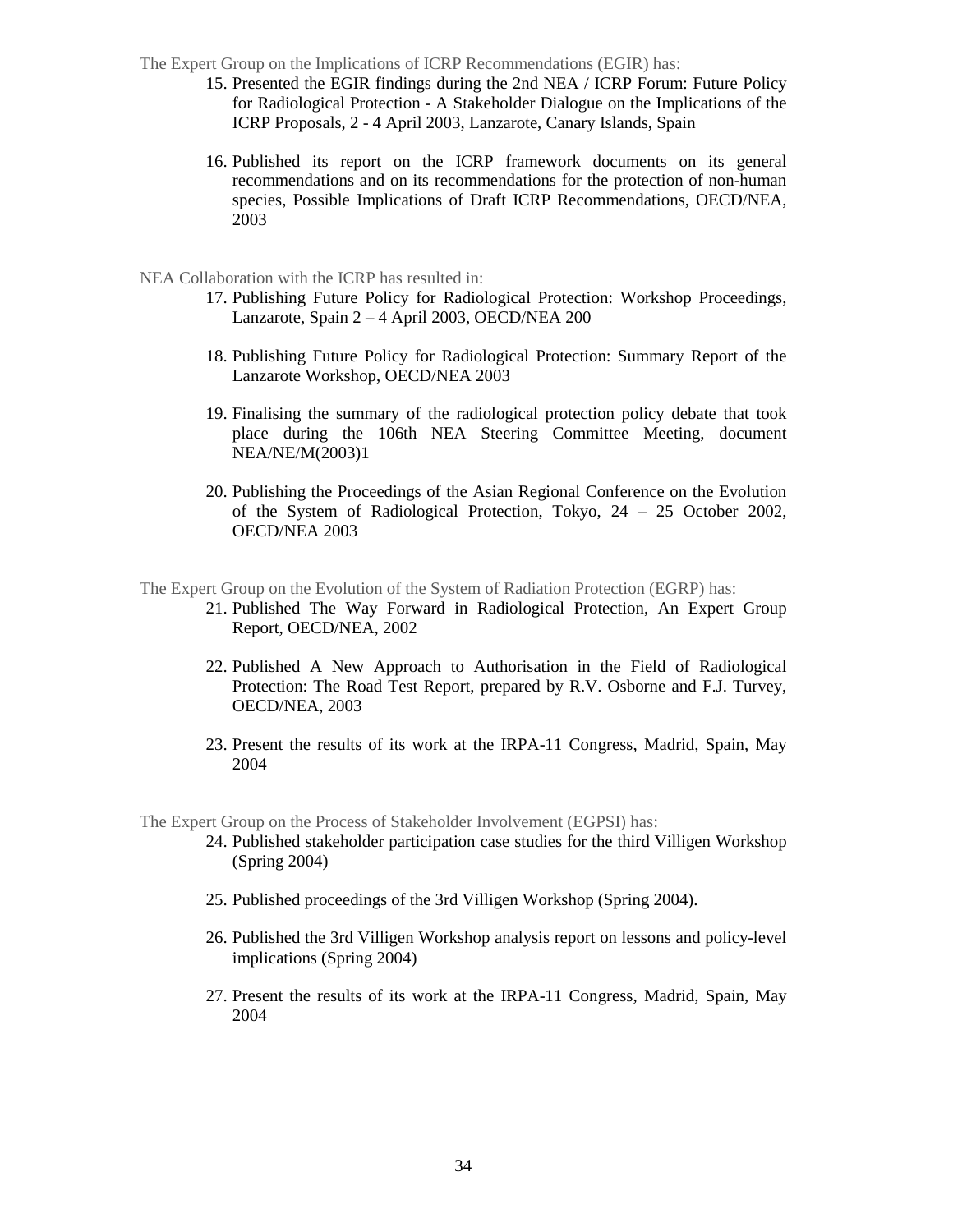The Expert Group on the Implications of ICRP Recommendations (EGIR) has:

15. Presented the EGIR findings during the 2nd NEA / ICRP Forum: Future Policy for Radiological Protection - A Stakeholder Dialogue on the Implications of the ICRP Proposals, 2 - 4 April 2003, Lanzarote, Canary Islands, Spain

16. Published its report on the ICRP framework documents on its general recommendations and on its recommendations for the protection of non-human species, Possible Implications of Draft ICRP Recommendations, OECD/NEA, 2003

NEA Collaboration with the ICRP has resulted in:

17. Publishing Future Policy for Radiological Protection: Workshop Proceedings, Lanzarote, Spain 2 – 4 April 2003, OECD/NEA 200

18. Publishing Future Policy for Radiological Protection: Summary Report of the Lanzarote Workshop, OECD/NEA 2003

19. Finalising the summary of the radiological protection policy debate that took place during the 106th NEA Steering Committee Meeting, document NEA/NE/M(2003)1

20. Publishing the Proceedings of the Asian Regional Conference on the Evolution of the System of Radiological Protection, Tokyo, 24 – 25 October 2002, OECD/NEA 2003

The Expert Group on the Evolution of the System of Radiation Protection (EGRP) has:

21. Published The Way Forward in Radiological Protection, An Expert Group Report, OECD/NEA, 2002

22. Published A New Approach to Authorisation in the Field of Radiological Protection: The Road Test Report, prepared by R.V. Osborne and F.J. Turvey, OECD/NEA, 2003

23. Present the results of its work at the IRPA-11 Congress, Madrid, Spain, May 2004

The Expert Group on the Process of Stakeholder Involvement (EGPSI) has:

24. Published stakeholder participation case studies for the third Villigen Workshop (Spring 2004)

25. Published proceedings of the 3rd Villigen Workshop (Spring 2004).

26. Published the 3rd Villigen Workshop analysis report on lessons and policy-level implications (Spring 2004)

27. Present the results of its work at the IRPA-11 Congress, Madrid, Spain, May 2004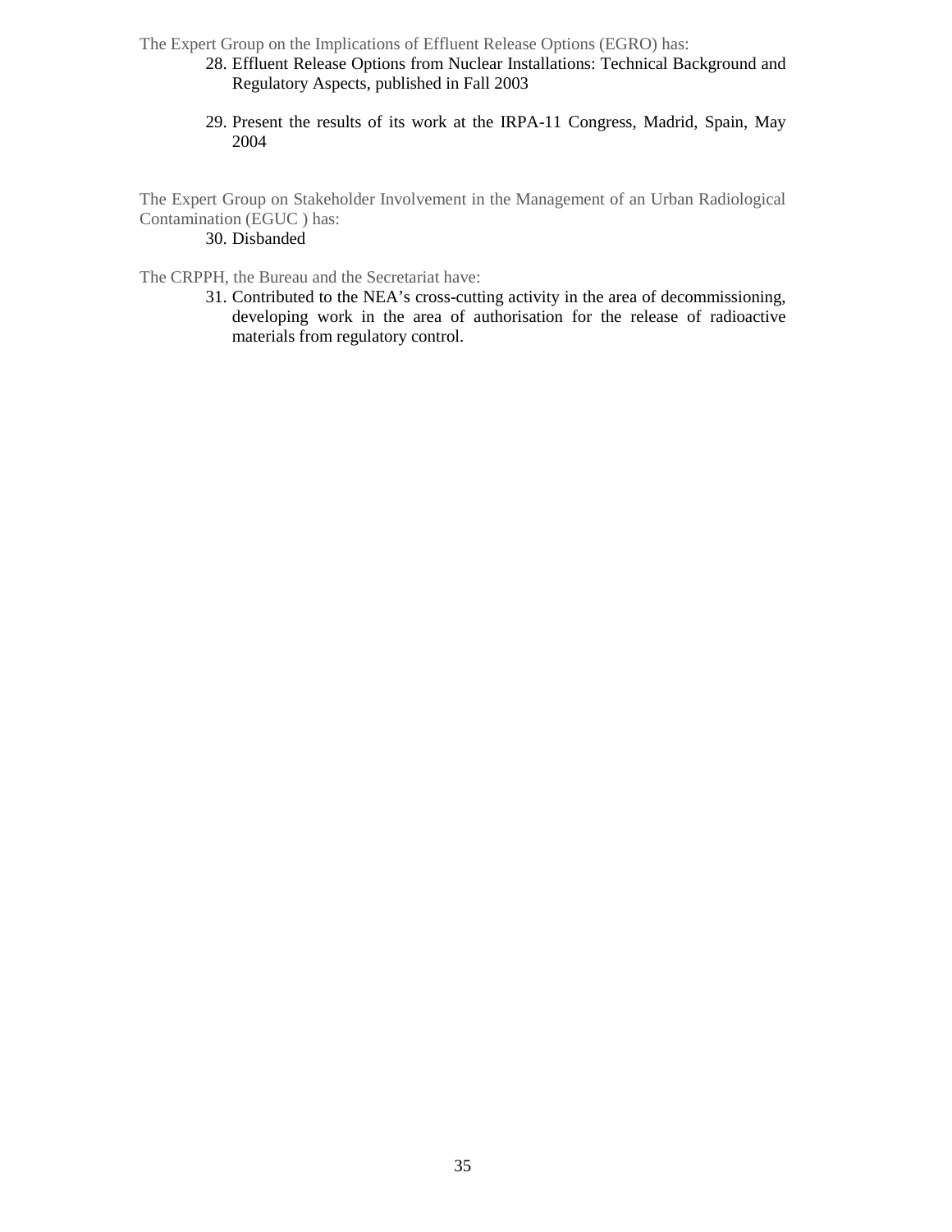The Expert Group on the Implications of Effluent Release Options (EGRO) has:

28. Effluent Release Options from Nuclear Installations: Technical Background and Regulatory Aspects, published in Fall 2003

29. Present the results of its work at the IRPA-11 Congress, Madrid, Spain, May 2004

The Expert Group on Stakeholder Involvement in the Management of an Urban Radiological Contamination (EGUC ) has:

30. Disbanded

The CRPPH, the Bureau and the Secretariat have:

31. Contributed to the NEA's cross-cutting activity in the area of decommissioning, developing work in the area of authorisation for the release of radioactive materials from regulatory control.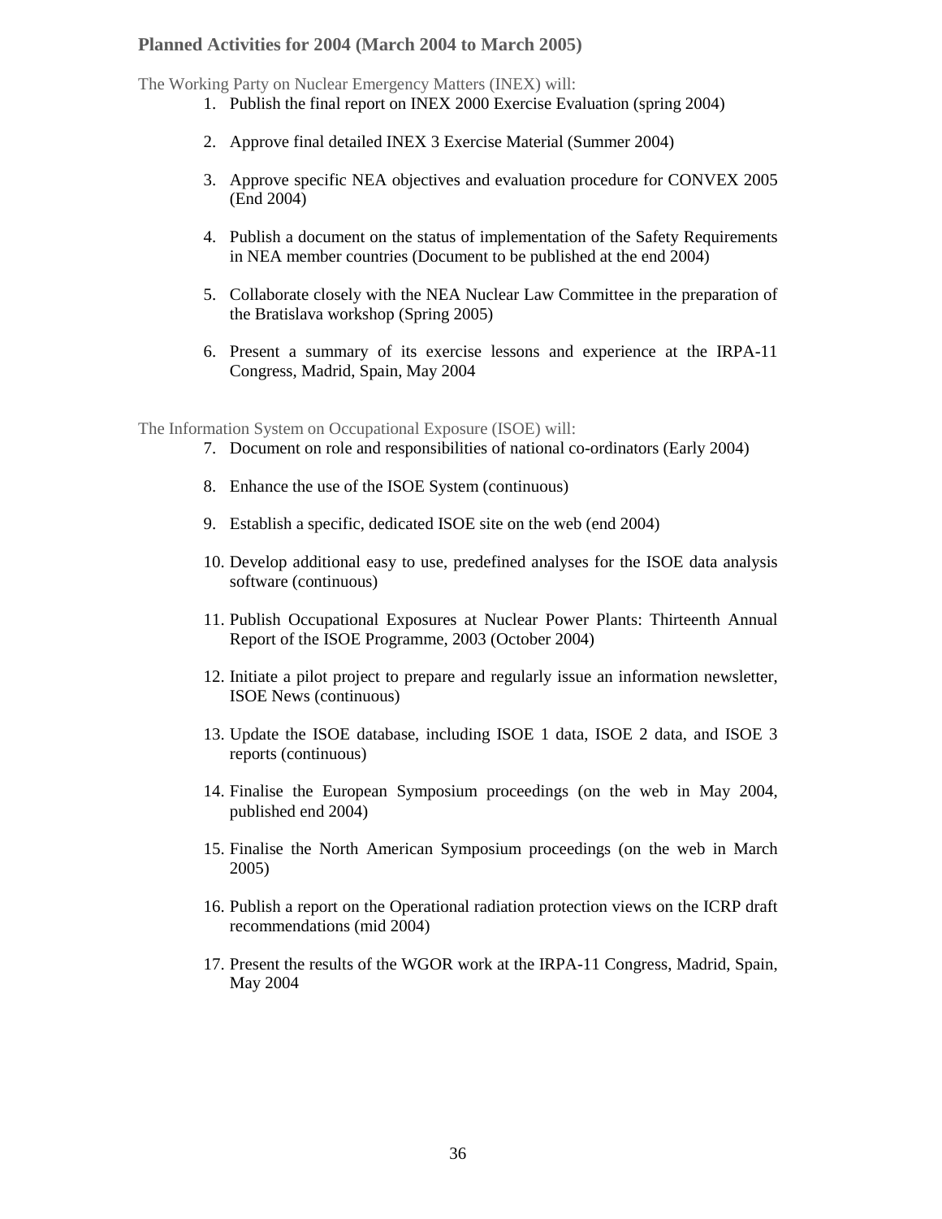### Planned Activities for 2004 (March 2004 to March 2005)

The Working Party on Nuclear Emergency Matters (INEX) will:

1. Publish the final report on INEX 2000 Exercise Evaluation (spring 2004)
2. Approve final detailed INEX 3 Exercise Material (Summer 2004)
3. Approve specific NEA objectives and evaluation procedure for CONVEX 2005 (End 2004)
4. Publish a document on the status of implementation of the Safety Requirements in NEA member countries (Document to be published at the end 2004)
5. Collaborate closely with the NEA Nuclear Law Committee in the preparation of the Bratislava workshop (Spring 2005)
6. Present a summary of its exercise lessons and experience at the IRPA-11 Congress, Madrid, Spain, May 2004

The Information System on Occupational Exposure (ISOE) will:

7. Document on role and responsibilities of national co-ordinators (Early 2004)
8. Enhance the use of the ISOE System (continuous)
9. Establish a specific, dedicated ISOE site on the web (end 2004)
10. Develop additional easy to use, predefined analyses for the ISOE data analysis software (continuous)
11. Publish Occupational Exposures at Nuclear Power Plants: Thirteenth Annual Report of the ISOE Programme, 2003 (October 2004)
12. Initiate a pilot project to prepare and regularly issue an information newsletter, ISOE News (continuous)
13. Update the ISOE database, including ISOE 1 data, ISOE 2 data, and ISOE 3 reports (continuous)
14. Finalise the European Symposium proceedings (on the web in May 2004, published end 2004)
15. Finalise the North American Symposium proceedings (on the web in March 2005)
16. Publish a report on the Operational radiation protection views on the ICRP draft recommendations (mid 2004)
17. Present the results of the WGOR work at the IRPA-11 Congress, Madrid, Spain, May 2004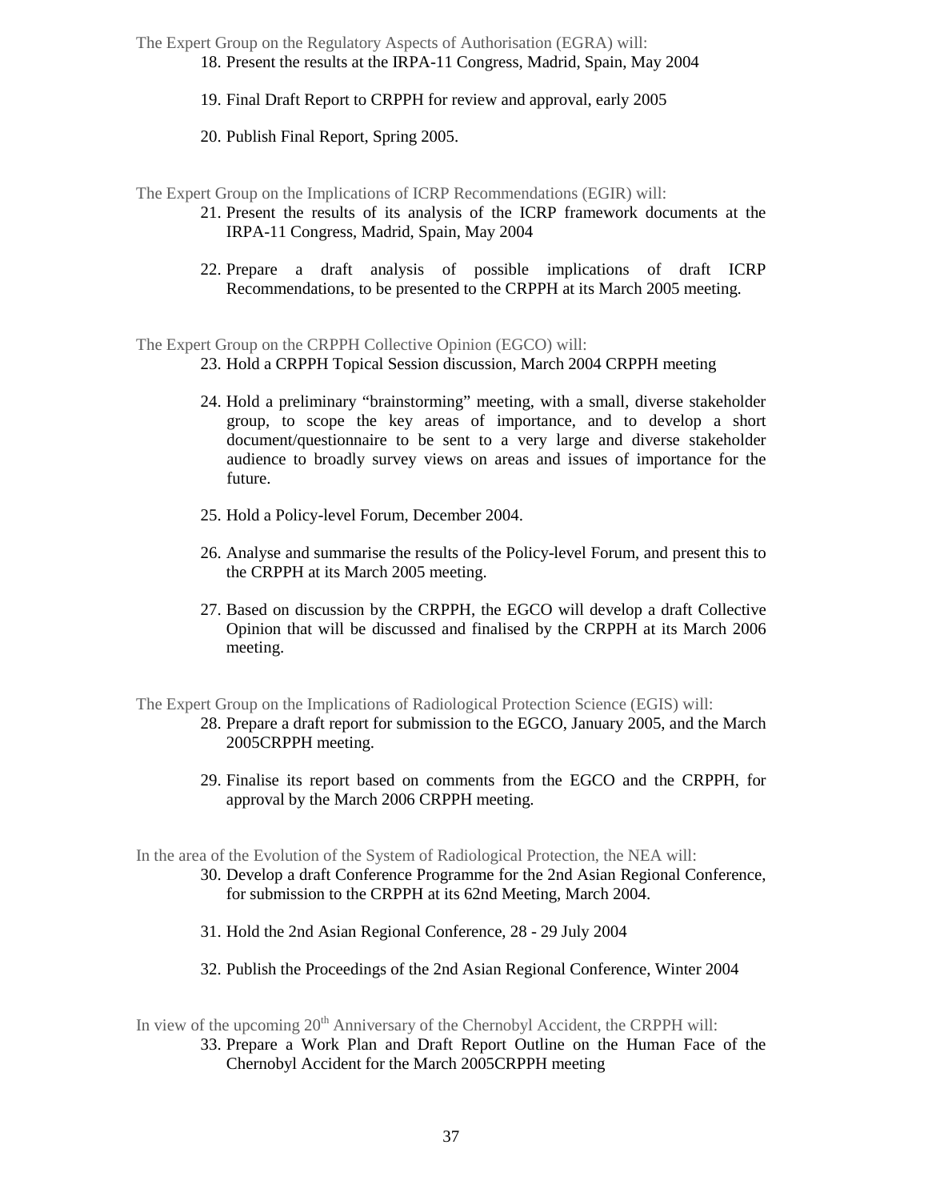The Expert Group on the Regulatory Aspects of Authorisation (EGRA) will:

18. Present the results at the IRPA-11 Congress, Madrid, Spain, May 2004

19. Final Draft Report to CRPPH for review and approval, early 2005

20. Publish Final Report, Spring 2005.

The Expert Group on the Implications of ICRP Recommendations (EGIR) will:

21. Present the results of its analysis of the ICRP framework documents at the IRPA-11 Congress, Madrid, Spain, May 2004

22. Prepare a draft analysis of possible implications of draft ICRP Recommendations, to be presented to the CRPPH at its March 2005 meeting.

The Expert Group on the CRPPH Collective Opinion (EGCO) will:

23. Hold a CRPPH Topical Session discussion, March 2004 CRPPH meeting

24. Hold a preliminary "brainstorming" meeting, with a small, diverse stakeholder group, to scope the key areas of importance, and to develop a short document/questionnaire to be sent to a very large and diverse stakeholder audience to broadly survey views on areas and issues of importance for the future.

25. Hold a Policy-level Forum, December 2004.

26. Analyse and summarise the results of the Policy-level Forum, and present this to the CRPPH at its March 2005 meeting.

27. Based on discussion by the CRPPH, the EGCO will develop a draft Collective Opinion that will be discussed and finalised by the CRPPH at its March 2006 meeting.

The Expert Group on the Implications of Radiological Protection Science (EGIS) will:

28. Prepare a draft report for submission to the EGCO, January 2005, and the March 2005CRPPH meeting.

29. Finalise its report based on comments from the EGCO and the CRPPH, for approval by the March 2006 CRPPH meeting.

In the area of the Evolution of the System of Radiological Protection, the NEA will:

30. Develop a draft Conference Programme for the 2nd Asian Regional Conference, for submission to the CRPPH at its 62nd Meeting, March 2004.

31. Hold the 2nd Asian Regional Conference, 28 - 29 July 2004

32. Publish the Proceedings of the 2nd Asian Regional Conference, Winter 2004

In view of the upcoming 20th Anniversary of the Chernobyl Accident, the CRPPH will:

33. Prepare a Work Plan and Draft Report Outline on the Human Face of the Chernobyl Accident for the March 2005CRPPH meeting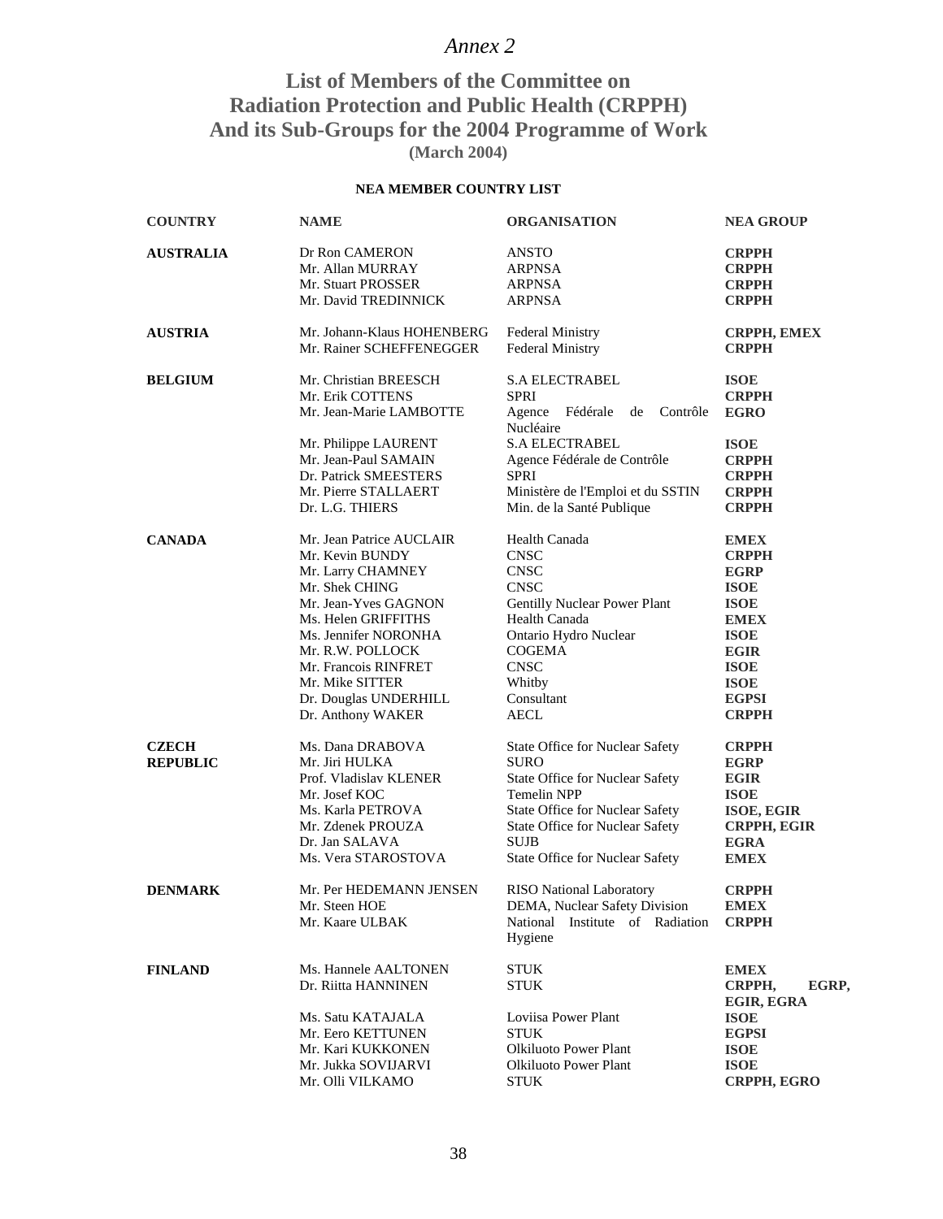*Annex 2*

# List of Members of the Committee on Radiation Protection and Public Health (CRPPH) And its Sub-Groups for the 2004 Programme of Work

**(March 2004)**

**NEA MEMBER COUNTRY LIST**

| COUNTRY | NAME | ORGANISATION | NEA GROUP |
|---|---|---|---|
| **AUSTRALIA** | Dr Ron CAMERON | ANSTO | **CRPPH** |
| | Mr. Allan MURRAY | ARPNSA | **CRPPH** |
| | Mr. Stuart PROSSER | ARPNSA | **CRPPH** |
| | Mr. David TREDINNICK | ARPNSA | **CRPPH** |
| **AUSTRIA** | Mr. Johann-Klaus HOHENBERG | Federal Ministry | **CRPPH, EMEX** |
| | Mr. Rainer SCHEFFENEGGER | Federal Ministry | **CRPPH** |
| **BELGIUM** | Mr. Christian BREESCH | S.A ELECTRABEL | **ISOE** |
| | Mr. Erik COTTENS | SPRI | **CRPPH** |
| | Mr. Jean-Marie LAMBOTTE | Agence Fédérale de Contrôle Nucléaire | **EGRO** |
| | Mr. Philippe LAURENT | S.A ELECTRABEL | **ISOE** |
| | Mr. Jean-Paul SAMAIN | Agence Fédérale de Contrôle | **CRPPH** |
| | Dr. Patrick SMEESTERS | SPRI | **CRPPH** |
| | Mr. Pierre STALLAERT | Ministère de l'Emploi et du SSTIN | **CRPPH** |
| | Dr. L.G. THIERS | Min. de la Santé Publique | **CRPPH** |
| **CANADA** | Mr. Jean Patrice AUCLAIR | Health Canada | **EMEX** |
| | Mr. Kevin BUNDY | CNSC | **CRPPH** |
| | Mr. Larry CHAMNEY | CNSC | **EGRP** |
| | Mr. Shek CHING | CNSC | **ISOE** |
| | Mr. Jean-Yves GAGNON | Gentilly Nuclear Power Plant | **ISOE** |
| | Ms. Helen GRIFFITHS | Health Canada | **EMEX** |
| | Ms. Jennifer NORONHA | Ontario Hydro Nuclear | **ISOE** |
| | Mr. R.W. POLLOCK | COGEMA | **EGIR** |
| | Mr. Francois RINFRET | CNSC | **ISOE** |
| | Mr. Mike SITTER | Whitby | **ISOE** |
| | Dr. Douglas UNDERHILL | Consultant | **EGPSI** |
| | Dr. Anthony WAKER | AECL | **CRPPH** |
| **CZECH REPUBLIC** | Ms. Dana DRABOVA | State Office for Nuclear Safety | **CRPPH** |
| | Mr. Jiri HULKA | SURO | **EGRP** |
| | Prof. Vladislav KLENER | State Office for Nuclear Safety | **EGIR** |
| | Mr. Josef KOC | Temelin NPP | **ISOE** |
| | Ms. Karla PETROVA | State Office for Nuclear Safety | **ISOE, EGIR** |
| | Mr. Zdenek PROUZA | State Office for Nuclear Safety | **CRPPH, EGIR** |
| | Dr. Jan SALAVA | SUJB | **EGRA** |
| | Ms. Vera STAROSTOVA | State Office for Nuclear Safety | **EMEX** |
| **DENMARK** | Mr. Per HEDEMANN JENSEN | RISO National Laboratory | **CRPPH** |
| | Mr. Steen HOE | DEMA, Nuclear Safety Division | **EMEX** |
| | Mr. Kaare ULBAK | National Institute of Radiation Hygiene | **CRPPH** |
| **FINLAND** | Ms. Hannele AALTONEN | STUK | **EMEX** |
| | Dr. Riitta HANNINEN | STUK | **CRPPH, EGRP, EGIR, EGRA** |
| | Ms. Satu KATAJALA | Loviisa Power Plant | **ISOE** |
| | Mr. Eero KETTUNEN | STUK | **EGPSI** |
| | Mr. Kari KUKKONEN | Olkiluoto Power Plant | **ISOE** |
| | Mr. Jukka SOVIJARVI | Olkiluoto Power Plant | **ISOE** |
| | Mr. Olli VILKAMO | STUK | **CRPPH, EGRO** |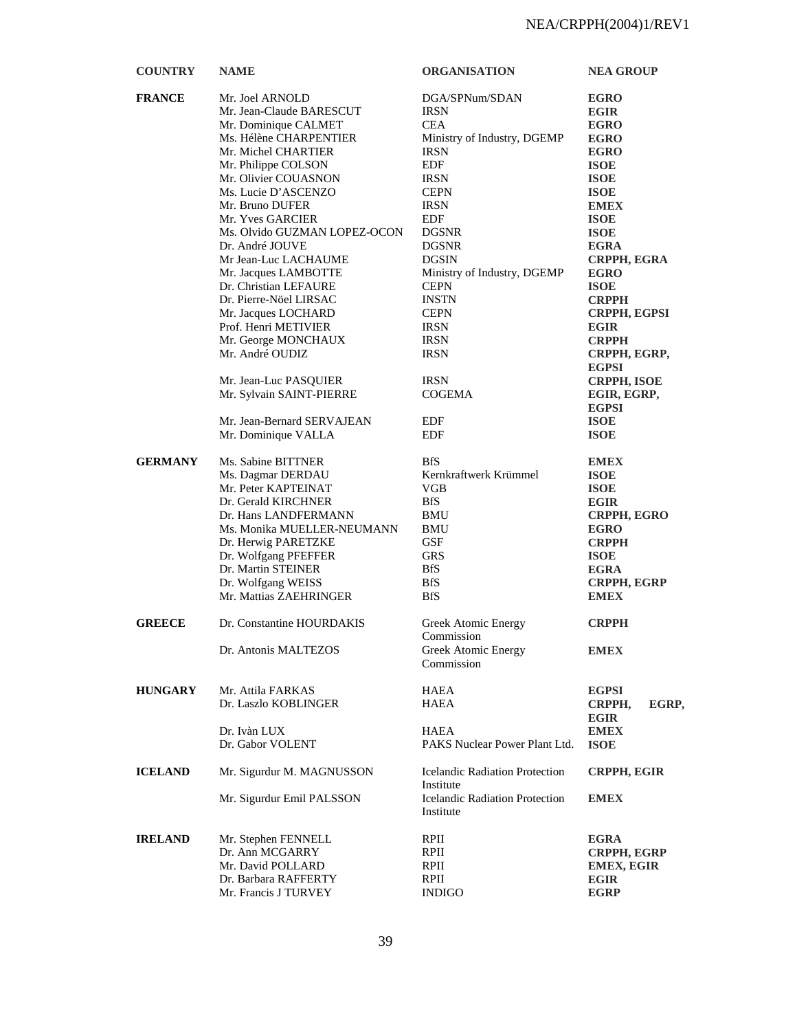| COUNTRY | NAME | ORGANISATION | NEA GROUP |
|---|---|---|---|
| **FRANCE** | Mr. Joel ARNOLD | DGA/SPNum/SDAN | **EGRO** |
| | Mr. Jean-Claude BARESCUT | IRSN | **EGIR** |
| | Mr. Dominique CALMET | CEA | **EGRO** |
| | Ms. Hélène CHARPENTIER | Ministry of Industry, DGEMP | **EGRO** |
| | Mr. Michel CHARTIER | IRSN | **EGRO** |
| | Mr. Philippe COLSON | EDF | **ISOE** |
| | Mr. Olivier COUASNON | IRSN | **ISOE** |
| | Ms. Lucie D'ASCENZO | CEPN | **ISOE** |
| | Mr. Bruno DUFER | IRSN | **EMEX** |
| | Mr. Yves GARCIER | EDF | **ISOE** |
| | Ms. Olvido GUZMAN LOPEZ-OCON | DGSNR | **ISOE** |
| | Dr. André JOUVE | DGSNR | **EGRA** |
| | Mr Jean-Luc LACHAUME | DGSIN | **CRPPH, EGRA** |
| | Mr. Jacques LAMBOTTE | Ministry of Industry, DGEMP | **EGRO** |
| | Dr. Christian LEFAURE | CEPN | **ISOE** |
| | Dr. Pierre-Nöel LIRSAC | INSTN | **CRPPH** |
| | Mr. Jacques LOCHARD | CEPN | **CRPPH, EGPSI** |
| | Prof. Henri METIVIER | IRSN | **EGIR** |
| | Mr. George MONCHAUX | IRSN | **CRPPH** |
| | Mr. André OUDIZ | IRSN | **CRPPH, EGRP, EGPSI** |
| | Mr. Jean-Luc PASQUIER | IRSN | **CRPPH, ISOE** |
| | Mr. Sylvain SAINT-PIERRE | COGEMA | **EGIR, EGRP, EGPSI** |
| | Mr. Jean-Bernard SERVAJEAN | EDF | **ISOE** |
| | Mr. Dominique VALLA | EDF | **ISOE** |
| **GERMANY** | Ms. Sabine BITTNER | BfS | **EMEX** |
| | Ms. Dagmar DERDAU | Kernkraftwerk Krümmel | **ISOE** |
| | Mr. Peter KAPTEINAT | VGB | **ISOE** |
| | Dr. Gerald KIRCHNER | BfS | **EGIR** |
| | Dr. Hans LANDFERMANN | BMU | **CRPPH, EGRO** |
| | Ms. Monika MUELLER-NEUMANN | BMU | **EGRO** |
| | Dr. Herwig PARETZKE | GSF | **CRPPH** |
| | Dr. Wolfgang PFEFFER | GRS | **ISOE** |
| | Dr. Martin STEINER | BfS | **EGRA** |
| | Dr. Wolfgang WEISS | BfS | **CRPPH, EGRP** |
| | Mr. Mattias ZAEHRINGER | BfS | **EMEX** |
| **GREECE** | Dr. Constantine HOURDAKIS | Greek Atomic Energy Commission | **CRPPH** |
| | Dr. Antonis MALTEZOS | Greek Atomic Energy Commission | **EMEX** |
| **HUNGARY** | Mr. Attila FARKAS | HAEA | **EGPSI** |
| | Dr. Laszlo KOBLINGER | HAEA | **CRPPH, EGRP, EGIR** |
| | Dr. Ivàn LUX | HAEA | **EMEX** |
| | Dr. Gabor VOLENT | PAKS Nuclear Power Plant Ltd. | **ISOE** |
| **ICELAND** | Mr. Sigurdur M. MAGNUSSON | Icelandic Radiation Protection Institute | **CRPPH, EGIR** |
| | Mr. Sigurdur Emil PALSSON | Icelandic Radiation Protection Institute | **EMEX** |
| **IRELAND** | Mr. Stephen FENNELL | RPII | **EGRA** |
| | Dr. Ann MCGARRY | RPII | **CRPPH, EGRP** |
| | Mr. David POLLARD | RPII | **EMEX, EGIR** |
| | Dr. Barbara RAFFERTY | RPII | **EGIR** |
| | Mr. Francis J TURVEY | INDIGO | **EGRP** |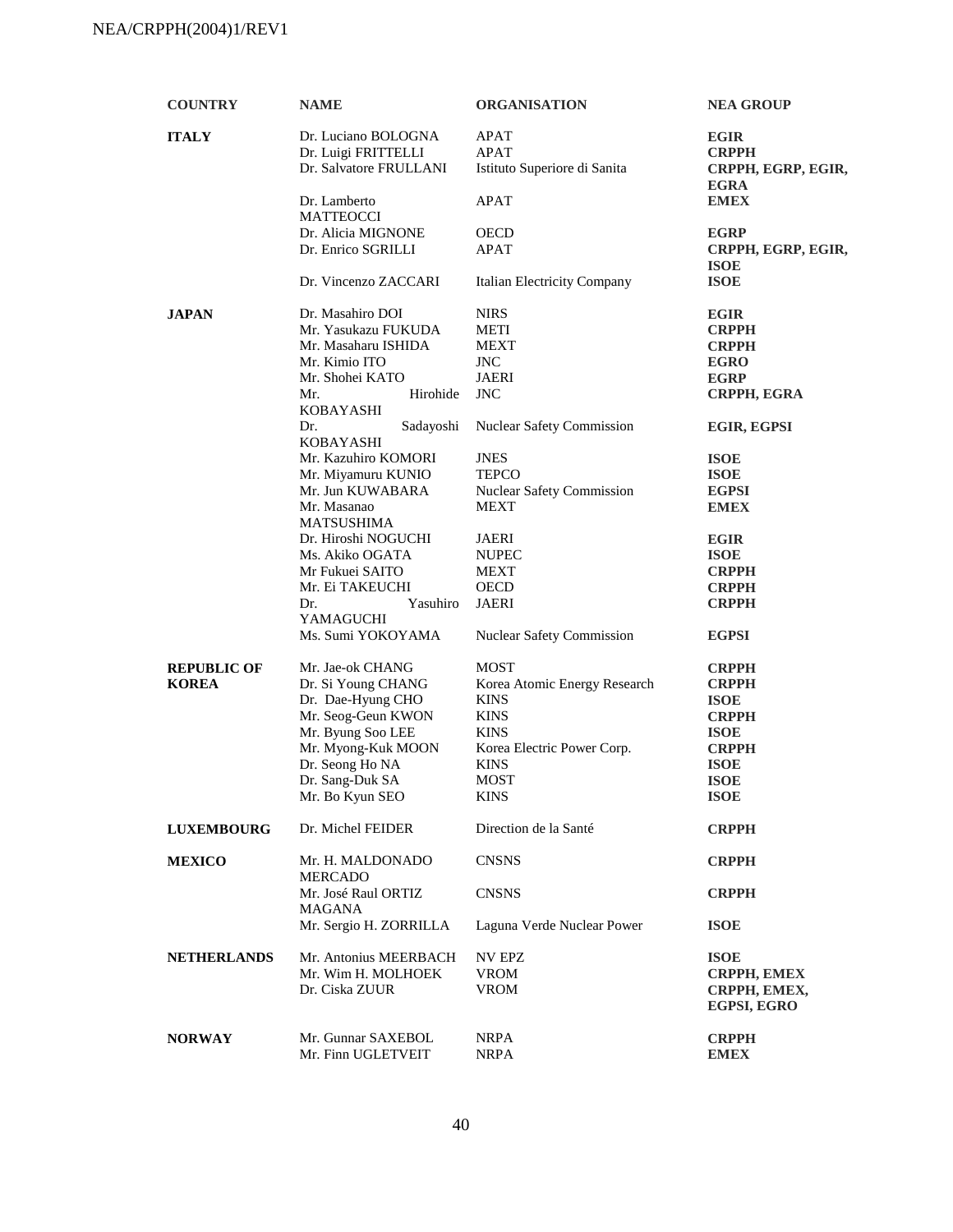| COUNTRY | NAME | ORGANISATION | NEA GROUP |
|---|---|---|---|
| **ITALY** | Dr. Luciano BOLOGNA | APAT | **EGIR** |
| | Dr. Luigi FRITTELLI | APAT | **CRPPH** |
| | Dr. Salvatore FRULLANI | Istituto Superiore di Sanita | **CRPPH, EGRP, EGIR, EGRA** |
| | Dr. Lamberto MATTEOCCI | APAT | **EMEX** |
| | Dr. Alicia MIGNONE | OECD | **EGRP** |
| | Dr. Enrico SGRILLI | APAT | **CRPPH, EGRP, EGIR, ISOE** |
| | Dr. Vincenzo ZACCARI | Italian Electricity Company | **ISOE** |
| **JAPAN** | Dr. Masahiro DOI | NIRS | **EGIR** |
| | Mr. Yasukazu FUKUDA | METI | **CRPPH** |
| | Mr. Masaharu ISHIDA | MEXT | **CRPPH** |
| | Mr. Kimio ITO | JNC | **EGRO** |
| | Mr. Shohei KATO | JAERI | **EGRP** |
| | Mr. Hirohide KOBAYASHI | JNC | **CRPPH, EGRA** |
| | Dr. Sadayoshi KOBAYASHI | Nuclear Safety Commission | **EGIR, EGPSI** |
| | Mr. Kazuhiro KOMORI | JNES | **ISOE** |
| | Mr. Miyamuru KUNIO | TEPCO | **ISOE** |
| | Mr. Jun KUWABARA | Nuclear Safety Commission | **EGPSI** |
| | Mr. Masanao MATSUSHIMA | MEXT | **EMEX** |
| | Dr. Hiroshi NOGUCHI | JAERI | **EGIR** |
| | Ms. Akiko OGATA | NUPEC | **ISOE** |
| | Mr Fukuei SAITO | MEXT | **CRPPH** |
| | Mr. Ei TAKEUCHI | OECD | **CRPPH** |
| | Dr. Yasuhiro YAMAGUCHI | JAERI | **CRPPH** |
| | Ms. Sumi YOKOYAMA | Nuclear Safety Commission | **EGPSI** |
| **REPUBLIC OF KOREA** | Mr. Jae-ok CHANG | MOST | **CRPPH** |
| | Dr. Si Young CHANG | Korea Atomic Energy Research | **CRPPH** |
| | Dr. Dae-Hyung CHO | KINS | **ISOE** |
| | Mr. Seog-Geun KWON | KINS | **CRPPH** |
| | Mr. Byung Soo LEE | KINS | **ISOE** |
| | Mr. Myong-Kuk MOON | Korea Electric Power Corp. | **CRPPH** |
| | Dr. Seong Ho NA | KINS | **ISOE** |
| | Dr. Sang-Duk SA | MOST | **ISOE** |
| | Mr. Bo Kyun SEO | KINS | **ISOE** |
| **LUXEMBOURG** | Dr. Michel FEIDER | Direction de la Santé | **CRPPH** |
| **MEXICO** | Mr. H. MALDONADO MERCADO | CNSNS | **CRPPH** |
| | Mr. José Raul ORTIZ MAGANA | CNSNS | **CRPPH** |
| | Mr. Sergio H. ZORRILLA | Laguna Verde Nuclear Power | **ISOE** |
| **NETHERLANDS** | Mr. Antonius MEERBACH | NV EPZ | **ISOE** |
| | Mr. Wim H. MOLHOEK | VROM | **CRPPH, EMEX** |
| | Dr. Ciska ZUUR | VROM | **CRPPH, EMEX, EGPSI, EGRO** |
| **NORWAY** | Mr. Gunnar SAXEBOL | NRPA | **CRPPH** |
| | Mr. Finn UGLETVEIT | NRPA | **EMEX** |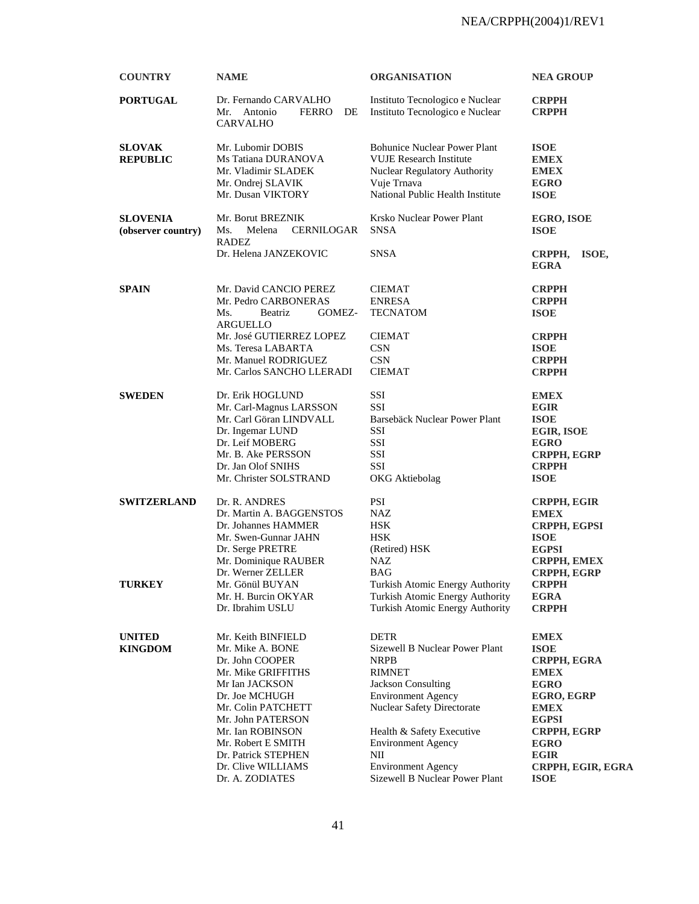| COUNTRY | NAME | ORGANISATION | NEA GROUP |
|---|---|---|---|
| **PORTUGAL** | Dr. Fernando CARVALHO | Instituto Tecnologico e Nuclear | **CRPPH** |
| | Mr. Antonio FERRO DE CARVALHO | Instituto Tecnologico e Nuclear | **CRPPH** |
| **SLOVAK REPUBLIC** | Mr. Lubomir DOBIS | Bohunice Nuclear Power Plant | **ISOE** |
| | Ms Tatiana DURANOVA | VUJE Research Institute | **EMEX** |
| | Mr. Vladimir SLADEK | Nuclear Regulatory Authority | **EMEX** |
| | Mr. Ondrej SLAVIK | Vuje Trnava | **EGRO** |
| | Mr. Dusan VIKTORY | National Public Health Institute | **ISOE** |
| **SLOVENIA (observer country)** | Mr. Borut BREZNIK | Krsko Nuclear Power Plant | **EGRO, ISOE** |
| | Ms. Melena CERNILOGAR RADEZ | SNSA | **ISOE** |
| | Dr. Helena JANZEKOVIC | SNSA | **CRPPH, ISOE, EGRA** |
| **SPAIN** | Mr. David CANCIO PEREZ | CIEMAT | **CRPPH** |
| | Mr. Pedro CARBONERAS | ENRESA | **CRPPH** |
| | Ms. Beatriz GOMEZ-ARGUELLO | TECNATOM | **ISOE** |
| | Mr. José GUTIERREZ LOPEZ | CIEMAT | **CRPPH** |
| | Ms. Teresa LABARTA | CSN | **ISOE** |
| | Mr. Manuel RODRIGUEZ | CSN | **CRPPH** |
| | Mr. Carlos SANCHO LLERADI | CIEMAT | **CRPPH** |
| **SWEDEN** | Dr. Erik HOGLUND | SSI | **EMEX** |
| | Mr. Carl-Magnus LARSSON | SSI | **EGIR** |
| | Mr. Carl Göran LINDVALL | Barsebäck Nuclear Power Plant | **ISOE** |
| | Dr. Ingemar LUND | SSI | **EGIR, ISOE** |
| | Dr. Leif MOBERG | SSI | **EGRO** |
| | Mr. B. Ake PERSSON | SSI | **CRPPH, EGRP** |
| | Dr. Jan Olof SNIHS | SSI | **CRPPH** |
| | Mr. Christer SOLSTRAND | OKG Aktiebolag | **ISOE** |
| **SWITZERLAND** | Dr. R. ANDRES | PSI | **CRPPH, EGIR** |
| | Dr. Martin A. BAGGENSTOS | NAZ | **EMEX** |
| | Dr. Johannes HAMMER | HSK | **CRPPH, EGPSI** |
| | Mr. Swen-Gunnar JAHN | HSK | **ISOE** |
| | Dr. Serge PRETRE | (Retired) HSK | **EGPSI** |
| | Mr. Dominique RAUBER | NAZ | **CRPPH, EMEX** |
| | Dr. Werner ZELLER | BAG | **CRPPH, EGRP** |
| **TURKEY** | Mr. Gönül BUYAN | Turkish Atomic Energy Authority | **CRPPH** |
| | Mr. H. Burcin OKYAR | Turkish Atomic Energy Authority | **EGRA** |
| | Dr. Ibrahim USLU | Turkish Atomic Energy Authority | **CRPPH** |
| **UNITED KINGDOM** | Mr. Keith BINFIELD | DETR | **EMEX** |
| | Mr. Mike A. BONE | Sizewell B Nuclear Power Plant | **ISOE** |
| | Dr. John COOPER | NRPB | **CRPPH, EGRA** |
| | Mr. Mike GRIFFITHS | RIMNET | **EMEX** |
| | Mr Ian JACKSON | Jackson Consulting | **EGRO** |
| | Dr. Joe MCHUGH | Environment Agency | **EGRO, EGRP** |
| | Mr. Colin PATCHETT | Nuclear Safety Directorate | **EMEX** |
| | Mr. John PATERSON | | **EGPSI** |
| | Mr. Ian ROBINSON | Health & Safety Executive | **CRPPH, EGRP** |
| | Mr. Robert E SMITH | Environment Agency | **EGRO** |
| | Dr. Patrick STEPHEN | NII | **EGIR** |
| | Dr. Clive WILLIAMS | Environment Agency | **CRPPH, EGIR, EGRA** |
| | Dr. A. ZODIATES | Sizewell B Nuclear Power Plant | **ISOE** |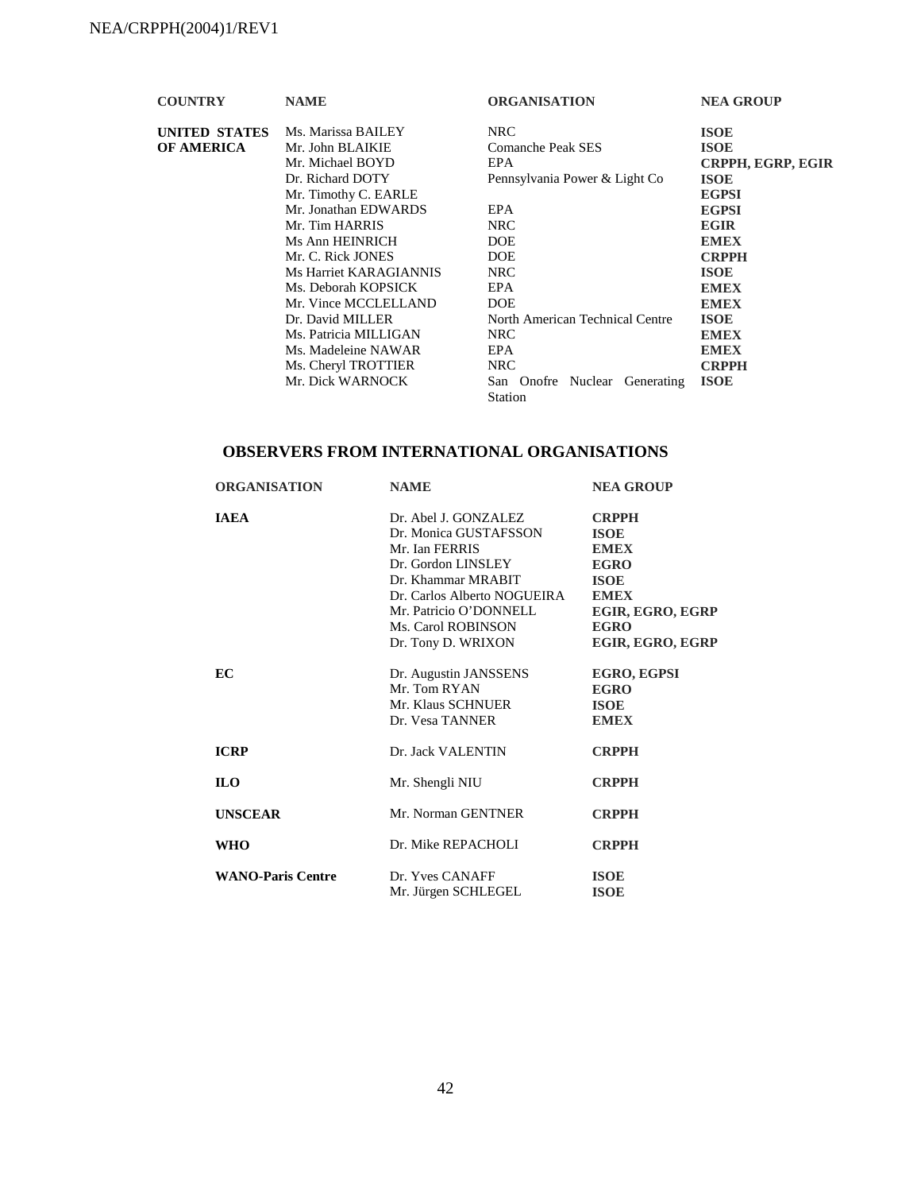| COUNTRY | NAME | ORGANISATION | NEA GROUP |
|---|---|---|---|
| **UNITED STATES OF AMERICA** | Ms. Marissa BAILEY | NRC | **ISOE** |
| | Mr. John BLAIKIE | Comanche Peak SES | **ISOE** |
| | Mr. Michael BOYD | EPA | **CRPPH, EGRP, EGIR** |
| | Dr. Richard DOTY | Pennsylvania Power & Light Co | **ISOE** |
| | Mr. Timothy C. EARLE | | **EGPSI** |
| | Mr. Jonathan EDWARDS | EPA | **EGPSI** |
| | Mr. Tim HARRIS | NRC | **EGIR** |
| | Ms Ann HEINRICH | DOE | **EMEX** |
| | Mr. C. Rick JONES | DOE | **CRPPH** |
| | Ms Harriet KARAGIANNIS | NRC | **ISOE** |
| | Ms. Deborah KOPSICK | EPA | **EMEX** |
| | Mr. Vince MCCLELLAND | DOE | **EMEX** |
| | Dr. David MILLER | North American Technical Centre | **ISOE** |
| | Ms. Patricia MILLIGAN | NRC | **EMEX** |
| | Ms. Madeleine NAWAR | EPA | **EMEX** |
| | Ms. Cheryl TROTTIER | NRC | **CRPPH** |
| | Mr. Dick WARNOCK | San Onofre Nuclear Generating Station | **ISOE** |

## OBSERVERS FROM INTERNATIONAL ORGANISATIONS

| ORGANISATION | NAME | NEA GROUP |
|---|---|---|
| **IAEA** | Dr. Abel J. GONZALEZ | **CRPPH** |
| | Dr. Monica GUSTAFSSON | **ISOE** |
| | Mr. Ian FERRIS | **EMEX** |
| | Dr. Gordon LINSLEY | **EGRO** |
| | Dr. Khammar MRABIT | **ISOE** |
| | Dr. Carlos Alberto NOGUEIRA | **EMEX** |
| | Mr. Patricio O'DONNELL | **EGIR, EGRO, EGRP** |
| | Ms. Carol ROBINSON | **EGRO** |
| | Dr. Tony D. WRIXON | **EGIR, EGRO, EGRP** |
| **EC** | Dr. Augustin JANSSENS | **EGRO, EGPSI** |
| | Mr. Tom RYAN | **EGRO** |
| | Mr. Klaus SCHNUER | **ISOE** |
| | Dr. Vesa TANNER | **EMEX** |
| **ICRP** | Dr. Jack VALENTIN | **CRPPH** |
| **ILO** | Mr. Shengli NIU | **CRPPH** |
| **UNSCEAR** | Mr. Norman GENTNER | **CRPPH** |
| **WHO** | Dr. Mike REPACHOLI | **CRPPH** |
| **WANO-Paris Centre** | Dr. Yves CANAFF | **ISOE** |
| | Mr. Jürgen SCHLEGEL | **ISOE** |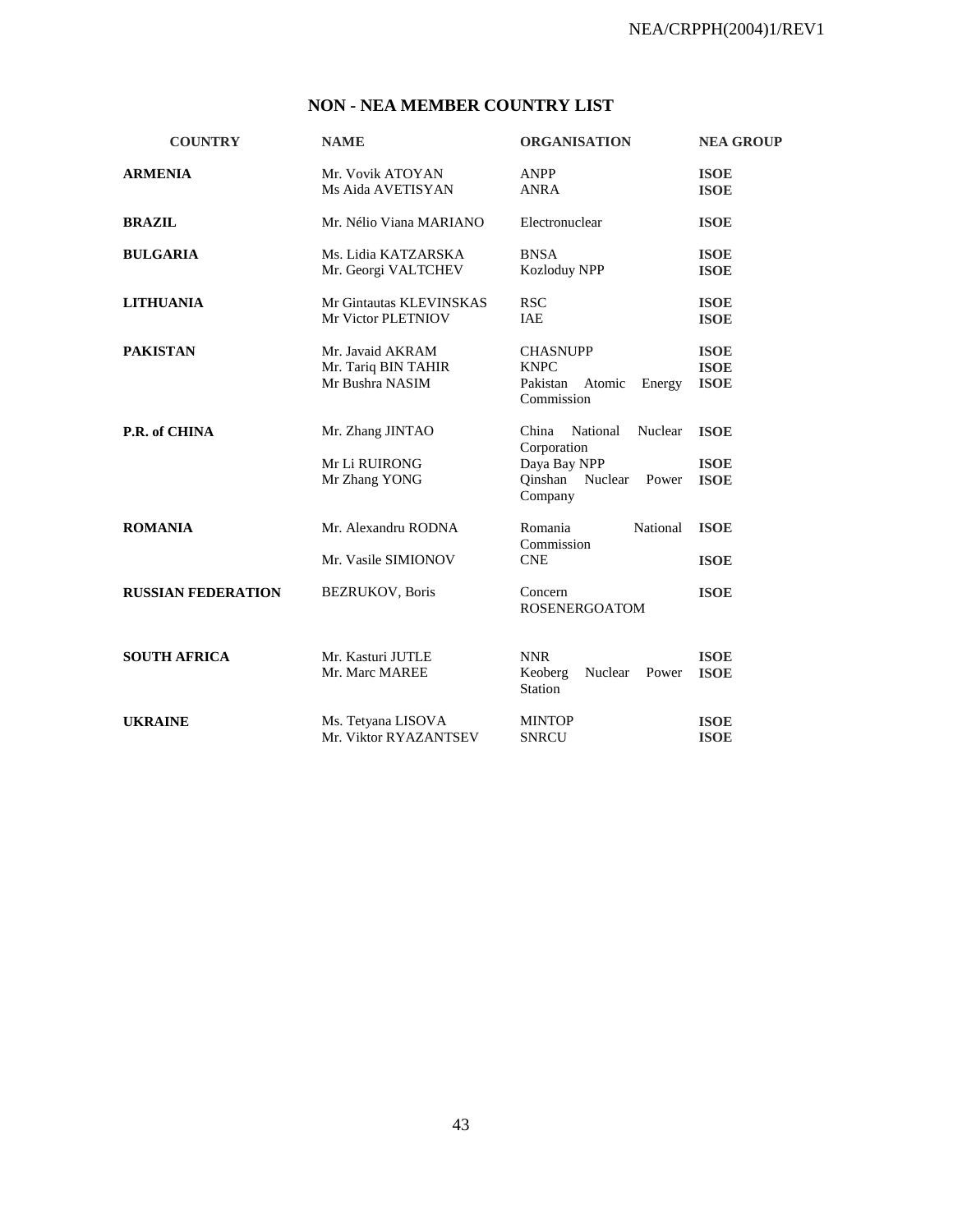## NON - NEA MEMBER COUNTRY LIST

| COUNTRY | NAME | ORGANISATION | NEA GROUP |
|---|---|---|---|
| **ARMENIA** | Mr. Vovik ATOYAN | ANPP | **ISOE** |
| | Ms Aida AVETISYAN | ANRA | **ISOE** |
| **BRAZIL** | Mr. Nélio Viana MARIANO | Electronuclear | **ISOE** |
| **BULGARIA** | Ms. Lidia KATZARSKA | BNSA | **ISOE** |
| | Mr. Georgi VALTCHEV | Kozloduy NPP | **ISOE** |
| **LITHUANIA** | Mr Gintautas KLEVINSKAS | RSC | **ISOE** |
| | Mr Victor PLETNIOV | IAE | **ISOE** |
| **PAKISTAN** | Mr. Javaid AKRAM | CHASNUPP | **ISOE** |
| | Mr. Tariq BIN TAHIR | KNPC | **ISOE** |
| | Mr Bushra NASIM | Pakistan Atomic Energy Commission | **ISOE** |
| **P.R. of CHINA** | Mr. Zhang JINTAO | China National Nuclear Corporation | **ISOE** |
| | Mr Li RUIRONG | Daya Bay NPP | **ISOE** |
| | Mr Zhang YONG | Qinshan Nuclear Power Company | **ISOE** |
| **ROMANIA** | Mr. Alexandru RODNA | Romania National Commission | **ISOE** |
| | Mr. Vasile SIMIONOV | CNE | **ISOE** |
| **RUSSIAN FEDERATION** | BEZRUKOV, Boris | Concern ROSENERGOATOM | **ISOE** |
| **SOUTH AFRICA** | Mr. Kasturi JUTLE | NNR | **ISOE** |
| | Mr. Marc MAREE | Keoberg Nuclear Power Station | **ISOE** |
| **UKRAINE** | Ms. Tetyana LISOVA | MINTOP | **ISOE** |
| | Mr. Viktor RYAZANTSEV | SNRCU | **ISOE** |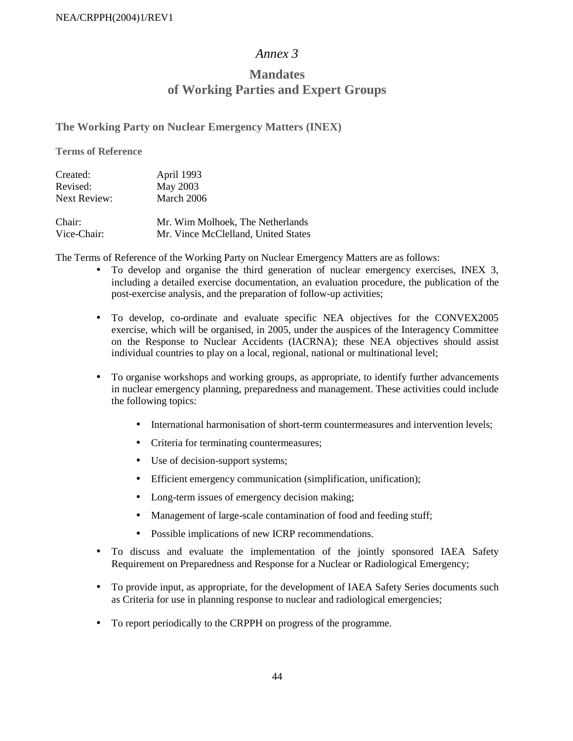# *Annex 3*

# Mandates of Working Parties and Expert Groups

## The Working Party on Nuclear Emergency Matters (INEX)

### Terms of Reference

| | |
|---|---|
| Created: | April 1993 |
| Revised: | May 2003 |
| Next Review: | March 2006 |
| Chair: | Mr. Wim Molhoek, The Netherlands |
| Vice-Chair: | Mr. Vince McClelland, United States |

The Terms of Reference of the Working Party on Nuclear Emergency Matters are as follows:

- To develop and organise the third generation of nuclear emergency exercises, INEX 3, including a detailed exercise documentation, an evaluation procedure, the publication of the post-exercise analysis, and the preparation of follow-up activities;
- To develop, co-ordinate and evaluate specific NEA objectives for the CONVEX2005 exercise, which will be organised, in 2005, under the auspices of the Interagency Committee on the Response to Nuclear Accidents (IACRNA); these NEA objectives should assist individual countries to play on a local, regional, national or multinational level;
- To organise workshops and working groups, as appropriate, to identify further advancements in nuclear emergency planning, preparedness and management. These activities could include the following topics:
  - International harmonisation of short-term countermeasures and intervention levels;
  - Criteria for terminating countermeasures;
  - Use of decision-support systems;
  - Efficient emergency communication (simplification, unification);
  - Long-term issues of emergency decision making;
  - Management of large-scale contamination of food and feeding stuff;
  - Possible implications of new ICRP recommendations.
- To discuss and evaluate the implementation of the jointly sponsored IAEA Safety Requirement on Preparedness and Response for a Nuclear or Radiological Emergency;
- To provide input, as appropriate, for the development of IAEA Safety Series documents such as Criteria for use in planning response to nuclear and radiological emergencies;
- To report periodically to the CRPPH on progress of the programme.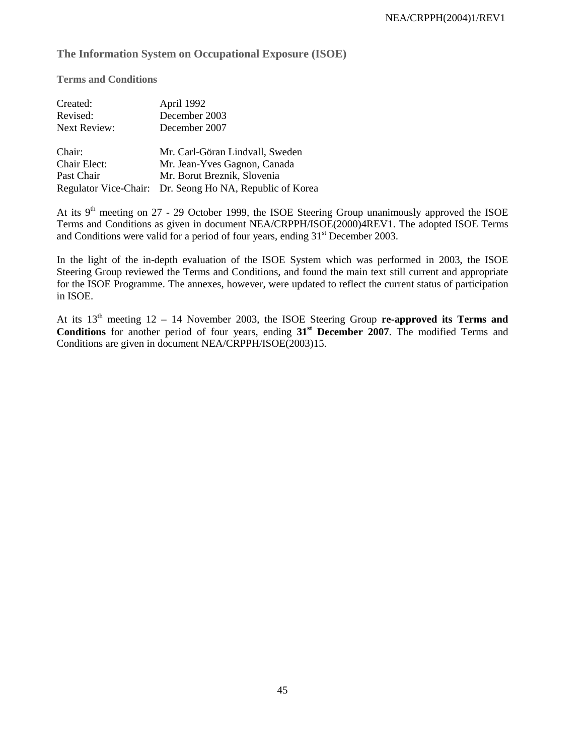## The Information System on Occupational Exposure (ISOE)

### Terms and Conditions

| | |
|---|---|
| Created: | April 1992 |
| Revised: | December 2003 |
| Next Review: | December 2007 |

| | |
|---|---|
| Chair: | Mr. Carl-Göran Lindvall, Sweden |
| Chair Elect: | Mr. Jean-Yves Gagnon, Canada |
| Past Chair | Mr. Borut Breznik, Slovenia |
| Regulator Vice-Chair: | Dr. Seong Ho NA, Republic of Korea |

At its 9th meeting on 27 - 29 October 1999, the ISOE Steering Group unanimously approved the ISOE Terms and Conditions as given in document NEA/CRPPH/ISOE(2000)4REV1. The adopted ISOE Terms and Conditions were valid for a period of four years, ending 31st December 2003.

In the light of the in-depth evaluation of the ISOE System which was performed in 2003, the ISOE Steering Group reviewed the Terms and Conditions, and found the main text still current and appropriate for the ISOE Programme. The annexes, however, were updated to reflect the current status of participation in ISOE.

At its 13th meeting 12 – 14 November 2003, the ISOE Steering Group **re-approved its Terms and Conditions** for another period of four years, ending **31st December 2007**. The modified Terms and Conditions are given in document NEA/CRPPH/ISOE(2003)15.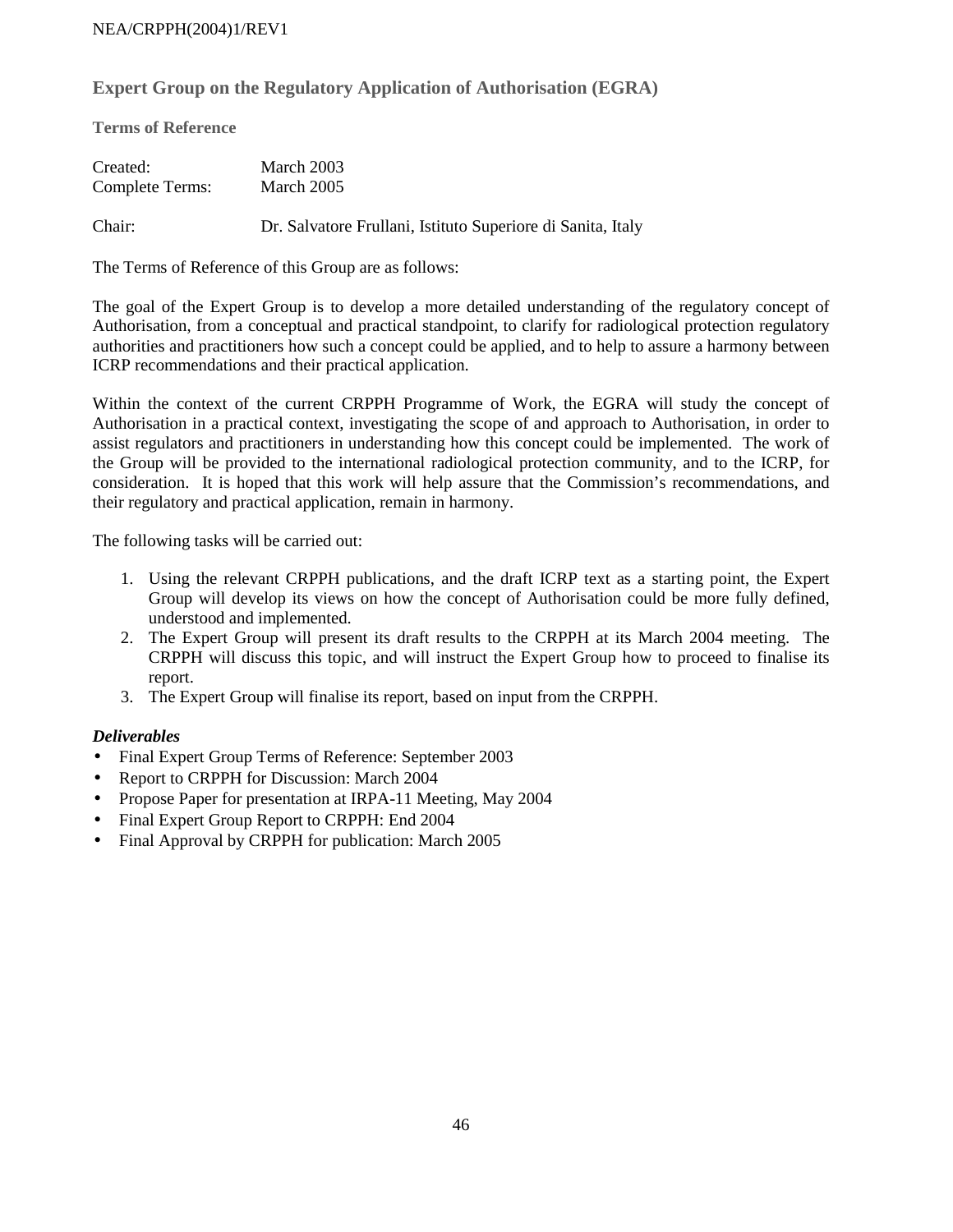## Expert Group on the Regulatory Application of Authorisation (EGRA)

### Terms of Reference

Created: March 2003
Complete Terms: March 2005

Chair: Dr. Salvatore Frullani, Istituto Superiore di Sanita, Italy

The Terms of Reference of this Group are as follows:

The goal of the Expert Group is to develop a more detailed understanding of the regulatory concept of Authorisation, from a conceptual and practical standpoint, to clarify for radiological protection regulatory authorities and practitioners how such a concept could be applied, and to help to assure a harmony between ICRP recommendations and their practical application.

Within the context of the current CRPPH Programme of Work, the EGRA will study the concept of Authorisation in a practical context, investigating the scope of and approach to Authorisation, in order to assist regulators and practitioners in understanding how this concept could be implemented. The work of the Group will be provided to the international radiological protection community, and to the ICRP, for consideration. It is hoped that this work will help assure that the Commission's recommendations, and their regulatory and practical application, remain in harmony.

The following tasks will be carried out:

1. Using the relevant CRPPH publications, and the draft ICRP text as a starting point, the Expert Group will develop its views on how the concept of Authorisation could be more fully defined, understood and implemented.
2. The Expert Group will present its draft results to the CRPPH at its March 2004 meeting. The CRPPH will discuss this topic, and will instruct the Expert Group how to proceed to finalise its report.
3. The Expert Group will finalise its report, based on input from the CRPPH.

***Deliverables***

- Final Expert Group Terms of Reference: September 2003
- Report to CRPPH for Discussion: March 2004
- Propose Paper for presentation at IRPA-11 Meeting, May 2004
- Final Expert Group Report to CRPPH: End 2004
- Final Approval by CRPPH for publication: March 2005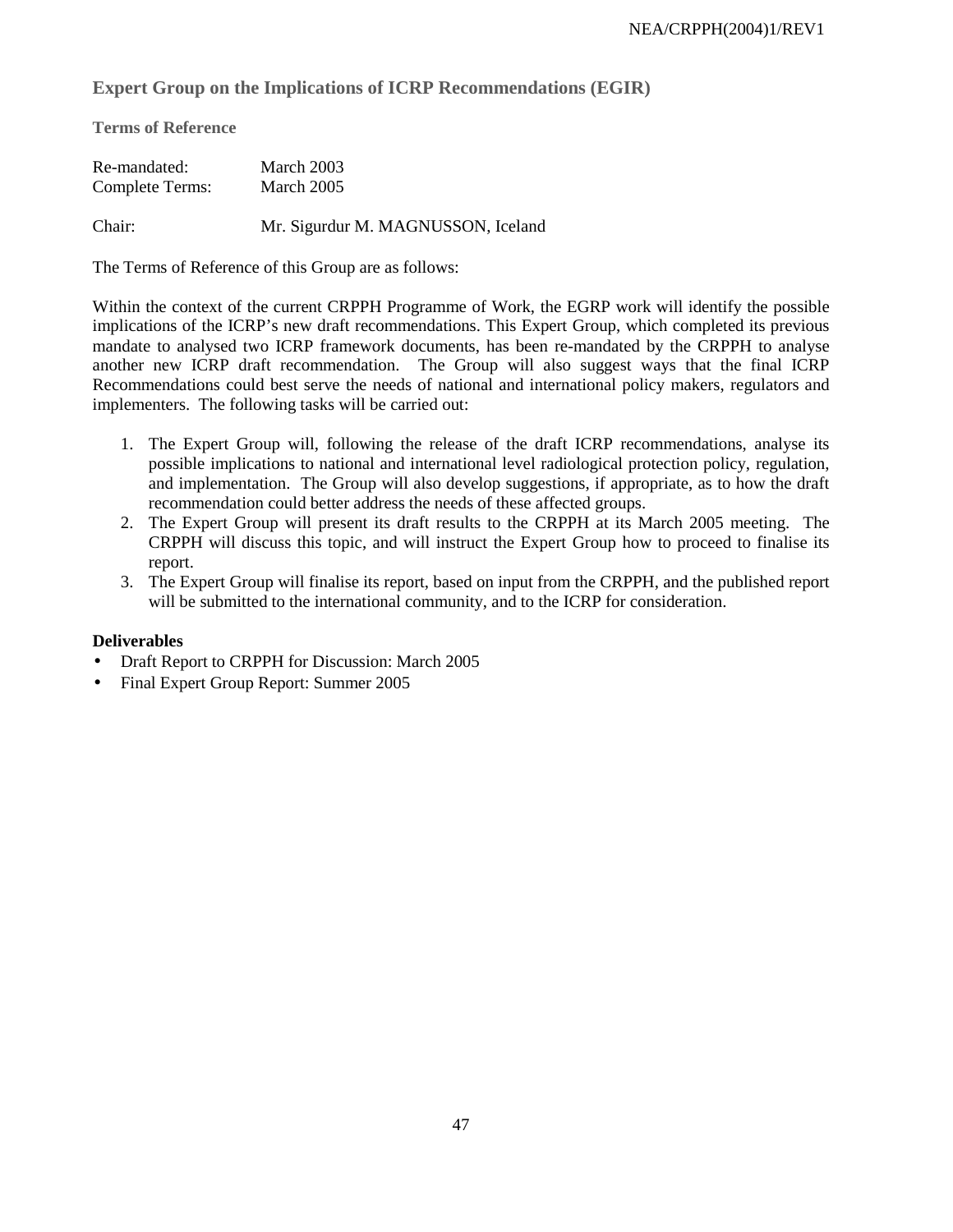## Expert Group on the Implications of ICRP Recommendations (EGIR)

### Terms of Reference

| | |
|---|---|
| Re-mandated: | March 2003 |
| Complete Terms: | March 2005 |

Chair: Mr. Sigurdur M. MAGNUSSON, Iceland

The Terms of Reference of this Group are as follows:

Within the context of the current CRPPH Programme of Work, the EGRP work will identify the possible implications of the ICRP's new draft recommendations. This Expert Group, which completed its previous mandate to analysed two ICRP framework documents, has been re-mandated by the CRPPH to analyse another new ICRP draft recommendation. The Group will also suggest ways that the final ICRP Recommendations could best serve the needs of national and international policy makers, regulators and implementers. The following tasks will be carried out:

1. The Expert Group will, following the release of the draft ICRP recommendations, analyse its possible implications to national and international level radiological protection policy, regulation, and implementation. The Group will also develop suggestions, if appropriate, as to how the draft recommendation could better address the needs of these affected groups.
2. The Expert Group will present its draft results to the CRPPH at its March 2005 meeting. The CRPPH will discuss this topic, and will instruct the Expert Group how to proceed to finalise its report.
3. The Expert Group will finalise its report, based on input from the CRPPH, and the published report will be submitted to the international community, and to the ICRP for consideration.

**Deliverables**

- Draft Report to CRPPH for Discussion: March 2005
- Final Expert Group Report: Summer 2005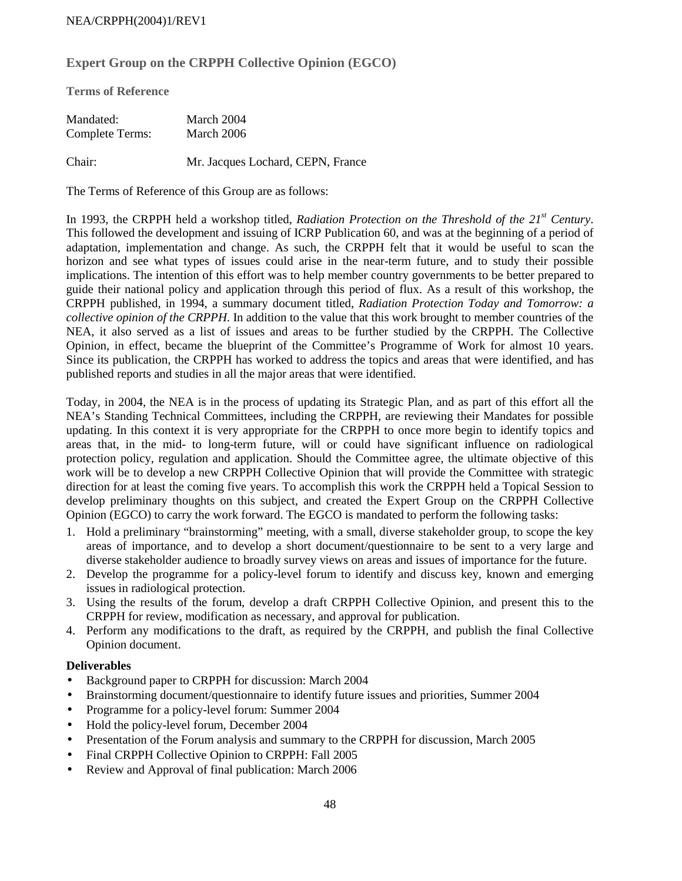## Expert Group on the CRPPH Collective Opinion (EGCO)

### Terms of Reference

| | |
|---|---|
| Mandated: | March 2004 |
| Complete Terms: | March 2006 |
| Chair: | Mr. Jacques Lochard, CEPN, France |

The Terms of Reference of this Group are as follows:

In 1993, the CRPPH held a workshop titled, *Radiation Protection on the Threshold of the 21st Century*. This followed the development and issuing of ICRP Publication 60, and was at the beginning of a period of adaptation, implementation and change. As such, the CRPPH felt that it would be useful to scan the horizon and see what types of issues could arise in the near-term future, and to study their possible implications. The intention of this effort was to help member country governments to be better prepared to guide their national policy and application through this period of flux. As a result of this workshop, the CRPPH published, in 1994, a summary document titled, *Radiation Protection Today and Tomorrow: a collective opinion of the CRPPH*. In addition to the value that this work brought to member countries of the NEA, it also served as a list of issues and areas to be further studied by the CRPPH. The Collective Opinion, in effect, became the blueprint of the Committee's Programme of Work for almost 10 years. Since its publication, the CRPPH has worked to address the topics and areas that were identified, and has published reports and studies in all the major areas that were identified.

Today, in 2004, the NEA is in the process of updating its Strategic Plan, and as part of this effort all the NEA's Standing Technical Committees, including the CRPPH, are reviewing their Mandates for possible updating. In this context it is very appropriate for the CRPPH to once more begin to identify topics and areas that, in the mid- to long-term future, will or could have significant influence on radiological protection policy, regulation and application. Should the Committee agree, the ultimate objective of this work will be to develop a new CRPPH Collective Opinion that will provide the Committee with strategic direction for at least the coming five years. To accomplish this work the CRPPH held a Topical Session to develop preliminary thoughts on this subject, and created the Expert Group on the CRPPH Collective Opinion (EGCO) to carry the work forward. The EGCO is mandated to perform the following tasks:

1. Hold a preliminary "brainstorming" meeting, with a small, diverse stakeholder group, to scope the key areas of importance, and to develop a short document/questionnaire to be sent to a very large and diverse stakeholder audience to broadly survey views on areas and issues of importance for the future.
2. Develop the programme for a policy-level forum to identify and discuss key, known and emerging issues in radiological protection.
3. Using the results of the forum, develop a draft CRPPH Collective Opinion, and present this to the CRPPH for review, modification as necessary, and approval for publication.
4. Perform any modifications to the draft, as required by the CRPPH, and publish the final Collective Opinion document.

**Deliverables**

- Background paper to CRPPH for discussion: March 2004
- Brainstorming document/questionnaire to identify future issues and priorities, Summer 2004
- Programme for a policy-level forum: Summer 2004
- Hold the policy-level forum, December 2004
- Presentation of the Forum analysis and summary to the CRPPH for discussion, March 2005
- Final CRPPH Collective Opinion to CRPPH: Fall 2005
- Review and Approval of final publication: March 2006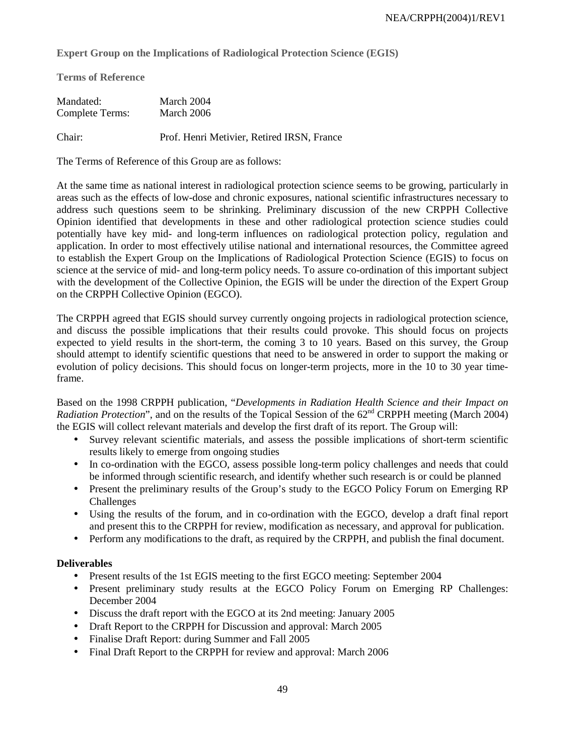**Expert Group on the Implications of Radiological Protection Science (EGIS)**

**Terms of Reference**

| | |
|---|---|
| Mandated: | March 2004 |
| Complete Terms: | March 2006 |
| Chair: | Prof. Henri Metivier, Retired IRSN, France |

The Terms of Reference of this Group are as follows:

At the same time as national interest in radiological protection science seems to be growing, particularly in areas such as the effects of low-dose and chronic exposures, national scientific infrastructures necessary to address such questions seem to be shrinking. Preliminary discussion of the new CRPPH Collective Opinion identified that developments in these and other radiological protection science studies could potentially have key mid- and long-term influences on radiological protection policy, regulation and application. In order to most effectively utilise national and international resources, the Committee agreed to establish the Expert Group on the Implications of Radiological Protection Science (EGIS) to focus on science at the service of mid- and long-term policy needs. To assure co-ordination of this important subject with the development of the Collective Opinion, the EGIS will be under the direction of the Expert Group on the CRPPH Collective Opinion (EGCO).

The CRPPH agreed that EGIS should survey currently ongoing projects in radiological protection science, and discuss the possible implications that their results could provoke. This should focus on projects expected to yield results in the short-term, the coming 3 to 10 years. Based on this survey, the Group should attempt to identify scientific questions that need to be answered in order to support the making or evolution of policy decisions. This should focus on longer-term projects, more in the 10 to 30 year time-frame.

Based on the 1998 CRPPH publication, "*Developments in Radiation Health Science and their Impact on Radiation Protection*", and on the results of the Topical Session of the 62nd CRPPH meeting (March 2004) the EGIS will collect relevant materials and develop the first draft of its report. The Group will:

- Survey relevant scientific materials, and assess the possible implications of short-term scientific results likely to emerge from ongoing studies
- In co-ordination with the EGCO, assess possible long-term policy challenges and needs that could be informed through scientific research, and identify whether such research is or could be planned
- Present the preliminary results of the Group's study to the EGCO Policy Forum on Emerging RP Challenges
- Using the results of the forum, and in co-ordination with the EGCO, develop a draft final report and present this to the CRPPH for review, modification as necessary, and approval for publication.
- Perform any modifications to the draft, as required by the CRPPH, and publish the final document.

**Deliverables**

- Present results of the 1st EGIS meeting to the first EGCO meeting: September 2004
- Present preliminary study results at the EGCO Policy Forum on Emerging RP Challenges: December 2004
- Discuss the draft report with the EGCO at its 2nd meeting: January 2005
- Draft Report to the CRPPH for Discussion and approval: March 2005
- Finalise Draft Report: during Summer and Fall 2005
- Final Draft Report to the CRPPH for review and approval: March 2006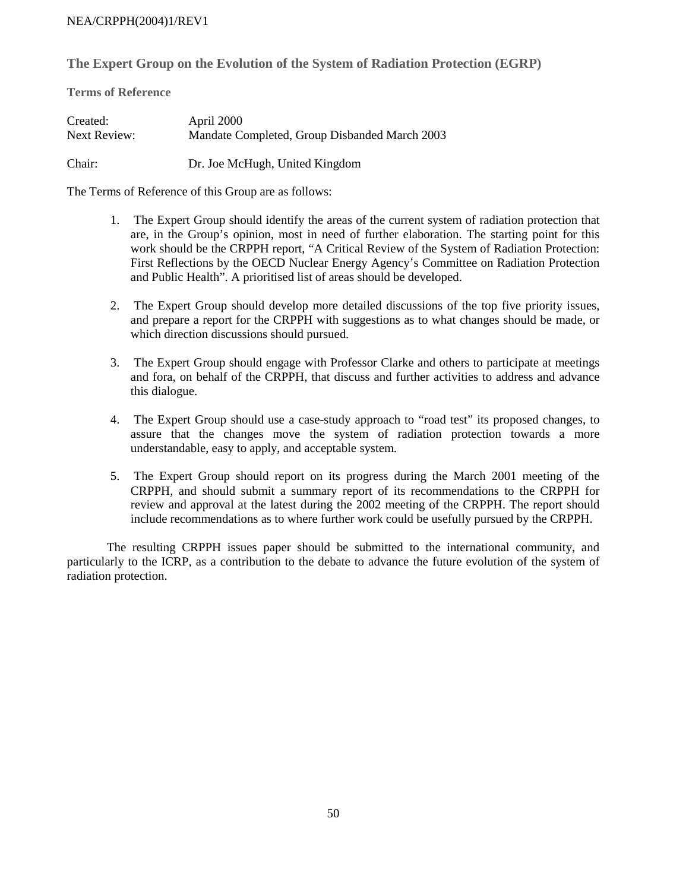## The Expert Group on the Evolution of the System of Radiation Protection (EGRP)

### Terms of Reference

| | |
|---|---|
| Created: | April 2000 |
| Next Review: | Mandate Completed, Group Disbanded March 2003 |
| Chair: | Dr. Joe McHugh, United Kingdom |

The Terms of Reference of this Group are as follows:

1. The Expert Group should identify the areas of the current system of radiation protection that are, in the Group's opinion, most in need of further elaboration. The starting point for this work should be the CRPPH report, "A Critical Review of the System of Radiation Protection: First Reflections by the OECD Nuclear Energy Agency's Committee on Radiation Protection and Public Health". A prioritised list of areas should be developed.

2. The Expert Group should develop more detailed discussions of the top five priority issues, and prepare a report for the CRPPH with suggestions as to what changes should be made, or which direction discussions should pursued.

3. The Expert Group should engage with Professor Clarke and others to participate at meetings and fora, on behalf of the CRPPH, that discuss and further activities to address and advance this dialogue.

4. The Expert Group should use a case-study approach to "road test" its proposed changes, to assure that the changes move the system of radiation protection towards a more understandable, easy to apply, and acceptable system.

5. The Expert Group should report on its progress during the March 2001 meeting of the CRPPH, and should submit a summary report of its recommendations to the CRPPH for review and approval at the latest during the 2002 meeting of the CRPPH. The report should include recommendations as to where further work could be usefully pursued by the CRPPH.

The resulting CRPPH issues paper should be submitted to the international community, and particularly to the ICRP, as a contribution to the debate to advance the future evolution of the system of radiation protection.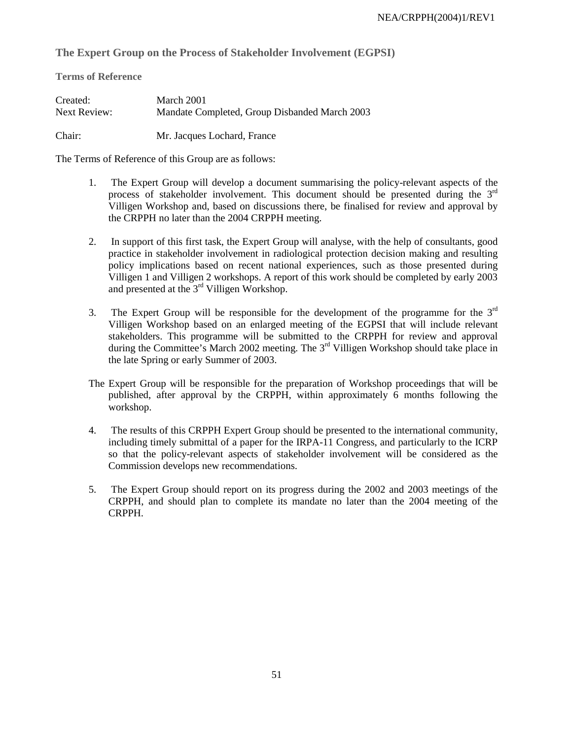## The Expert Group on the Process of Stakeholder Involvement (EGPSI)

### Terms of Reference

| | |
|---|---|
| Created: | March 2001 |
| Next Review: | Mandate Completed, Group Disbanded March 2003 |
| Chair: | Mr. Jacques Lochard, France |

The Terms of Reference of this Group are as follows:

1. The Expert Group will develop a document summarising the policy-relevant aspects of the process of stakeholder involvement. This document should be presented during the 3rd Villigen Workshop and, based on discussions there, be finalised for review and approval by the CRPPH no later than the 2004 CRPPH meeting.

2. In support of this first task, the Expert Group will analyse, with the help of consultants, good practice in stakeholder involvement in radiological protection decision making and resulting policy implications based on recent national experiences, such as those presented during Villigen 1 and Villigen 2 workshops. A report of this work should be completed by early 2003 and presented at the 3rd Villigen Workshop.

3. The Expert Group will be responsible for the development of the programme for the 3rd Villigen Workshop based on an enlarged meeting of the EGPSI that will include relevant stakeholders. This programme will be submitted to the CRPPH for review and approval during the Committee's March 2002 meeting. The 3rd Villigen Workshop should take place in the late Spring or early Summer of 2003.

   The Expert Group will be responsible for the preparation of Workshop proceedings that will be published, after approval by the CRPPH, within approximately 6 months following the workshop.

4. The results of this CRPPH Expert Group should be presented to the international community, including timely submittal of a paper for the IRPA-11 Congress, and particularly to the ICRP so that the policy-relevant aspects of stakeholder involvement will be considered as the Commission develops new recommendations.

5. The Expert Group should report on its progress during the 2002 and 2003 meetings of the CRPPH, and should plan to complete its mandate no later than the 2004 meeting of the CRPPH.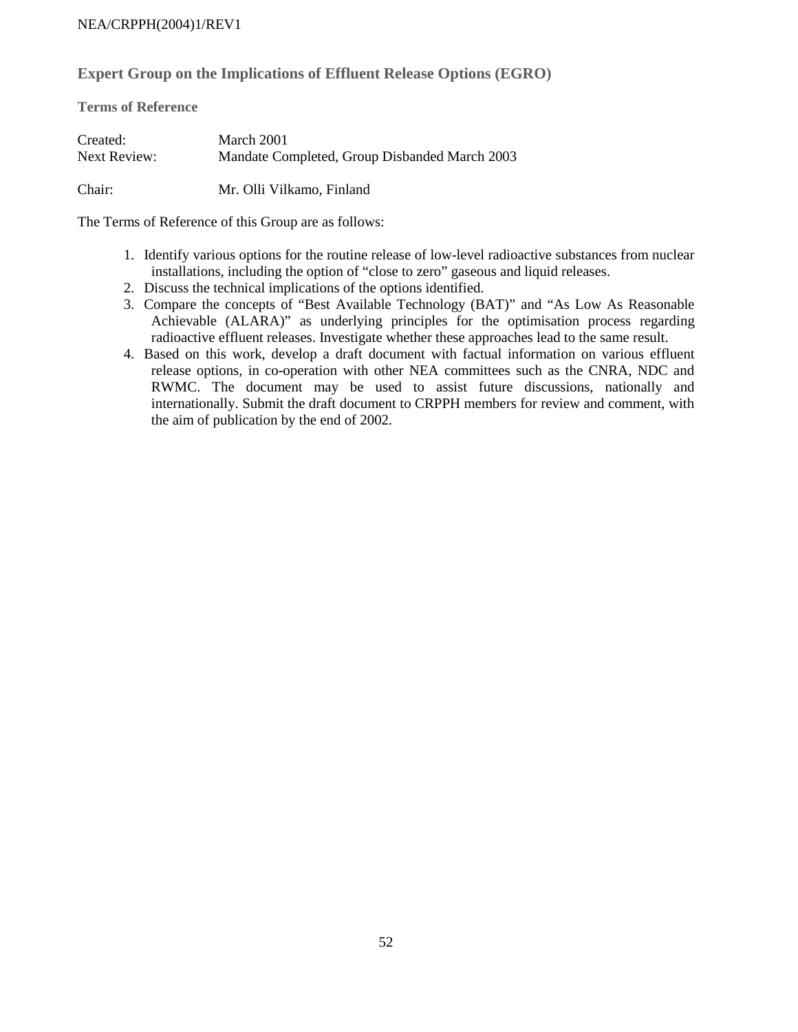## Expert Group on the Implications of Effluent Release Options (EGRO)

### Terms of Reference

| | |
|---|---|
| Created: | March 2001 |
| Next Review: | Mandate Completed, Group Disbanded March 2003 |
| Chair: | Mr. Olli Vilkamo, Finland |

The Terms of Reference of this Group are as follows:

1. Identify various options for the routine release of low-level radioactive substances from nuclear installations, including the option of "close to zero" gaseous and liquid releases.
2. Discuss the technical implications of the options identified.
3. Compare the concepts of "Best Available Technology (BAT)" and "As Low As Reasonable Achievable (ALARA)" as underlying principles for the optimisation process regarding radioactive effluent releases. Investigate whether these approaches lead to the same result.
4. Based on this work, develop a draft document with factual information on various effluent release options, in co-operation with other NEA committees such as the CNRA, NDC and RWMC. The document may be used to assist future discussions, nationally and internationally. Submit the draft document to CRPPH members for review and comment, with the aim of publication by the end of 2002.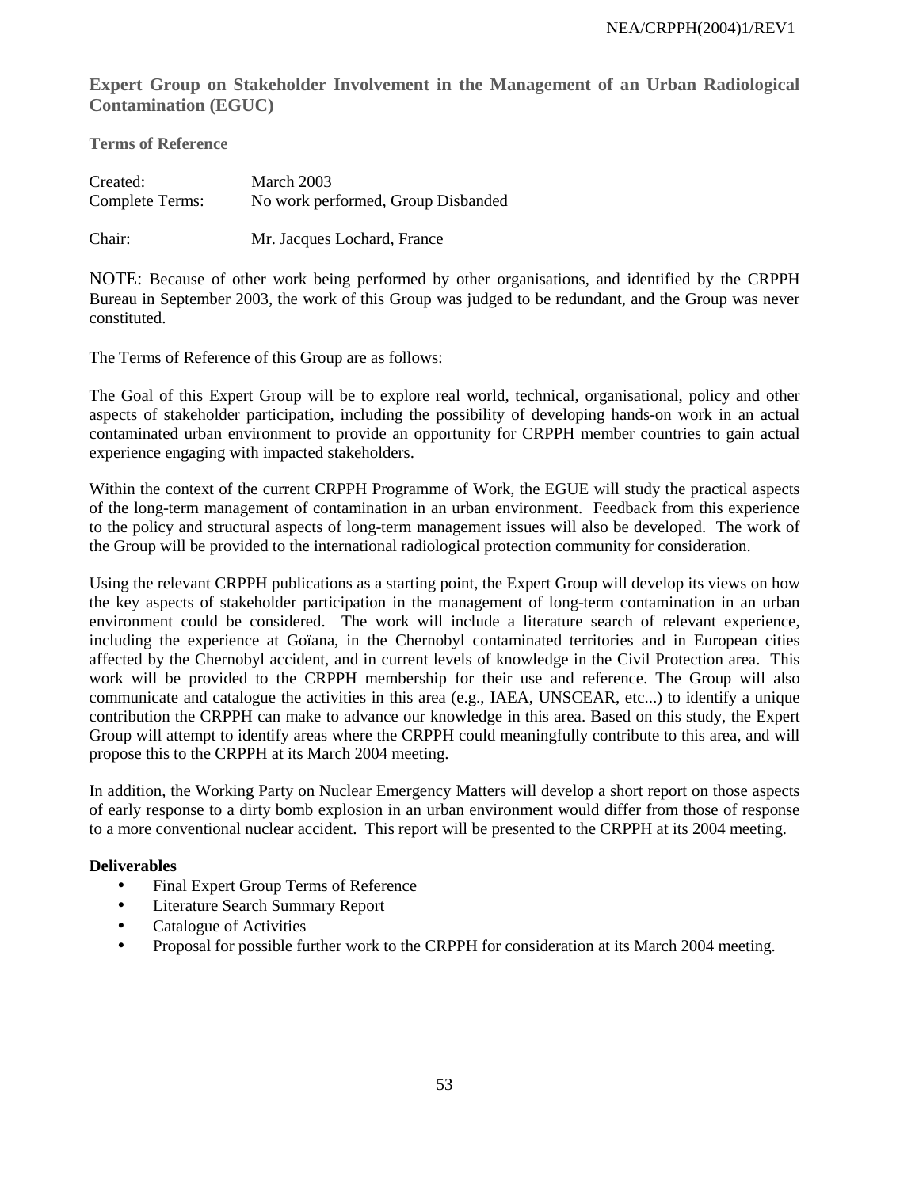## Expert Group on Stakeholder Involvement in the Management of an Urban Radiological Contamination (EGUC)

### Terms of Reference

| | |
|---|---|
| Created: | March 2003 |
| Complete Terms: | No work performed, Group Disbanded |
| Chair: | Mr. Jacques Lochard, France |

NOTE: Because of other work being performed by other organisations, and identified by the CRPPH Bureau in September 2003, the work of this Group was judged to be redundant, and the Group was never constituted.

The Terms of Reference of this Group are as follows:

The Goal of this Expert Group will be to explore real world, technical, organisational, policy and other aspects of stakeholder participation, including the possibility of developing hands-on work in an actual contaminated urban environment to provide an opportunity for CRPPH member countries to gain actual experience engaging with impacted stakeholders.

Within the context of the current CRPPH Programme of Work, the EGUE will study the practical aspects of the long-term management of contamination in an urban environment. Feedback from this experience to the policy and structural aspects of long-term management issues will also be developed. The work of the Group will be provided to the international radiological protection community for consideration.

Using the relevant CRPPH publications as a starting point, the Expert Group will develop its views on how the key aspects of stakeholder participation in the management of long-term contamination in an urban environment could be considered. The work will include a literature search of relevant experience, including the experience at Goïana, in the Chernobyl contaminated territories and in European cities affected by the Chernobyl accident, and in current levels of knowledge in the Civil Protection area. This work will be provided to the CRPPH membership for their use and reference. The Group will also communicate and catalogue the activities in this area (e.g., IAEA, UNSCEAR, etc...) to identify a unique contribution the CRPPH can make to advance our knowledge in this area. Based on this study, the Expert Group will attempt to identify areas where the CRPPH could meaningfully contribute to this area, and will propose this to the CRPPH at its March 2004 meeting.

In addition, the Working Party on Nuclear Emergency Matters will develop a short report on those aspects of early response to a dirty bomb explosion in an urban environment would differ from those of response to a more conventional nuclear accident. This report will be presented to the CRPPH at its 2004 meeting.

**Deliverables**

- Final Expert Group Terms of Reference
- Literature Search Summary Report
- Catalogue of Activities
- Proposal for possible further work to the CRPPH for consideration at its March 2004 meeting.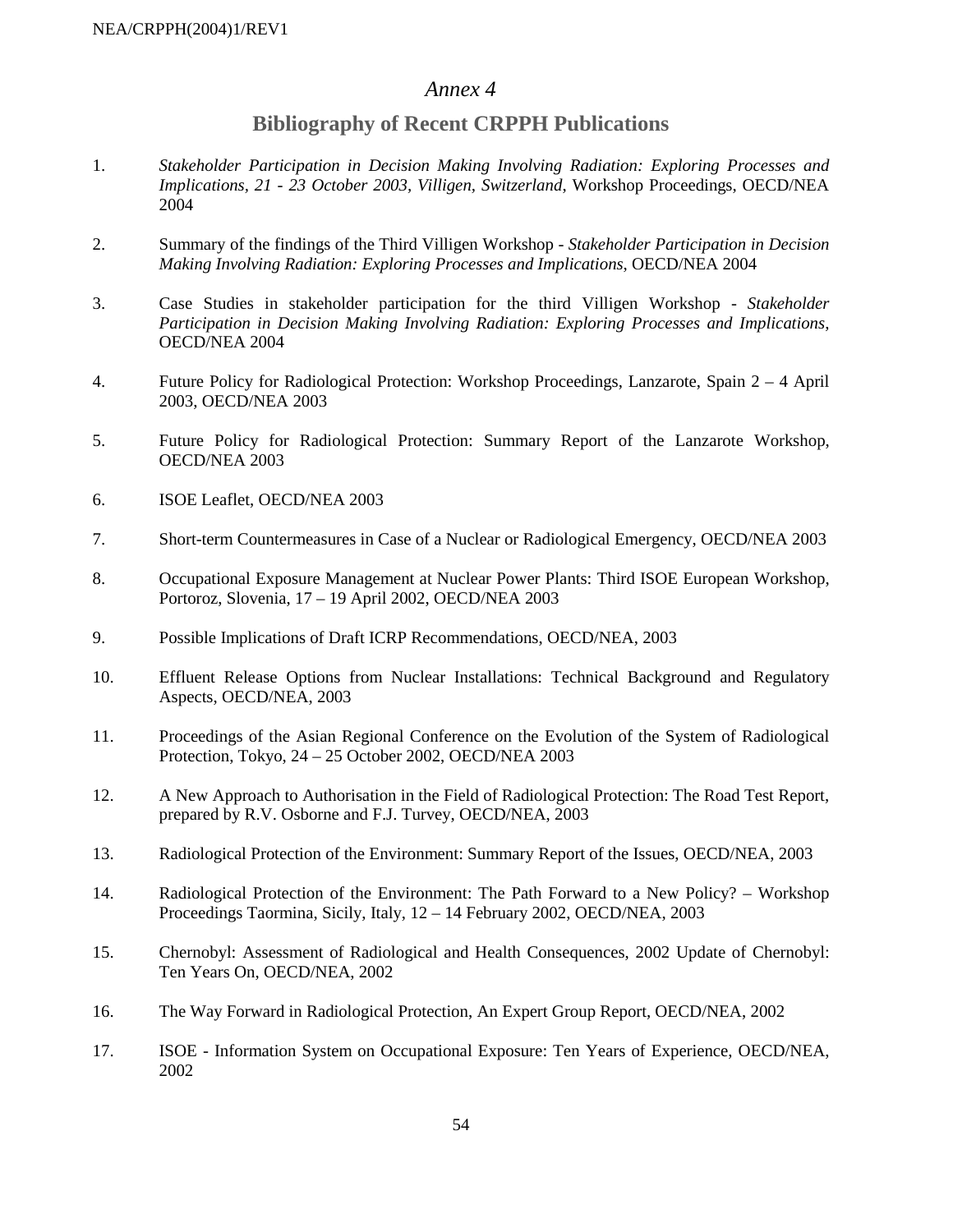*Annex 4*

## Bibliography of Recent CRPPH Publications

1. *Stakeholder Participation in Decision Making Involving Radiation: Exploring Processes and Implications, 21 - 23 October 2003, Villigen, Switzerland*, Workshop Proceedings, OECD/NEA 2004

2. Summary of the findings of the Third Villigen Workshop - *Stakeholder Participation in Decision Making Involving Radiation: Exploring Processes and Implications*, OECD/NEA 2004

3. Case Studies in stakeholder participation for the third Villigen Workshop - *Stakeholder Participation in Decision Making Involving Radiation: Exploring Processes and Implications*, OECD/NEA 2004

4. Future Policy for Radiological Protection: Workshop Proceedings, Lanzarote, Spain 2 – 4 April 2003, OECD/NEA 2003

5. Future Policy for Radiological Protection: Summary Report of the Lanzarote Workshop, OECD/NEA 2003

6. ISOE Leaflet, OECD/NEA 2003

7. Short-term Countermeasures in Case of a Nuclear or Radiological Emergency, OECD/NEA 2003

8. Occupational Exposure Management at Nuclear Power Plants: Third ISOE European Workshop, Portoroz, Slovenia, 17 – 19 April 2002, OECD/NEA 2003

9. Possible Implications of Draft ICRP Recommendations, OECD/NEA, 2003

10. Effluent Release Options from Nuclear Installations: Technical Background and Regulatory Aspects, OECD/NEA, 2003

11. Proceedings of the Asian Regional Conference on the Evolution of the System of Radiological Protection, Tokyo, 24 – 25 October 2002, OECD/NEA 2003

12. A New Approach to Authorisation in the Field of Radiological Protection: The Road Test Report, prepared by R.V. Osborne and F.J. Turvey, OECD/NEA, 2003

13. Radiological Protection of the Environment: Summary Report of the Issues, OECD/NEA, 2003

14. Radiological Protection of the Environment: The Path Forward to a New Policy? – Workshop Proceedings Taormina, Sicily, Italy, 12 – 14 February 2002, OECD/NEA, 2003

15. Chernobyl: Assessment of Radiological and Health Consequences, 2002 Update of Chernobyl: Ten Years On, OECD/NEA, 2002

16. The Way Forward in Radiological Protection, An Expert Group Report, OECD/NEA, 2002

17. ISOE - Information System on Occupational Exposure: Ten Years of Experience, OECD/NEA, 2002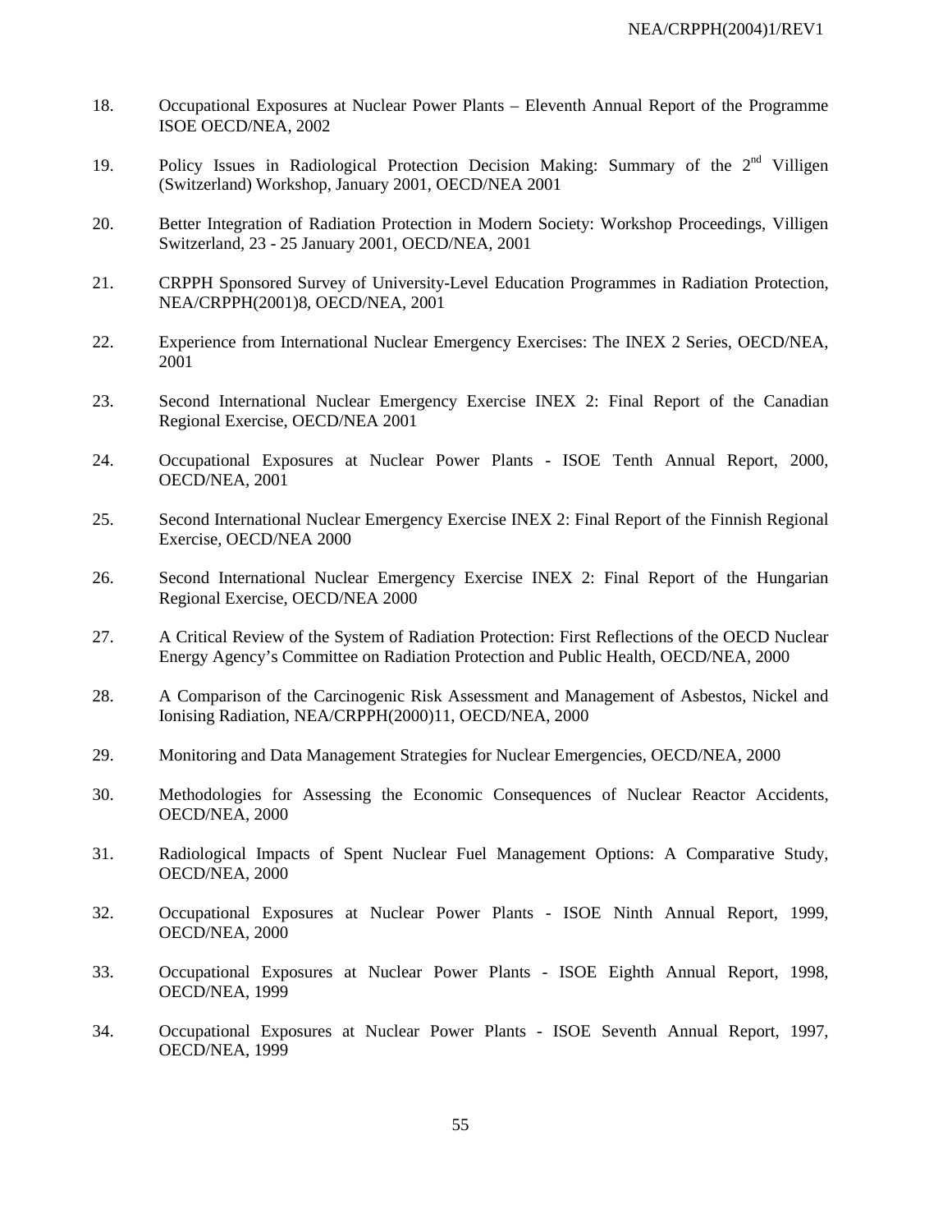18. Occupational Exposures at Nuclear Power Plants – Eleventh Annual Report of the Programme ISOE OECD/NEA, 2002

19. Policy Issues in Radiological Protection Decision Making: Summary of the 2nd Villigen (Switzerland) Workshop, January 2001, OECD/NEA 2001

20. Better Integration of Radiation Protection in Modern Society: Workshop Proceedings, Villigen Switzerland, 23 - 25 January 2001, OECD/NEA, 2001

21. CRPPH Sponsored Survey of University-Level Education Programmes in Radiation Protection, NEA/CRPPH(2001)8, OECD/NEA, 2001

22. Experience from International Nuclear Emergency Exercises: The INEX 2 Series, OECD/NEA, 2001

23. Second International Nuclear Emergency Exercise INEX 2: Final Report of the Canadian Regional Exercise, OECD/NEA 2001

24. Occupational Exposures at Nuclear Power Plants - ISOE Tenth Annual Report, 2000, OECD/NEA, 2001

25. Second International Nuclear Emergency Exercise INEX 2: Final Report of the Finnish Regional Exercise, OECD/NEA 2000

26. Second International Nuclear Emergency Exercise INEX 2: Final Report of the Hungarian Regional Exercise, OECD/NEA 2000

27. A Critical Review of the System of Radiation Protection: First Reflections of the OECD Nuclear Energy Agency's Committee on Radiation Protection and Public Health, OECD/NEA, 2000

28. A Comparison of the Carcinogenic Risk Assessment and Management of Asbestos, Nickel and Ionising Radiation, NEA/CRPPH(2000)11, OECD/NEA, 2000

29. Monitoring and Data Management Strategies for Nuclear Emergencies, OECD/NEA, 2000

30. Methodologies for Assessing the Economic Consequences of Nuclear Reactor Accidents, OECD/NEA, 2000

31. Radiological Impacts of Spent Nuclear Fuel Management Options: A Comparative Study, OECD/NEA, 2000

32. Occupational Exposures at Nuclear Power Plants - ISOE Ninth Annual Report, 1999, OECD/NEA, 2000

33. Occupational Exposures at Nuclear Power Plants - ISOE Eighth Annual Report, 1998, OECD/NEA, 1999

34. Occupational Exposures at Nuclear Power Plants - ISOE Seventh Annual Report, 1997, OECD/NEA, 1999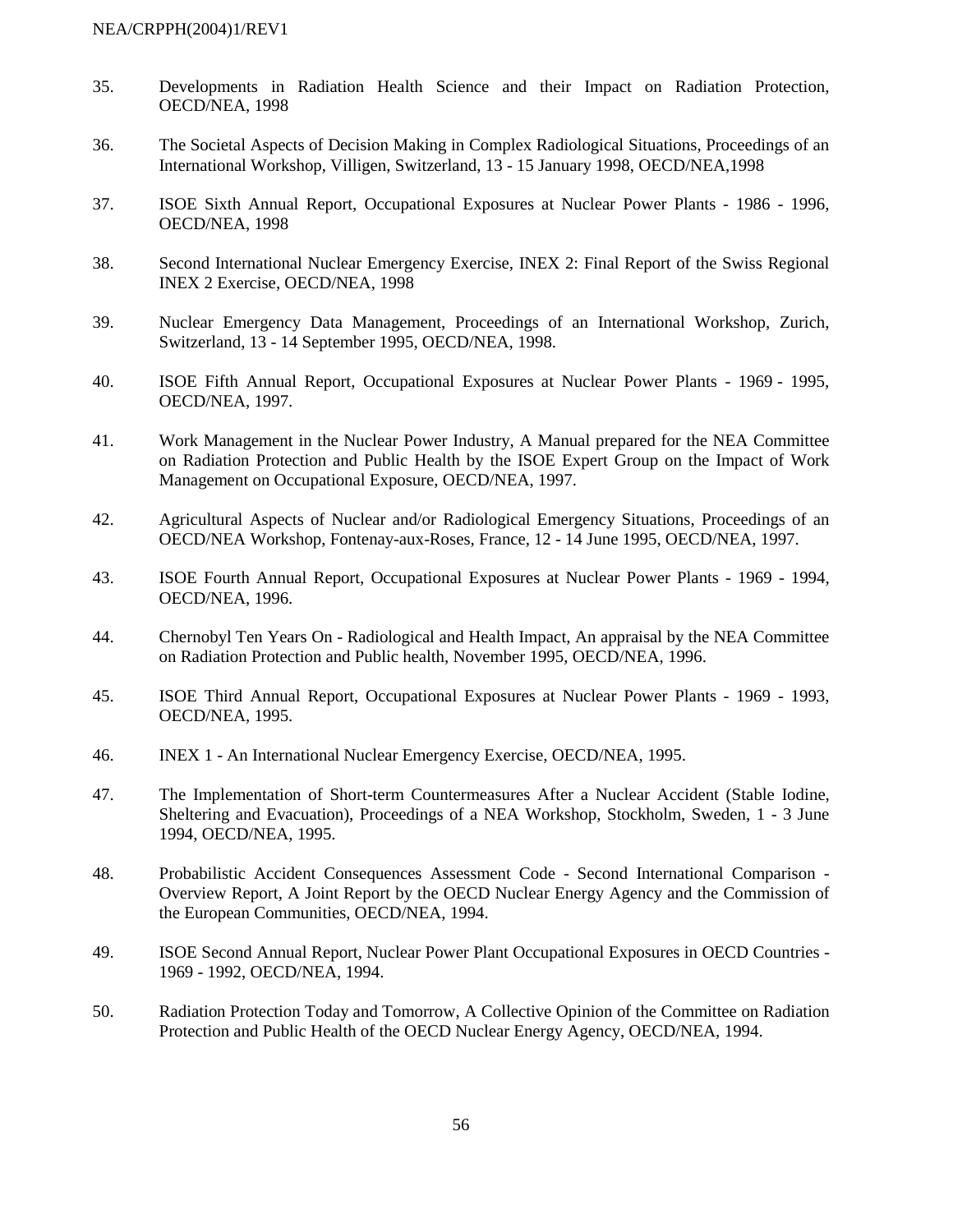35. Developments in Radiation Health Science and their Impact on Radiation Protection, OECD/NEA, 1998

36. The Societal Aspects of Decision Making in Complex Radiological Situations, Proceedings of an International Workshop, Villigen, Switzerland, 13 - 15 January 1998, OECD/NEA,1998

37. ISOE Sixth Annual Report, Occupational Exposures at Nuclear Power Plants - 1986 - 1996, OECD/NEA, 1998

38. Second International Nuclear Emergency Exercise, INEX 2: Final Report of the Swiss Regional INEX 2 Exercise, OECD/NEA, 1998

39. Nuclear Emergency Data Management, Proceedings of an International Workshop, Zurich, Switzerland, 13 - 14 September 1995, OECD/NEA, 1998.

40. ISOE Fifth Annual Report, Occupational Exposures at Nuclear Power Plants - 1969 - 1995, OECD/NEA, 1997.

41. Work Management in the Nuclear Power Industry, A Manual prepared for the NEA Committee on Radiation Protection and Public Health by the ISOE Expert Group on the Impact of Work Management on Occupational Exposure, OECD/NEA, 1997.

42. Agricultural Aspects of Nuclear and/or Radiological Emergency Situations, Proceedings of an OECD/NEA Workshop, Fontenay-aux-Roses, France, 12 - 14 June 1995, OECD/NEA, 1997.

43. ISOE Fourth Annual Report, Occupational Exposures at Nuclear Power Plants - 1969 - 1994, OECD/NEA, 1996.

44. Chernobyl Ten Years On - Radiological and Health Impact, An appraisal by the NEA Committee on Radiation Protection and Public health, November 1995, OECD/NEA, 1996.

45. ISOE Third Annual Report, Occupational Exposures at Nuclear Power Plants - 1969 - 1993, OECD/NEA, 1995.

46. INEX 1 - An International Nuclear Emergency Exercise, OECD/NEA, 1995.

47. The Implementation of Short-term Countermeasures After a Nuclear Accident (Stable Iodine, Sheltering and Evacuation), Proceedings of a NEA Workshop, Stockholm, Sweden, 1 - 3 June 1994, OECD/NEA, 1995.

48. Probabilistic Accident Consequences Assessment Code - Second International Comparison - Overview Report, A Joint Report by the OECD Nuclear Energy Agency and the Commission of the European Communities, OECD/NEA, 1994.

49. ISOE Second Annual Report, Nuclear Power Plant Occupational Exposures in OECD Countries - 1969 - 1992, OECD/NEA, 1994.

50. Radiation Protection Today and Tomorrow, A Collective Opinion of the Committee on Radiation Protection and Public Health of the OECD Nuclear Energy Agency, OECD/NEA, 1994.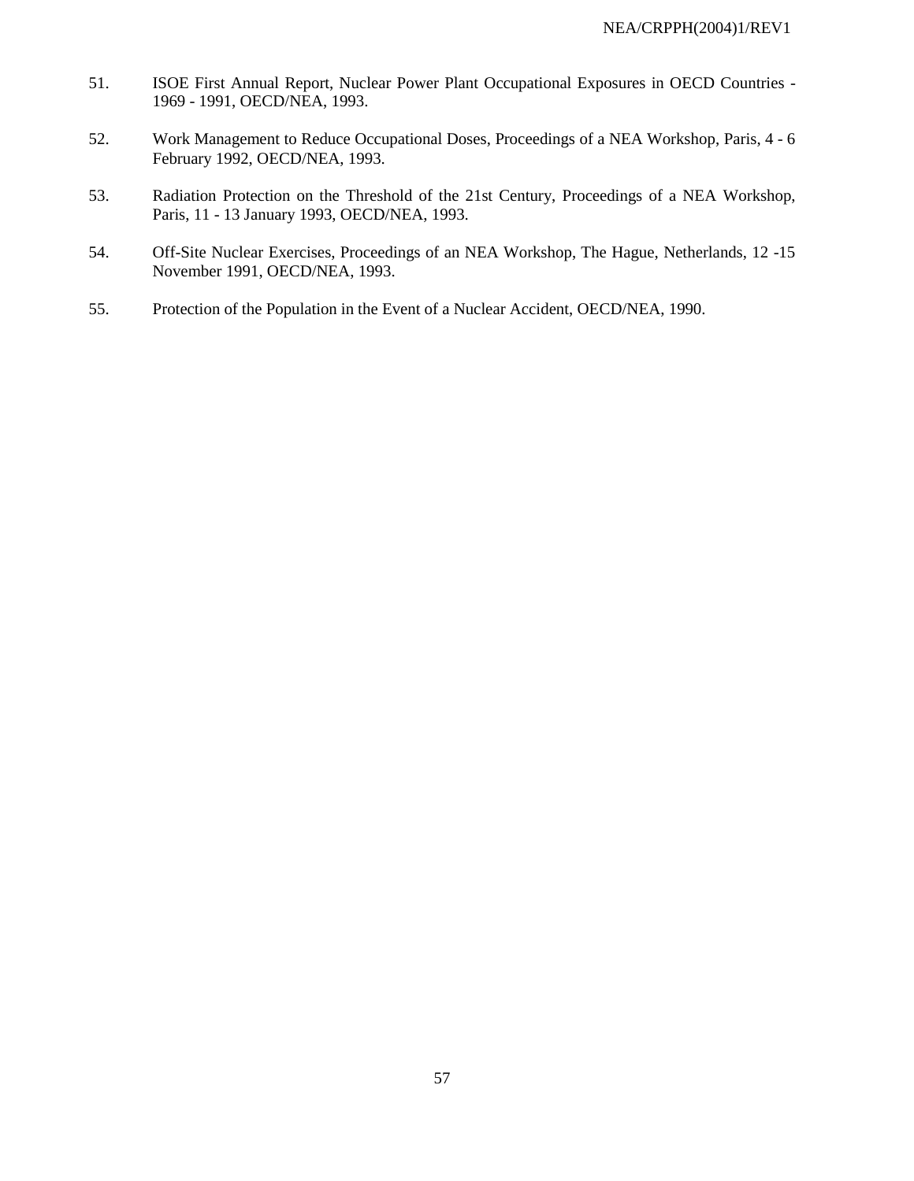51. ISOE First Annual Report, Nuclear Power Plant Occupational Exposures in OECD Countries - 1969 - 1991, OECD/NEA, 1993.

52. Work Management to Reduce Occupational Doses, Proceedings of a NEA Workshop, Paris, 4 - 6 February 1992, OECD/NEA, 1993.

53. Radiation Protection on the Threshold of the 21st Century, Proceedings of a NEA Workshop, Paris, 11 - 13 January 1993, OECD/NEA, 1993.

54. Off-Site Nuclear Exercises, Proceedings of an NEA Workshop, The Hague, Netherlands, 12 -15 November 1991, OECD/NEA, 1993.

55. Protection of the Population in the Event of a Nuclear Accident, OECD/NEA, 1990.